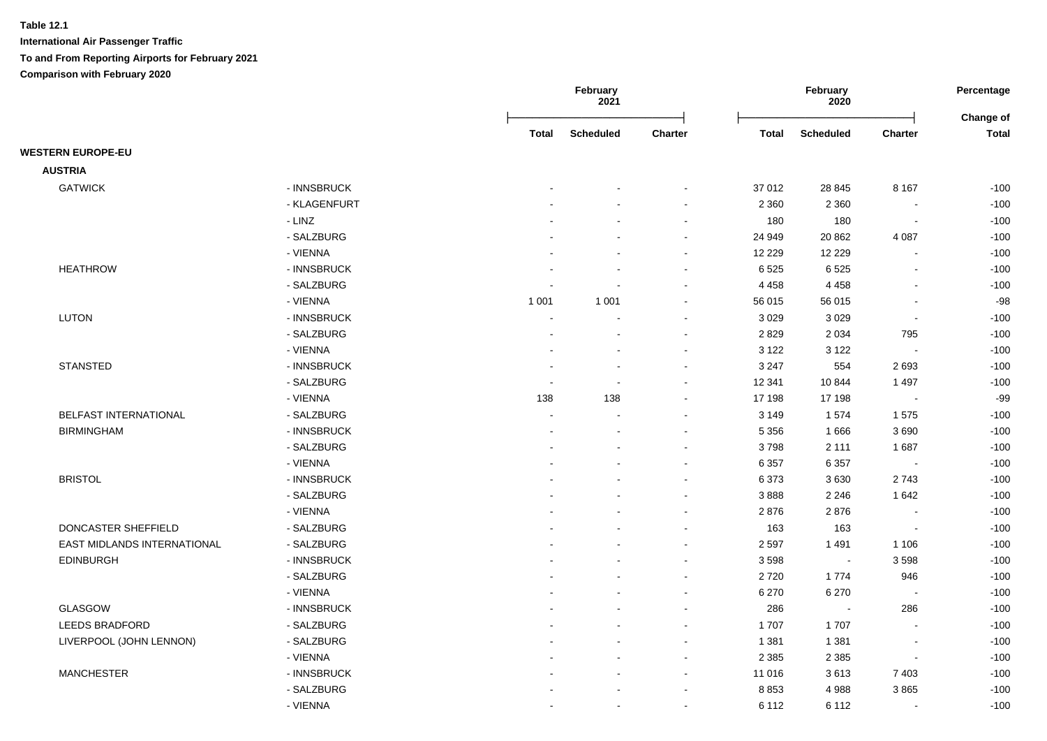**Table 12.1**

**International Air Passenger Traffic**

**To and From Reporting Airports for February 2021**

**Comparison with February 2020**

| | | February 2021 | | | February 2020 | | | Percentage |
|---|---|---|---|---|---|---|---|---|
| | | Total | Scheduled | Charter | Total | Scheduled | Charter | Change of Total |
| **WESTERN EUROPE-EU** | | | | | | | | |
| **AUSTRIA** | | | | | | | | |
| GATWICK | - INNSBRUCK | - | - | - | 37 012 | 28 845 | 8 167 | -100 |
| | - KLAGENFURT | - | - | - | 2 360 | 2 360 | - | -100 |
| | - LINZ | - | - | - | 180 | 180 | - | -100 |
| | - SALZBURG | - | - | - | 24 949 | 20 862 | 4 087 | -100 |
| | - VIENNA | - | - | - | 12 229 | 12 229 | - | -100 |
| HEATHROW | - INNSBRUCK | - | - | - | 6 525 | 6 525 | - | -100 |
| | - SALZBURG | - | - | - | 4 458 | 4 458 | - | -100 |
| | - VIENNA | 1 001 | 1 001 | - | 56 015 | 56 015 | - | -98 |
| LUTON | - INNSBRUCK | - | - | - | 3 029 | 3 029 | - | -100 |
| | - SALZBURG | - | - | - | 2 829 | 2 034 | 795 | -100 |
| | - VIENNA | - | - | - | 3 122 | 3 122 | - | -100 |
| STANSTED | - INNSBRUCK | - | - | - | 3 247 | 554 | 2 693 | -100 |
| | - SALZBURG | - | - | - | 12 341 | 10 844 | 1 497 | -100 |
| | - VIENNA | 138 | 138 | - | 17 198 | 17 198 | - | -99 |
| BELFAST INTERNATIONAL | - SALZBURG | - | - | - | 3 149 | 1 574 | 1 575 | -100 |
| BIRMINGHAM | - INNSBRUCK | - | - | - | 5 356 | 1 666 | 3 690 | -100 |
| | - SALZBURG | - | - | - | 3 798 | 2 111 | 1 687 | -100 |
| | - VIENNA | - | - | - | 6 357 | 6 357 | - | -100 |
| BRISTOL | - INNSBRUCK | - | - | - | 6 373 | 3 630 | 2 743 | -100 |
| | - SALZBURG | - | - | - | 3 888 | 2 246 | 1 642 | -100 |
| | - VIENNA | - | - | - | 2 876 | 2 876 | - | -100 |
| DONCASTER SHEFFIELD | - SALZBURG | - | - | - | 163 | 163 | - | -100 |
| EAST MIDLANDS INTERNATIONAL | - SALZBURG | - | - | - | 2 597 | 1 491 | 1 106 | -100 |
| EDINBURGH | - INNSBRUCK | - | - | - | 3 598 | - | 3 598 | -100 |
| | - SALZBURG | - | - | - | 2 720 | 1 774 | 946 | -100 |
| | - VIENNA | - | - | - | 6 270 | 6 270 | - | -100 |
| GLASGOW | - INNSBRUCK | - | - | - | 286 | - | 286 | -100 |
| LEEDS BRADFORD | - SALZBURG | - | - | - | 1 707 | 1 707 | - | -100 |
| LIVERPOOL (JOHN LENNON) | - SALZBURG | - | - | - | 1 381 | 1 381 | - | -100 |
| | - VIENNA | - | - | - | 2 385 | 2 385 | - | -100 |
| MANCHESTER | - INNSBRUCK | - | - | - | 11 016 | 3 613 | 7 403 | -100 |
| | - SALZBURG | - | - | - | 8 853 | 4 988 | 3 865 | -100 |
| | - VIENNA | - | - | - | 6 112 | 6 112 | - | -100 |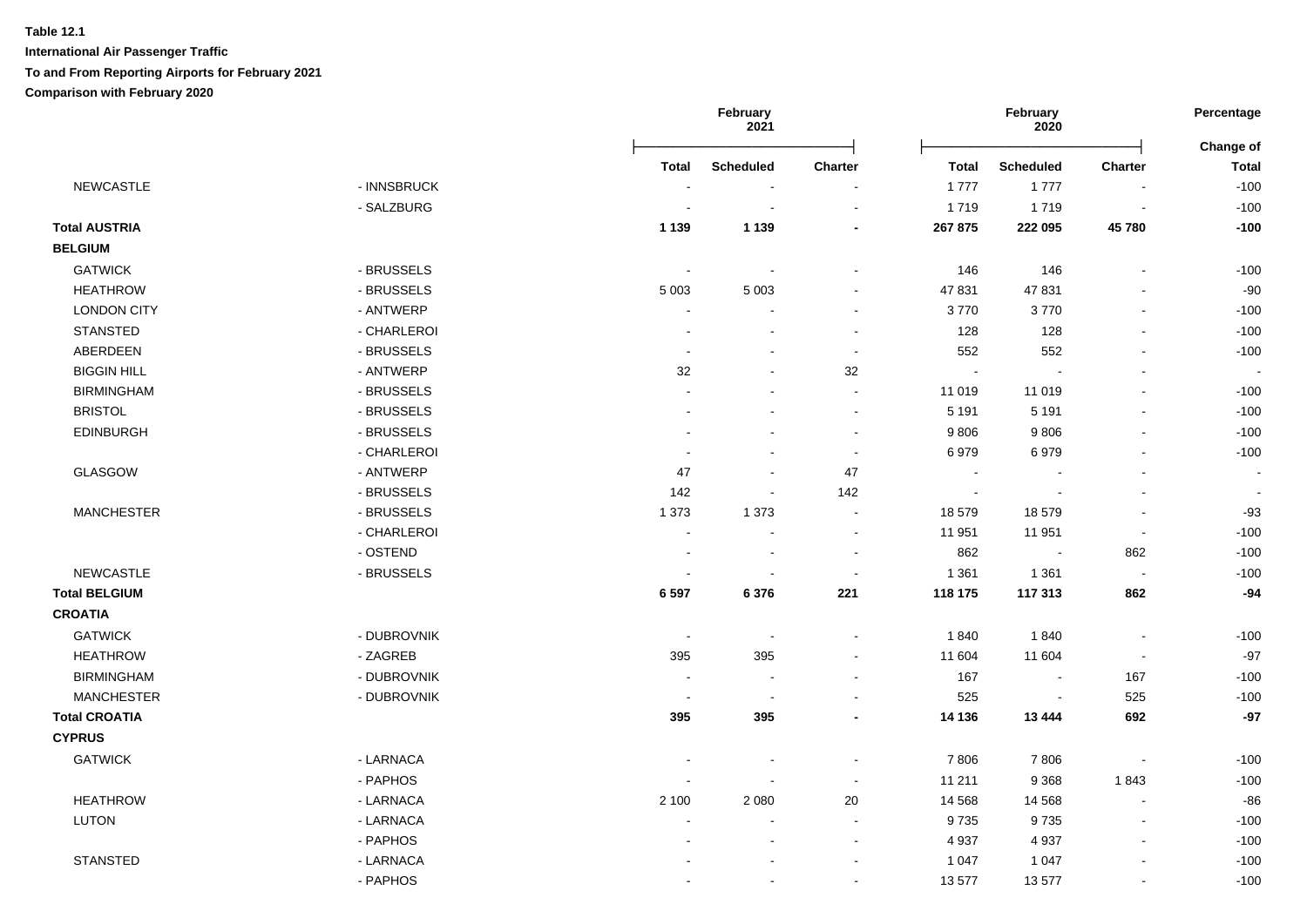**Table 12.1**

**International Air Passenger Traffic**

**To and From Reporting Airports for February 2021**

**Comparison with February 2020**

| | | February 2021 | | | February 2020 | | | Percentage |
|---|---|---|---|---|---|---|---|---|
| | | **Total** | **Scheduled** | **Charter** | **Total** | **Scheduled** | **Charter** | **Change of Total** |
| NEWCASTLE | - INNSBRUCK | - | - | - | 1 777 | 1 777 | - | -100 |
| | - SALZBURG | - | - | - | 1 719 | 1 719 | - | -100 |
| **Total AUSTRIA** | | **1 139** | **1 139** | **-** | **267 875** | **222 095** | **45 780** | **-100** |
| **BELGIUM** | | | | | | | | |
| GATWICK | - BRUSSELS | - | - | - | 146 | 146 | - | -100 |
| HEATHROW | - BRUSSELS | 5 003 | 5 003 | - | 47 831 | 47 831 | - | -90 |
| LONDON CITY | - ANTWERP | - | - | - | 3 770 | 3 770 | - | -100 |
| STANSTED | - CHARLEROI | - | - | - | 128 | 128 | - | -100 |
| ABERDEEN | - BRUSSELS | - | - | - | 552 | 552 | - | -100 |
| BIGGIN HILL | - ANTWERP | 32 | - | 32 | - | - | - | - |
| BIRMINGHAM | - BRUSSELS | - | - | - | 11 019 | 11 019 | - | -100 |
| BRISTOL | - BRUSSELS | - | - | - | 5 191 | 5 191 | - | -100 |
| EDINBURGH | - BRUSSELS | - | - | - | 9 806 | 9 806 | - | -100 |
| | - CHARLEROI | - | - | - | 6 979 | 6 979 | - | -100 |
| GLASGOW | - ANTWERP | 47 | - | 47 | - | - | - | - |
| | - BRUSSELS | 142 | - | 142 | - | - | - | - |
| MANCHESTER | - BRUSSELS | 1 373 | 1 373 | - | 18 579 | 18 579 | - | -93 |
| | - CHARLEROI | - | - | - | 11 951 | 11 951 | - | -100 |
| | - OSTEND | - | - | - | 862 | - | 862 | -100 |
| NEWCASTLE | - BRUSSELS | - | - | - | 1 361 | 1 361 | - | -100 |
| **Total BELGIUM** | | **6 597** | **6 376** | **221** | **118 175** | **117 313** | **862** | **-94** |
| **CROATIA** | | | | | | | | |
| GATWICK | - DUBROVNIK | - | - | - | 1 840 | 1 840 | - | -100 |
| HEATHROW | - ZAGREB | 395 | 395 | - | 11 604 | 11 604 | - | -97 |
| BIRMINGHAM | - DUBROVNIK | - | - | - | 167 | - | 167 | -100 |
| MANCHESTER | - DUBROVNIK | - | - | - | 525 | - | 525 | -100 |
| **Total CROATIA** | | **395** | **395** | **-** | **14 136** | **13 444** | **692** | **-97** |
| **CYPRUS** | | | | | | | | |
| GATWICK | - LARNACA | - | - | - | 7 806 | 7 806 | - | -100 |
| | - PAPHOS | - | - | - | 11 211 | 9 368 | 1 843 | -100 |
| HEATHROW | - LARNACA | 2 100 | 2 080 | 20 | 14 568 | 14 568 | - | -86 |
| LUTON | - LARNACA | - | - | - | 9 735 | 9 735 | - | -100 |
| | - PAPHOS | - | - | - | 4 937 | 4 937 | - | -100 |
| STANSTED | - LARNACA | - | - | - | 1 047 | 1 047 | - | -100 |
| | - PAPHOS | - | - | - | 13 577 | 13 577 | - | -100 |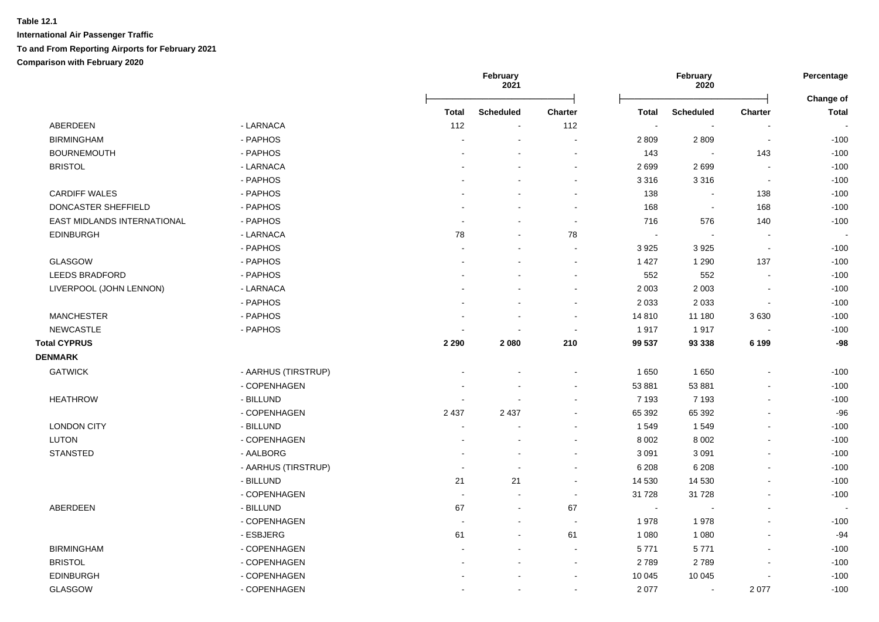**Table 12.1**

**International Air Passenger Traffic**

**To and From Reporting Airports for February 2021**

**Comparison with February 2020**

| | | February 2021 | | | February 2020 | | | Percentage |
|---|---|---|---|---|---|---|---|---|
| | | Total | Scheduled | Charter | Total | Scheduled | Charter | Change of Total |
| ABERDEEN | - LARNACA | 112 | - | 112 | - | - | - | - |
| BIRMINGHAM | - PAPHOS | - | - | - | 2 809 | 2 809 | - | -100 |
| BOURNEMOUTH | - PAPHOS | - | - | - | 143 | - | 143 | -100 |
| BRISTOL | - LARNACA | - | - | - | 2 699 | 2 699 | - | -100 |
| | - PAPHOS | - | - | - | 3 316 | 3 316 | - | -100 |
| CARDIFF WALES | - PAPHOS | - | - | - | 138 | - | 138 | -100 |
| DONCASTER SHEFFIELD | - PAPHOS | - | - | - | 168 | - | 168 | -100 |
| EAST MIDLANDS INTERNATIONAL | - PAPHOS | - | - | - | 716 | 576 | 140 | -100 |
| EDINBURGH | - LARNACA | 78 | - | 78 | - | - | - | - |
| | - PAPHOS | - | - | - | 3 925 | 3 925 | - | -100 |
| GLASGOW | - PAPHOS | - | - | - | 1 427 | 1 290 | 137 | -100 |
| LEEDS BRADFORD | - PAPHOS | - | - | - | 552 | 552 | - | -100 |
| LIVERPOOL (JOHN LENNON) | - LARNACA | - | - | - | 2 003 | 2 003 | - | -100 |
| | - PAPHOS | - | - | - | 2 033 | 2 033 | - | -100 |
| MANCHESTER | - PAPHOS | - | - | - | 14 810 | 11 180 | 3 630 | -100 |
| NEWCASTLE | - PAPHOS | - | - | - | 1 917 | 1 917 | - | -100 |
| **Total CYPRUS** | | **2 290** | **2 080** | **210** | **99 537** | **93 338** | **6 199** | **-98** |
| **DENMARK** | | | | | | | | |
| GATWICK | - AARHUS (TIRSTRUP) | - | - | - | 1 650 | 1 650 | - | -100 |
| | - COPENHAGEN | - | - | - | 53 881 | 53 881 | - | -100 |
| HEATHROW | - BILLUND | - | - | - | 7 193 | 7 193 | - | -100 |
| | - COPENHAGEN | 2 437 | 2 437 | - | 65 392 | 65 392 | - | -96 |
| LONDON CITY | - BILLUND | - | - | - | 1 549 | 1 549 | - | -100 |
| LUTON | - COPENHAGEN | - | - | - | 8 002 | 8 002 | - | -100 |
| STANSTED | - AALBORG | - | - | - | 3 091 | 3 091 | - | -100 |
| | - AARHUS (TIRSTRUP) | - | - | - | 6 208 | 6 208 | - | -100 |
| | - BILLUND | 21 | 21 | - | 14 530 | 14 530 | - | -100 |
| | - COPENHAGEN | - | - | - | 31 728 | 31 728 | - | -100 |
| ABERDEEN | - BILLUND | 67 | - | 67 | - | - | - | - |
| | - COPENHAGEN | - | - | - | 1 978 | 1 978 | - | -100 |
| | - ESBJERG | 61 | - | 61 | 1 080 | 1 080 | - | -94 |
| BIRMINGHAM | - COPENHAGEN | - | - | - | 5 771 | 5 771 | - | -100 |
| BRISTOL | - COPENHAGEN | - | - | - | 2 789 | 2 789 | - | -100 |
| EDINBURGH | - COPENHAGEN | - | - | - | 10 045 | 10 045 | - | -100 |
| GLASGOW | - COPENHAGEN | - | - | - | 2 077 | - | 2 077 | -100 |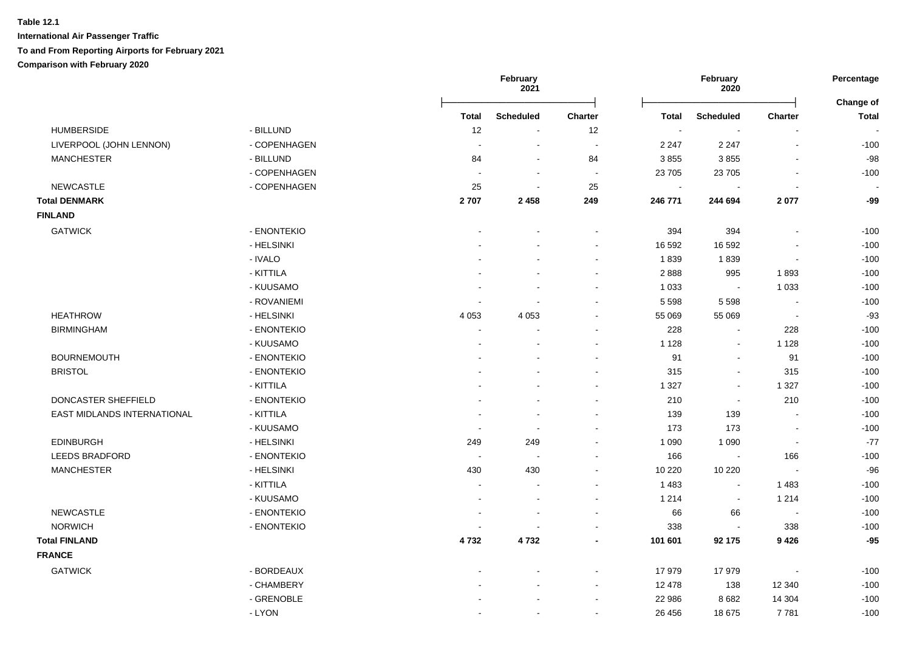**Table 12.1**

**International Air Passenger Traffic**

**To and From Reporting Airports for February 2021**

**Comparison with February 2020**

| | | February 2021 | | | February 2020 | | | Percentage |
|---|---|---|---|---|---|---|---|---|
| | | **Total** | **Scheduled** | **Charter** | **Total** | **Scheduled** | **Charter** | **Change of Total** |
| HUMBERSIDE | - BILLUND | 12 | - | 12 | - | - | - | - |
| LIVERPOOL (JOHN LENNON) | - COPENHAGEN | - | - | - | 2 247 | 2 247 | - | -100 |
| MANCHESTER | - BILLUND | 84 | - | 84 | 3 855 | 3 855 | - | -98 |
| | - COPENHAGEN | - | - | - | 23 705 | 23 705 | - | -100 |
| NEWCASTLE | - COPENHAGEN | 25 | - | 25 | - | - | - | - |
| **Total DENMARK** | | **2 707** | **2 458** | **249** | **246 771** | **244 694** | **2 077** | **-99** |
| **FINLAND** | | | | | | | | |
| GATWICK | - ENONTEKIO | - | - | - | 394 | 394 | - | -100 |
| | - HELSINKI | - | - | - | 16 592 | 16 592 | - | -100 |
| | - IVALO | - | - | - | 1 839 | 1 839 | - | -100 |
| | - KITTILA | - | - | - | 2 888 | 995 | 1 893 | -100 |
| | - KUUSAMO | - | - | - | 1 033 | - | 1 033 | -100 |
| | - ROVANIEMI | - | - | - | 5 598 | 5 598 | - | -100 |
| HEATHROW | - HELSINKI | 4 053 | 4 053 | - | 55 069 | 55 069 | - | -93 |
| BIRMINGHAM | - ENONTEKIO | - | - | - | 228 | - | 228 | -100 |
| | - KUUSAMO | - | - | - | 1 128 | - | 1 128 | -100 |
| BOURNEMOUTH | - ENONTEKIO | - | - | - | 91 | - | 91 | -100 |
| BRISTOL | - ENONTEKIO | - | - | - | 315 | - | 315 | -100 |
| | - KITTILA | - | - | - | 1 327 | - | 1 327 | -100 |
| DONCASTER SHEFFIELD | - ENONTEKIO | - | - | - | 210 | - | 210 | -100 |
| EAST MIDLANDS INTERNATIONAL | - KITTILA | - | - | - | 139 | 139 | - | -100 |
| | - KUUSAMO | - | - | - | 173 | 173 | - | -100 |
| EDINBURGH | - HELSINKI | 249 | 249 | - | 1 090 | 1 090 | - | -77 |
| LEEDS BRADFORD | - ENONTEKIO | - | - | - | 166 | - | 166 | -100 |
| MANCHESTER | - HELSINKI | 430 | 430 | - | 10 220 | 10 220 | - | -96 |
| | - KITTILA | - | - | - | 1 483 | - | 1 483 | -100 |
| | - KUUSAMO | - | - | - | 1 214 | - | 1 214 | -100 |
| NEWCASTLE | - ENONTEKIO | - | - | - | 66 | 66 | - | -100 |
| NORWICH | - ENONTEKIO | - | - | - | 338 | - | 338 | -100 |
| **Total FINLAND** | | **4 732** | **4 732** | **-** | **101 601** | **92 175** | **9 426** | **-95** |
| **FRANCE** | | | | | | | | |
| GATWICK | - BORDEAUX | - | - | - | 17 979 | 17 979 | - | -100 |
| | - CHAMBERY | - | - | - | 12 478 | 138 | 12 340 | -100 |
| | - GRENOBLE | - | - | - | 22 986 | 8 682 | 14 304 | -100 |
| | - LYON | - | - | - | 26 456 | 18 675 | 7 781 | -100 |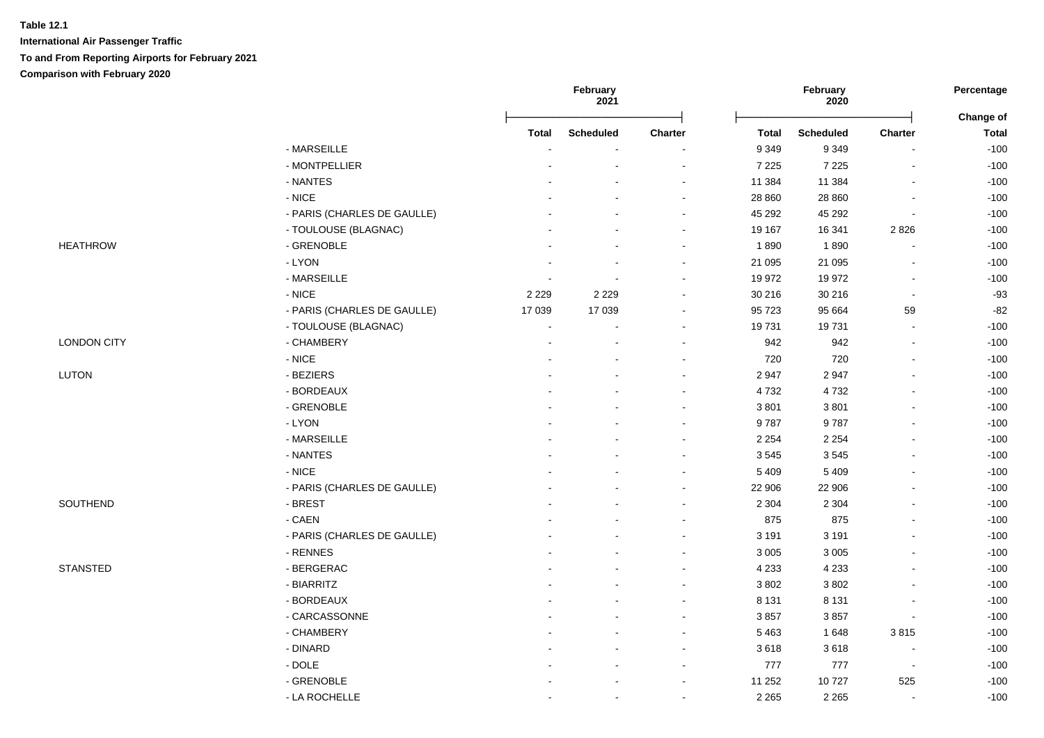**Table 12.1**

**International Air Passenger Traffic**

**To and From Reporting Airports for February 2021**

**Comparison with February 2020**

| | | February 2021 | | | February 2020 | | | Percentage |
|---|---|---|---|---|---|---|---|---|
| | | **Total** | **Scheduled** | **Charter** | **Total** | **Scheduled** | **Charter** | **Change of Total** |
| | - MARSEILLE | - | - | - | 9 349 | 9 349 | - | -100 |
| | - MONTPELLIER | - | - | - | 7 225 | 7 225 | - | -100 |
| | - NANTES | - | - | - | 11 384 | 11 384 | - | -100 |
| | - NICE | - | - | - | 28 860 | 28 860 | - | -100 |
| | - PARIS (CHARLES DE GAULLE) | - | - | - | 45 292 | 45 292 | - | -100 |
| | - TOULOUSE (BLAGNAC) | - | - | - | 19 167 | 16 341 | 2 826 | -100 |
| HEATHROW | - GRENOBLE | - | - | - | 1 890 | 1 890 | - | -100 |
| | - LYON | - | - | - | 21 095 | 21 095 | - | -100 |
| | - MARSEILLE | - | - | - | 19 972 | 19 972 | - | -100 |
| | - NICE | 2 229 | 2 229 | - | 30 216 | 30 216 | - | -93 |
| | - PARIS (CHARLES DE GAULLE) | 17 039 | 17 039 | - | 95 723 | 95 664 | 59 | -82 |
| | - TOULOUSE (BLAGNAC) | - | - | - | 19 731 | 19 731 | - | -100 |
| LONDON CITY | - CHAMBERY | - | - | - | 942 | 942 | - | -100 |
| | - NICE | - | - | - | 720 | 720 | - | -100 |
| LUTON | - BEZIERS | - | - | - | 2 947 | 2 947 | - | -100 |
| | - BORDEAUX | - | - | - | 4 732 | 4 732 | - | -100 |
| | - GRENOBLE | - | - | - | 3 801 | 3 801 | - | -100 |
| | - LYON | - | - | - | 9 787 | 9 787 | - | -100 |
| | - MARSEILLE | - | - | - | 2 254 | 2 254 | - | -100 |
| | - NANTES | - | - | - | 3 545 | 3 545 | - | -100 |
| | - NICE | - | - | - | 5 409 | 5 409 | - | -100 |
| | - PARIS (CHARLES DE GAULLE) | - | - | - | 22 906 | 22 906 | - | -100 |
| SOUTHEND | - BREST | - | - | - | 2 304 | 2 304 | - | -100 |
| | - CAEN | - | - | - | 875 | 875 | - | -100 |
| | - PARIS (CHARLES DE GAULLE) | - | - | - | 3 191 | 3 191 | - | -100 |
| | - RENNES | - | - | - | 3 005 | 3 005 | - | -100 |
| STANSTED | - BERGERAC | - | - | - | 4 233 | 4 233 | - | -100 |
| | - BIARRITZ | - | - | - | 3 802 | 3 802 | - | -100 |
| | - BORDEAUX | - | - | - | 8 131 | 8 131 | - | -100 |
| | - CARCASSONNE | - | - | - | 3 857 | 3 857 | - | -100 |
| | - CHAMBERY | - | - | - | 5 463 | 1 648 | 3 815 | -100 |
| | - DINARD | - | - | - | 3 618 | 3 618 | - | -100 |
| | - DOLE | - | - | - | 777 | 777 | - | -100 |
| | - GRENOBLE | - | - | - | 11 252 | 10 727 | 525 | -100 |
| | - LA ROCHELLE | - | - | - | 2 265 | 2 265 | - | -100 |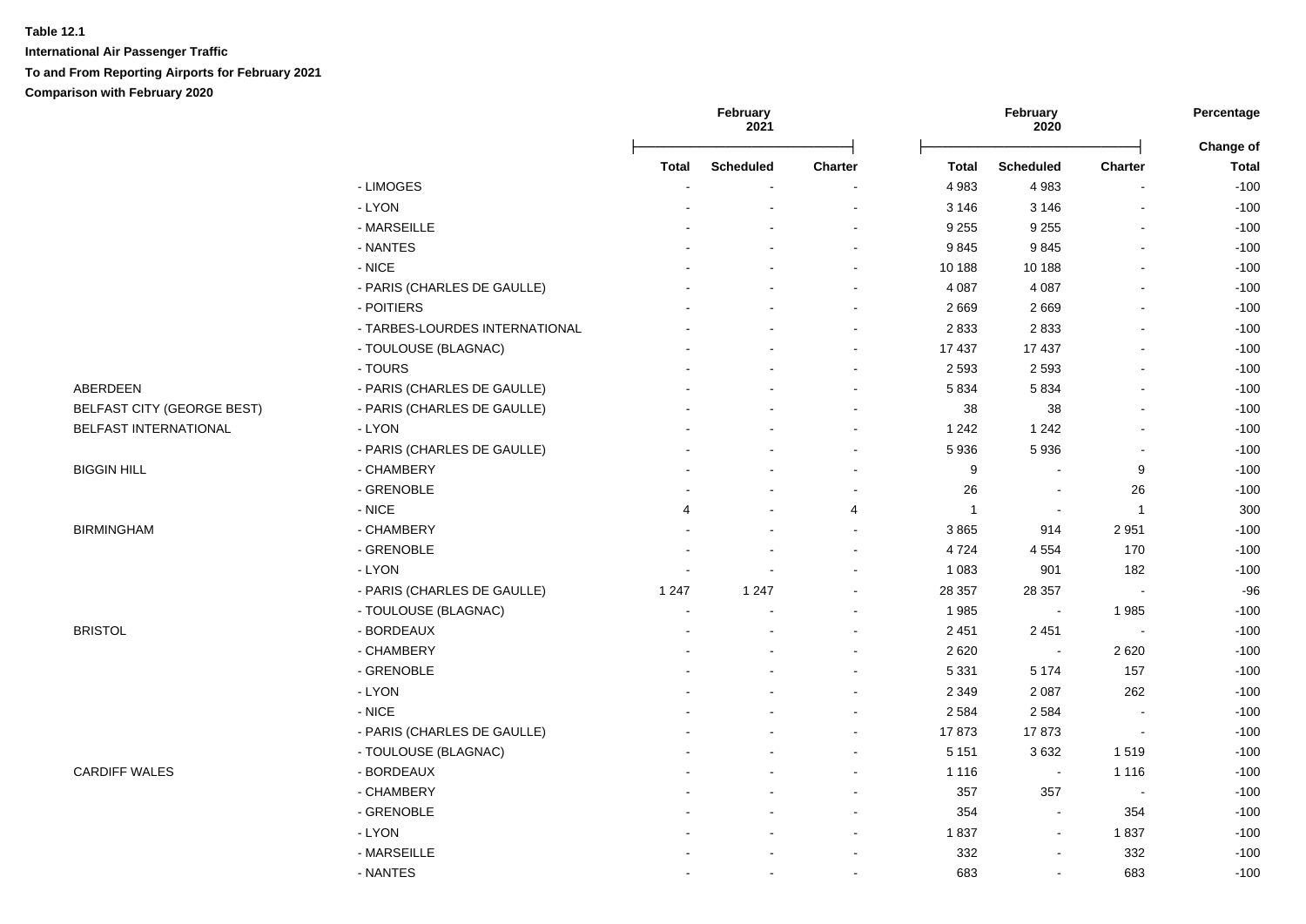**Table 12.1**

**International Air Passenger Traffic**

**To and From Reporting Airports for February 2021**

**Comparison with February 2020**

| | | February 2021 | | | February 2020 | | | Percentage |
|---|---|---|---|---|---|---|---|---|
| | | **Total** | **Scheduled** | **Charter** | **Total** | **Scheduled** | **Charter** | **Change of Total** |
| | - LIMOGES | - | - | - | 4 983 | 4 983 | - | -100 |
| | - LYON | - | - | - | 3 146 | 3 146 | - | -100 |
| | - MARSEILLE | - | - | - | 9 255 | 9 255 | - | -100 |
| | - NANTES | - | - | - | 9 845 | 9 845 | - | -100 |
| | - NICE | - | - | - | 10 188 | 10 188 | - | -100 |
| | - PARIS (CHARLES DE GAULLE) | - | - | - | 4 087 | 4 087 | - | -100 |
| | - POITIERS | - | - | - | 2 669 | 2 669 | - | -100 |
| | - TARBES-LOURDES INTERNATIONAL | - | - | - | 2 833 | 2 833 | - | -100 |
| | - TOULOUSE (BLAGNAC) | - | - | - | 17 437 | 17 437 | - | -100 |
| | - TOURS | - | - | - | 2 593 | 2 593 | - | -100 |
| ABERDEEN | - PARIS (CHARLES DE GAULLE) | - | - | - | 5 834 | 5 834 | - | -100 |
| BELFAST CITY (GEORGE BEST) | - PARIS (CHARLES DE GAULLE) | - | - | - | 38 | 38 | - | -100 |
| BELFAST INTERNATIONAL | - LYON | - | - | - | 1 242 | 1 242 | - | -100 |
| | - PARIS (CHARLES DE GAULLE) | - | - | - | 5 936 | 5 936 | - | -100 |
| BIGGIN HILL | - CHAMBERY | - | - | - | 9 | - | 9 | -100 |
| | - GRENOBLE | - | - | - | 26 | - | 26 | -100 |
| | - NICE | 4 | - | 4 | 1 | - | 1 | 300 |
| BIRMINGHAM | - CHAMBERY | - | - | - | 3 865 | 914 | 2 951 | -100 |
| | - GRENOBLE | - | - | - | 4 724 | 4 554 | 170 | -100 |
| | - LYON | - | - | - | 1 083 | 901 | 182 | -100 |
| | - PARIS (CHARLES DE GAULLE) | 1 247 | 1 247 | - | 28 357 | 28 357 | - | -96 |
| | - TOULOUSE (BLAGNAC) | - | - | - | 1 985 | - | 1 985 | -100 |
| BRISTOL | - BORDEAUX | - | - | - | 2 451 | 2 451 | - | -100 |
| | - CHAMBERY | - | - | - | 2 620 | - | 2 620 | -100 |
| | - GRENOBLE | - | - | - | 5 331 | 5 174 | 157 | -100 |
| | - LYON | - | - | - | 2 349 | 2 087 | 262 | -100 |
| | - NICE | - | - | - | 2 584 | 2 584 | - | -100 |
| | - PARIS (CHARLES DE GAULLE) | - | - | - | 17 873 | 17 873 | - | -100 |
| | - TOULOUSE (BLAGNAC) | - | - | - | 5 151 | 3 632 | 1 519 | -100 |
| CARDIFF WALES | - BORDEAUX | - | - | - | 1 116 | - | 1 116 | -100 |
| | - CHAMBERY | - | - | - | 357 | 357 | - | -100 |
| | - GRENOBLE | - | - | - | 354 | - | 354 | -100 |
| | - LYON | - | - | - | 1 837 | - | 1 837 | -100 |
| | - MARSEILLE | - | - | - | 332 | - | 332 | -100 |
| | - NANTES | - | - | - | 683 | - | 683 | -100 |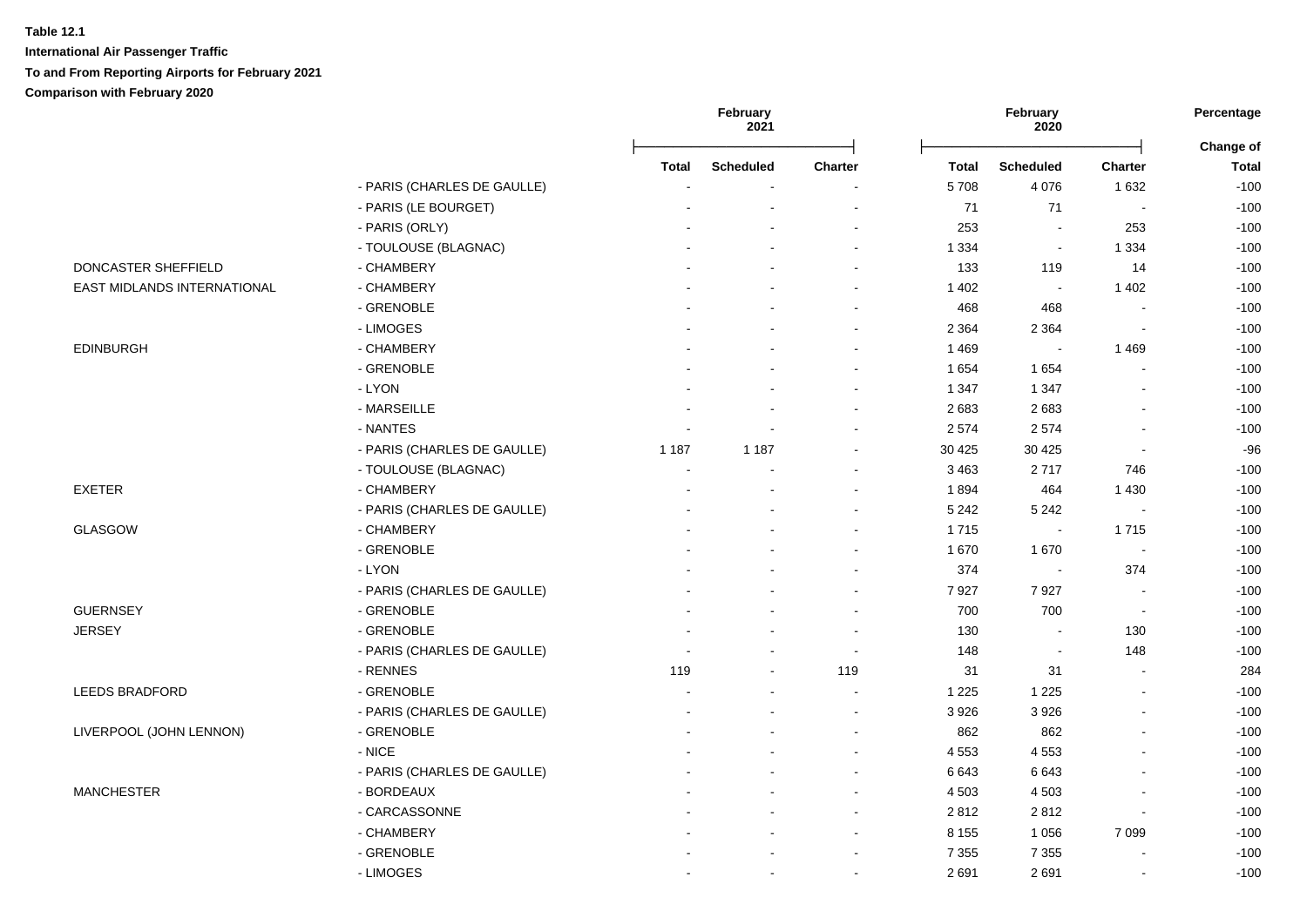**Table 12.1**

**International Air Passenger Traffic**

**To and From Reporting Airports for February 2021**

**Comparison with February 2020**

| | | February 2021 | | | February 2020 | | | Percentage |
|---|---|---|---|---|---|---|---|---|
| | | Total | Scheduled | Charter | Total | Scheduled | Charter | Change of Total |
| | - PARIS (CHARLES DE GAULLE) | - | - | - | 5 708 | 4 076 | 1 632 | -100 |
| | - PARIS (LE BOURGET) | - | - | - | 71 | 71 | - | -100 |
| | - PARIS (ORLY) | - | - | - | 253 | - | 253 | -100 |
| | - TOULOUSE (BLAGNAC) | - | - | - | 1 334 | - | 1 334 | -100 |
| DONCASTER SHEFFIELD | - CHAMBERY | - | - | - | 133 | 119 | 14 | -100 |
| EAST MIDLANDS INTERNATIONAL | - CHAMBERY | - | - | - | 1 402 | - | 1 402 | -100 |
| | - GRENOBLE | - | - | - | 468 | 468 | - | -100 |
| | - LIMOGES | - | - | - | 2 364 | 2 364 | - | -100 |
| EDINBURGH | - CHAMBERY | - | - | - | 1 469 | - | 1 469 | -100 |
| | - GRENOBLE | - | - | - | 1 654 | 1 654 | - | -100 |
| | - LYON | - | - | - | 1 347 | 1 347 | - | -100 |
| | - MARSEILLE | - | - | - | 2 683 | 2 683 | - | -100 |
| | - NANTES | - | - | - | 2 574 | 2 574 | - | -100 |
| | - PARIS (CHARLES DE GAULLE) | 1 187 | 1 187 | - | 30 425 | 30 425 | - | -96 |
| | - TOULOUSE (BLAGNAC) | - | - | - | 3 463 | 2 717 | 746 | -100 |
| EXETER | - CHAMBERY | - | - | - | 1 894 | 464 | 1 430 | -100 |
| | - PARIS (CHARLES DE GAULLE) | - | - | - | 5 242 | 5 242 | - | -100 |
| GLASGOW | - CHAMBERY | - | - | - | 1 715 | - | 1 715 | -100 |
| | - GRENOBLE | - | - | - | 1 670 | 1 670 | - | -100 |
| | - LYON | - | - | - | 374 | - | 374 | -100 |
| | - PARIS (CHARLES DE GAULLE) | - | - | - | 7 927 | 7 927 | - | -100 |
| GUERNSEY | - GRENOBLE | - | - | - | 700 | 700 | - | -100 |
| JERSEY | - GRENOBLE | - | - | - | 130 | - | 130 | -100 |
| | - PARIS (CHARLES DE GAULLE) | - | - | - | 148 | - | 148 | -100 |
| | - RENNES | 119 | - | 119 | 31 | 31 | - | 284 |
| LEEDS BRADFORD | - GRENOBLE | - | - | - | 1 225 | 1 225 | - | -100 |
| | - PARIS (CHARLES DE GAULLE) | - | - | - | 3 926 | 3 926 | - | -100 |
| LIVERPOOL (JOHN LENNON) | - GRENOBLE | - | - | - | 862 | 862 | - | -100 |
| | - NICE | - | - | - | 4 553 | 4 553 | - | -100 |
| | - PARIS (CHARLES DE GAULLE) | - | - | - | 6 643 | 6 643 | - | -100 |
| MANCHESTER | - BORDEAUX | - | - | - | 4 503 | 4 503 | - | -100 |
| | - CARCASSONNE | - | - | - | 2 812 | 2 812 | - | -100 |
| | - CHAMBERY | - | - | - | 8 155 | 1 056 | 7 099 | -100 |
| | - GRENOBLE | - | - | - | 7 355 | 7 355 | - | -100 |
| | - LIMOGES | - | - | - | 2 691 | 2 691 | - | -100 |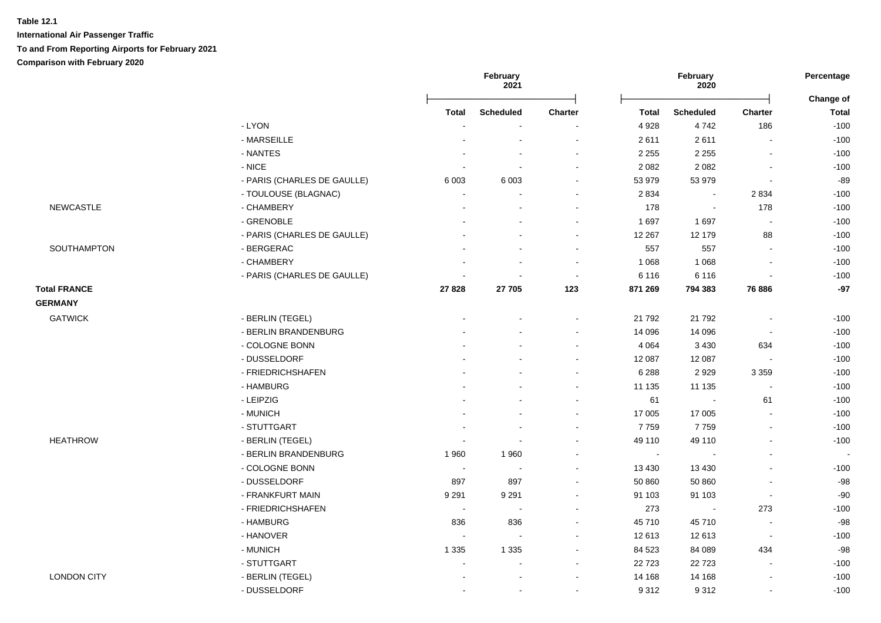**Table 12.1**

**International Air Passenger Traffic**

**To and From Reporting Airports for February 2021**

**Comparison with February 2020**

| | | February 2021 | | | February 2020 | | | Percentage Change of |
|---|---|---|---|---|---|---|---|---|
| | | Total | Scheduled | Charter | Total | Scheduled | Charter | Total |
| | - LYON | - | - | - | 4 928 | 4 742 | 186 | -100 |
| | - MARSEILLE | - | - | - | 2 611 | 2 611 | - | -100 |
| | - NANTES | - | - | - | 2 255 | 2 255 | - | -100 |
| | - NICE | - | - | - | 2 082 | 2 082 | - | -100 |
| | - PARIS (CHARLES DE GAULLE) | 6 003 | 6 003 | - | 53 979 | 53 979 | - | -89 |
| | - TOULOUSE (BLAGNAC) | - | - | - | 2 834 | - | 2 834 | -100 |
| NEWCASTLE | - CHAMBERY | - | - | - | 178 | - | 178 | -100 |
| | - GRENOBLE | - | - | - | 1 697 | 1 697 | - | -100 |
| | - PARIS (CHARLES DE GAULLE) | - | - | - | 12 267 | 12 179 | 88 | -100 |
| SOUTHAMPTON | - BERGERAC | - | - | - | 557 | 557 | - | -100 |
| | - CHAMBERY | - | - | - | 1 068 | 1 068 | - | -100 |
| | - PARIS (CHARLES DE GAULLE) | - | - | - | 6 116 | 6 116 | - | -100 |
| **Total FRANCE** | | **27 828** | **27 705** | **123** | **871 269** | **794 383** | **76 886** | **-97** |
| **GERMANY** | | | | | | | | |
| GATWICK | - BERLIN (TEGEL) | - | - | - | 21 792 | 21 792 | - | -100 |
| | - BERLIN BRANDENBURG | - | - | - | 14 096 | 14 096 | - | -100 |
| | - COLOGNE BONN | - | - | - | 4 064 | 3 430 | 634 | -100 |
| | - DUSSELDORF | - | - | - | 12 087 | 12 087 | - | -100 |
| | - FRIEDRICHSHAFEN | - | - | - | 6 288 | 2 929 | 3 359 | -100 |
| | - HAMBURG | - | - | - | 11 135 | 11 135 | - | -100 |
| | - LEIPZIG | - | - | - | 61 | - | 61 | -100 |
| | - MUNICH | - | - | - | 17 005 | 17 005 | - | -100 |
| | - STUTTGART | - | - | - | 7 759 | 7 759 | - | -100 |
| HEATHROW | - BERLIN (TEGEL) | - | - | - | 49 110 | 49 110 | - | -100 |
| | - BERLIN BRANDENBURG | 1 960 | 1 960 | - | - | - | - | - |
| | - COLOGNE BONN | - | - | - | 13 430 | 13 430 | - | -100 |
| | - DUSSELDORF | 897 | 897 | - | 50 860 | 50 860 | - | -98 |
| | - FRANKFURT MAIN | 9 291 | 9 291 | - | 91 103 | 91 103 | - | -90 |
| | - FRIEDRICHSHAFEN | - | - | - | 273 | - | 273 | -100 |
| | - HAMBURG | 836 | 836 | - | 45 710 | 45 710 | - | -98 |
| | - HANOVER | - | - | - | 12 613 | 12 613 | - | -100 |
| | - MUNICH | 1 335 | 1 335 | - | 84 523 | 84 089 | 434 | -98 |
| | - STUTTGART | - | - | - | 22 723 | 22 723 | - | -100 |
| LONDON CITY | - BERLIN (TEGEL) | - | - | - | 14 168 | 14 168 | - | -100 |
| | - DUSSELDORF | - | - | - | 9 312 | 9 312 | - | -100 |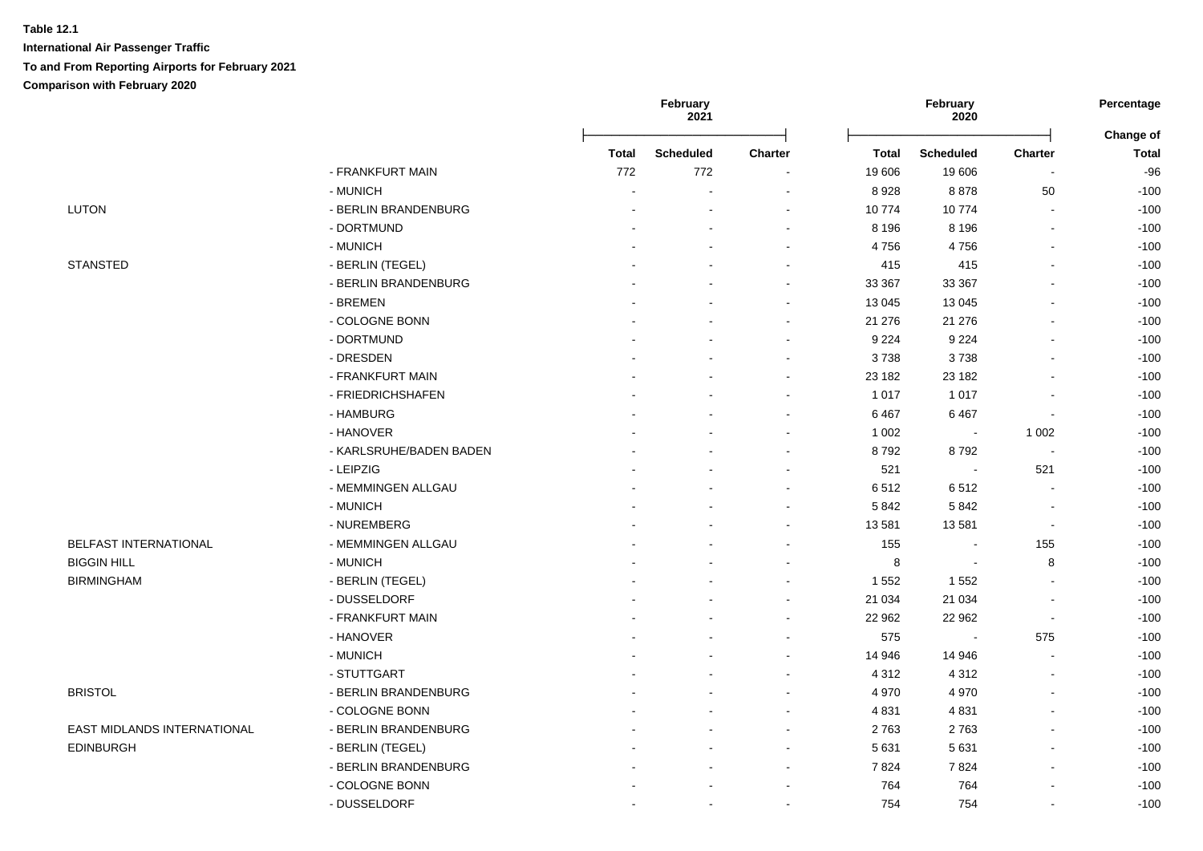**Table 12.1**

**International Air Passenger Traffic**

**To and From Reporting Airports for February 2021**

**Comparison with February 2020**

| | | February 2021 | | | February 2020 | | | Percentage |
|---|---|---|---|---|---|---|---|---|
| | | **Total** | **Scheduled** | **Charter** | **Total** | **Scheduled** | **Charter** | **Change of Total** |
| | - FRANKFURT MAIN | 772 | 772 | - | 19 606 | 19 606 | - | -96 |
| | - MUNICH | - | - | - | 8 928 | 8 878 | 50 | -100 |
| LUTON | - BERLIN BRANDENBURG | - | - | - | 10 774 | 10 774 | - | -100 |
| | - DORTMUND | - | - | - | 8 196 | 8 196 | - | -100 |
| | - MUNICH | - | - | - | 4 756 | 4 756 | - | -100 |
| STANSTED | - BERLIN (TEGEL) | - | - | - | 415 | 415 | - | -100 |
| | - BERLIN BRANDENBURG | - | - | - | 33 367 | 33 367 | - | -100 |
| | - BREMEN | - | - | - | 13 045 | 13 045 | - | -100 |
| | - COLOGNE BONN | - | - | - | 21 276 | 21 276 | - | -100 |
| | - DORTMUND | - | - | - | 9 224 | 9 224 | - | -100 |
| | - DRESDEN | - | - | - | 3 738 | 3 738 | - | -100 |
| | - FRANKFURT MAIN | - | - | - | 23 182 | 23 182 | - | -100 |
| | - FRIEDRICHSHAFEN | - | - | - | 1 017 | 1 017 | - | -100 |
| | - HAMBURG | - | - | - | 6 467 | 6 467 | - | -100 |
| | - HANOVER | - | - | - | 1 002 | - | 1 002 | -100 |
| | - KARLSRUHE/BADEN BADEN | - | - | - | 8 792 | 8 792 | - | -100 |
| | - LEIPZIG | - | - | - | 521 | - | 521 | -100 |
| | - MEMMINGEN ALLGAU | - | - | - | 6 512 | 6 512 | - | -100 |
| | - MUNICH | - | - | - | 5 842 | 5 842 | - | -100 |
| | - NUREMBERG | - | - | - | 13 581 | 13 581 | - | -100 |
| BELFAST INTERNATIONAL | - MEMMINGEN ALLGAU | - | - | - | 155 | - | 155 | -100 |
| BIGGIN HILL | - MUNICH | - | - | - | 8 | - | 8 | -100 |
| BIRMINGHAM | - BERLIN (TEGEL) | - | - | - | 1 552 | 1 552 | - | -100 |
| | - DUSSELDORF | - | - | - | 21 034 | 21 034 | - | -100 |
| | - FRANKFURT MAIN | - | - | - | 22 962 | 22 962 | - | -100 |
| | - HANOVER | - | - | - | 575 | - | 575 | -100 |
| | - MUNICH | - | - | - | 14 946 | 14 946 | - | -100 |
| | - STUTTGART | - | - | - | 4 312 | 4 312 | - | -100 |
| BRISTOL | - BERLIN BRANDENBURG | - | - | - | 4 970 | 4 970 | - | -100 |
| | - COLOGNE BONN | - | - | - | 4 831 | 4 831 | - | -100 |
| EAST MIDLANDS INTERNATIONAL | - BERLIN BRANDENBURG | - | - | - | 2 763 | 2 763 | - | -100 |
| EDINBURGH | - BERLIN (TEGEL) | - | - | - | 5 631 | 5 631 | - | -100 |
| | - BERLIN BRANDENBURG | - | - | - | 7 824 | 7 824 | - | -100 |
| | - COLOGNE BONN | - | - | - | 764 | 764 | - | -100 |
| | - DUSSELDORF | - | - | - | 754 | 754 | - | -100 |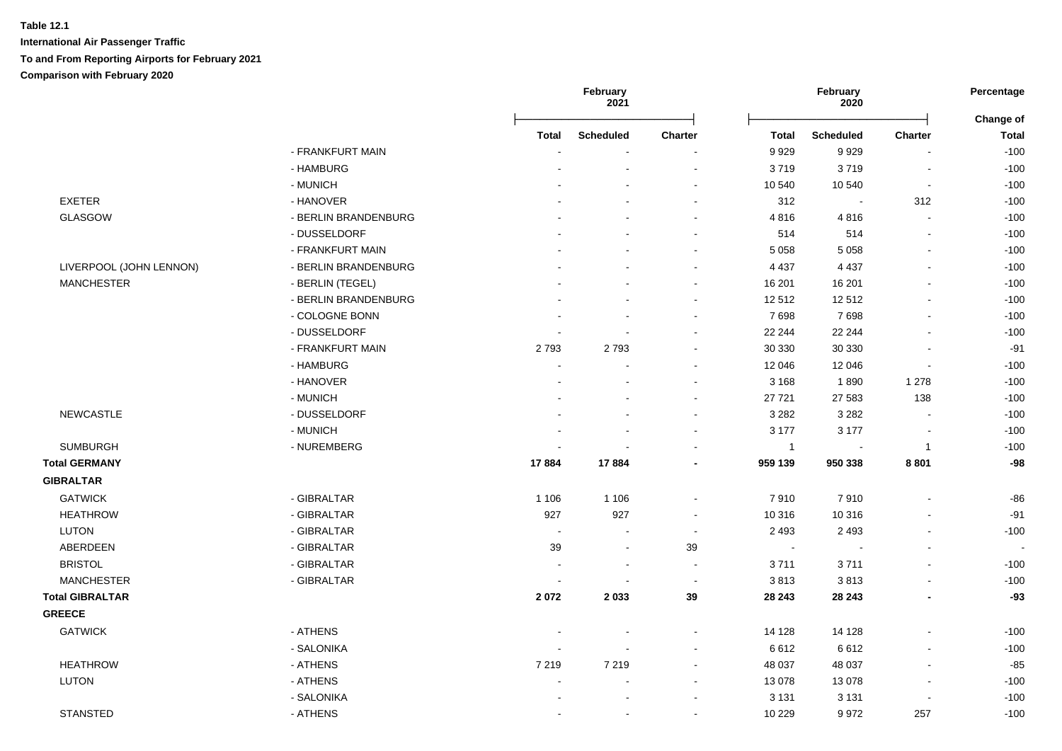**Table 12.1**

**International Air Passenger Traffic**

**To and From Reporting Airports for February 2021**

**Comparison with February 2020**

| | | February 2021 | | | February 2020 | | | Percentage |
|---|---|---|---|---|---|---|---|---|
| | | **Total** | **Scheduled** | **Charter** | **Total** | **Scheduled** | **Charter** | **Change of Total** |
| | - FRANKFURT MAIN | - | - | - | 9 929 | 9 929 | - | -100 |
| | - HAMBURG | - | - | - | 3 719 | 3 719 | - | -100 |
| | - MUNICH | - | - | - | 10 540 | 10 540 | - | -100 |
| EXETER | - HANOVER | - | - | - | 312 | - | 312 | -100 |
| GLASGOW | - BERLIN BRANDENBURG | - | - | - | 4 816 | 4 816 | - | -100 |
| | - DUSSELDORF | - | - | - | 514 | 514 | - | -100 |
| | - FRANKFURT MAIN | - | - | - | 5 058 | 5 058 | - | -100 |
| LIVERPOOL (JOHN LENNON) | - BERLIN BRANDENBURG | - | - | - | 4 437 | 4 437 | - | -100 |
| MANCHESTER | - BERLIN (TEGEL) | - | - | - | 16 201 | 16 201 | - | -100 |
| | - BERLIN BRANDENBURG | - | - | - | 12 512 | 12 512 | - | -100 |
| | - COLOGNE BONN | - | - | - | 7 698 | 7 698 | - | -100 |
| | - DUSSELDORF | - | - | - | 22 244 | 22 244 | - | -100 |
| | - FRANKFURT MAIN | 2 793 | 2 793 | - | 30 330 | 30 330 | - | -91 |
| | - HAMBURG | - | - | - | 12 046 | 12 046 | - | -100 |
| | - HANOVER | - | - | - | 3 168 | 1 890 | 1 278 | -100 |
| | - MUNICH | - | - | - | 27 721 | 27 583 | 138 | -100 |
| NEWCASTLE | - DUSSELDORF | - | - | - | 3 282 | 3 282 | - | -100 |
| | - MUNICH | - | - | - | 3 177 | 3 177 | - | -100 |
| SUMBURGH | - NUREMBERG | - | - | - | 1 | - | 1 | -100 |
| **Total GERMANY** | | **17 884** | **17 884** | **-** | **959 139** | **950 338** | **8 801** | **-98** |
| **GIBRALTAR** | | | | | | | | |
| GATWICK | - GIBRALTAR | 1 106 | 1 106 | - | 7 910 | 7 910 | - | -86 |
| HEATHROW | - GIBRALTAR | 927 | 927 | - | 10 316 | 10 316 | - | -91 |
| LUTON | - GIBRALTAR | - | - | - | 2 493 | 2 493 | - | -100 |
| ABERDEEN | - GIBRALTAR | 39 | - | 39 | - | - | - | - |
| BRISTOL | - GIBRALTAR | - | - | - | 3 711 | 3 711 | - | -100 |
| MANCHESTER | - GIBRALTAR | - | - | - | 3 813 | 3 813 | - | -100 |
| **Total GIBRALTAR** | | **2 072** | **2 033** | **39** | **28 243** | **28 243** | **-** | **-93** |
| **GREECE** | | | | | | | | |
| GATWICK | - ATHENS | - | - | - | 14 128 | 14 128 | - | -100 |
| | - SALONIKA | - | - | - | 6 612 | 6 612 | - | -100 |
| HEATHROW | - ATHENS | 7 219 | 7 219 | - | 48 037 | 48 037 | - | -85 |
| LUTON | - ATHENS | - | - | - | 13 078 | 13 078 | - | -100 |
| | - SALONIKA | - | - | - | 3 131 | 3 131 | - | -100 |
| STANSTED | - ATHENS | - | - | - | 10 229 | 9 972 | 257 | -100 |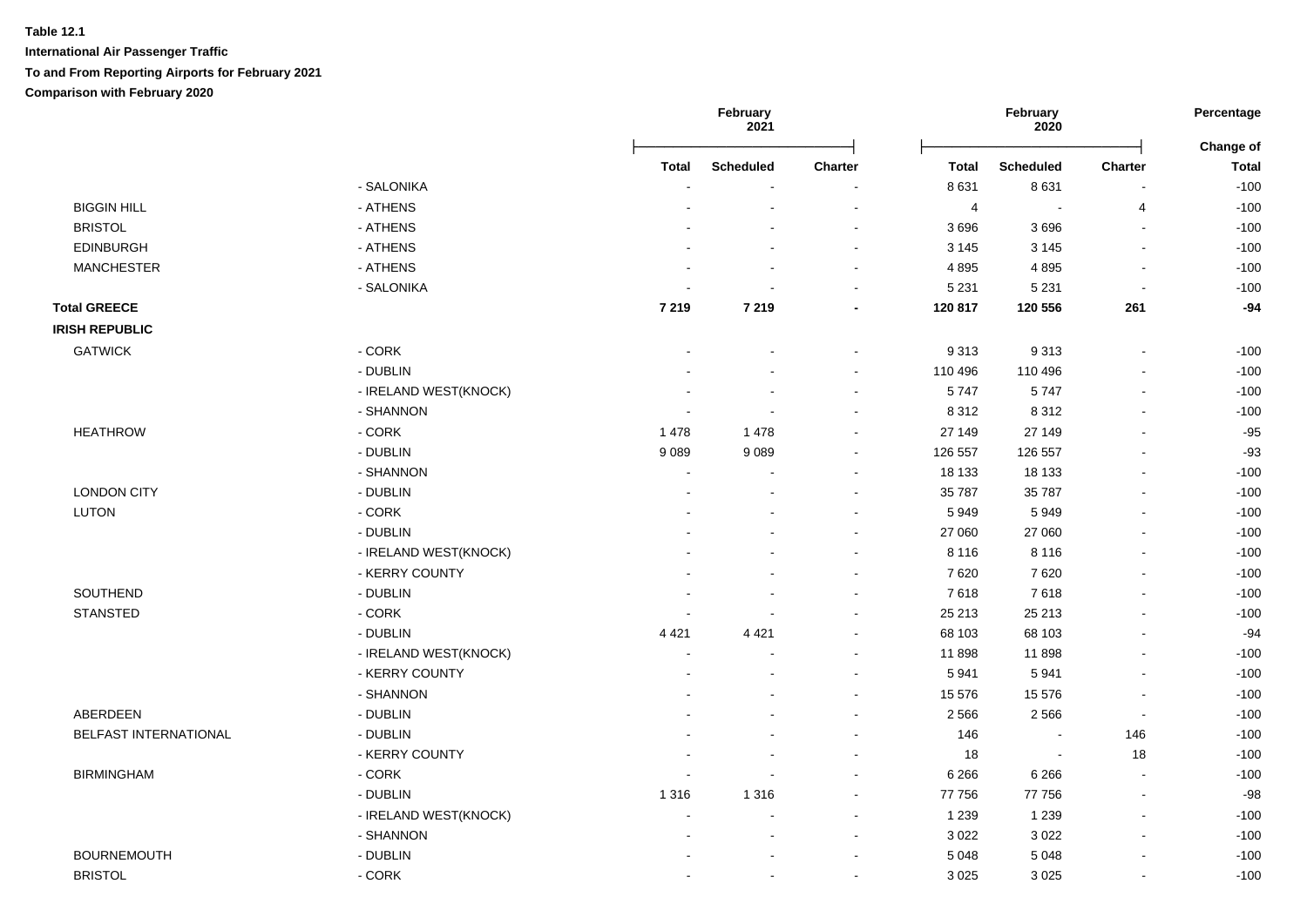**Table 12.1**

**International Air Passenger Traffic**

**To and From Reporting Airports for February 2021**

**Comparison with February 2020**

| | | February 2021 | | | February 2020 | | | Percentage |
|---|---|---|---|---|---|---|---|---|
| | | **Total** | **Scheduled** | **Charter** | **Total** | **Scheduled** | **Charter** | **Change of Total** |
| | - SALONIKA | - | - | - | 8 631 | 8 631 | - | -100 |
| BIGGIN HILL | - ATHENS | - | - | - | 4 | - | 4 | -100 |
| BRISTOL | - ATHENS | - | - | - | 3 696 | 3 696 | - | -100 |
| EDINBURGH | - ATHENS | - | - | - | 3 145 | 3 145 | - | -100 |
| MANCHESTER | - ATHENS | - | - | - | 4 895 | 4 895 | - | -100 |
| | - SALONIKA | - | - | - | 5 231 | 5 231 | - | -100 |
| **Total GREECE** | | **7 219** | **7 219** | **-** | **120 817** | **120 556** | **261** | **-94** |
| **IRISH REPUBLIC** | | | | | | | | |
| GATWICK | - CORK | - | - | - | 9 313 | 9 313 | - | -100 |
| | - DUBLIN | - | - | - | 110 496 | 110 496 | - | -100 |
| | - IRELAND WEST(KNOCK) | - | - | - | 5 747 | 5 747 | - | -100 |
| | - SHANNON | - | - | - | 8 312 | 8 312 | - | -100 |
| HEATHROW | - CORK | 1 478 | 1 478 | - | 27 149 | 27 149 | - | -95 |
| | - DUBLIN | 9 089 | 9 089 | - | 126 557 | 126 557 | - | -93 |
| | - SHANNON | - | - | - | 18 133 | 18 133 | - | -100 |
| LONDON CITY | - DUBLIN | - | - | - | 35 787 | 35 787 | - | -100 |
| LUTON | - CORK | - | - | - | 5 949 | 5 949 | - | -100 |
| | - DUBLIN | - | - | - | 27 060 | 27 060 | - | -100 |
| | - IRELAND WEST(KNOCK) | - | - | - | 8 116 | 8 116 | - | -100 |
| | - KERRY COUNTY | - | - | - | 7 620 | 7 620 | - | -100 |
| SOUTHEND | - DUBLIN | - | - | - | 7 618 | 7 618 | - | -100 |
| STANSTED | - CORK | - | - | - | 25 213 | 25 213 | - | -100 |
| | - DUBLIN | 4 421 | 4 421 | - | 68 103 | 68 103 | - | -94 |
| | - IRELAND WEST(KNOCK) | - | - | - | 11 898 | 11 898 | - | -100 |
| | - KERRY COUNTY | - | - | - | 5 941 | 5 941 | - | -100 |
| | - SHANNON | - | - | - | 15 576 | 15 576 | - | -100 |
| ABERDEEN | - DUBLIN | - | - | - | 2 566 | 2 566 | - | -100 |
| BELFAST INTERNATIONAL | - DUBLIN | - | - | - | 146 | - | 146 | -100 |
| | - KERRY COUNTY | - | - | - | 18 | - | 18 | -100 |
| BIRMINGHAM | - CORK | - | - | - | 6 266 | 6 266 | - | -100 |
| | - DUBLIN | 1 316 | 1 316 | - | 77 756 | 77 756 | - | -98 |
| | - IRELAND WEST(KNOCK) | - | - | - | 1 239 | 1 239 | - | -100 |
| | - SHANNON | - | - | - | 3 022 | 3 022 | - | -100 |
| BOURNEMOUTH | - DUBLIN | - | - | - | 5 048 | 5 048 | - | -100 |
| BRISTOL | - CORK | - | - | - | 3 025 | 3 025 | - | -100 |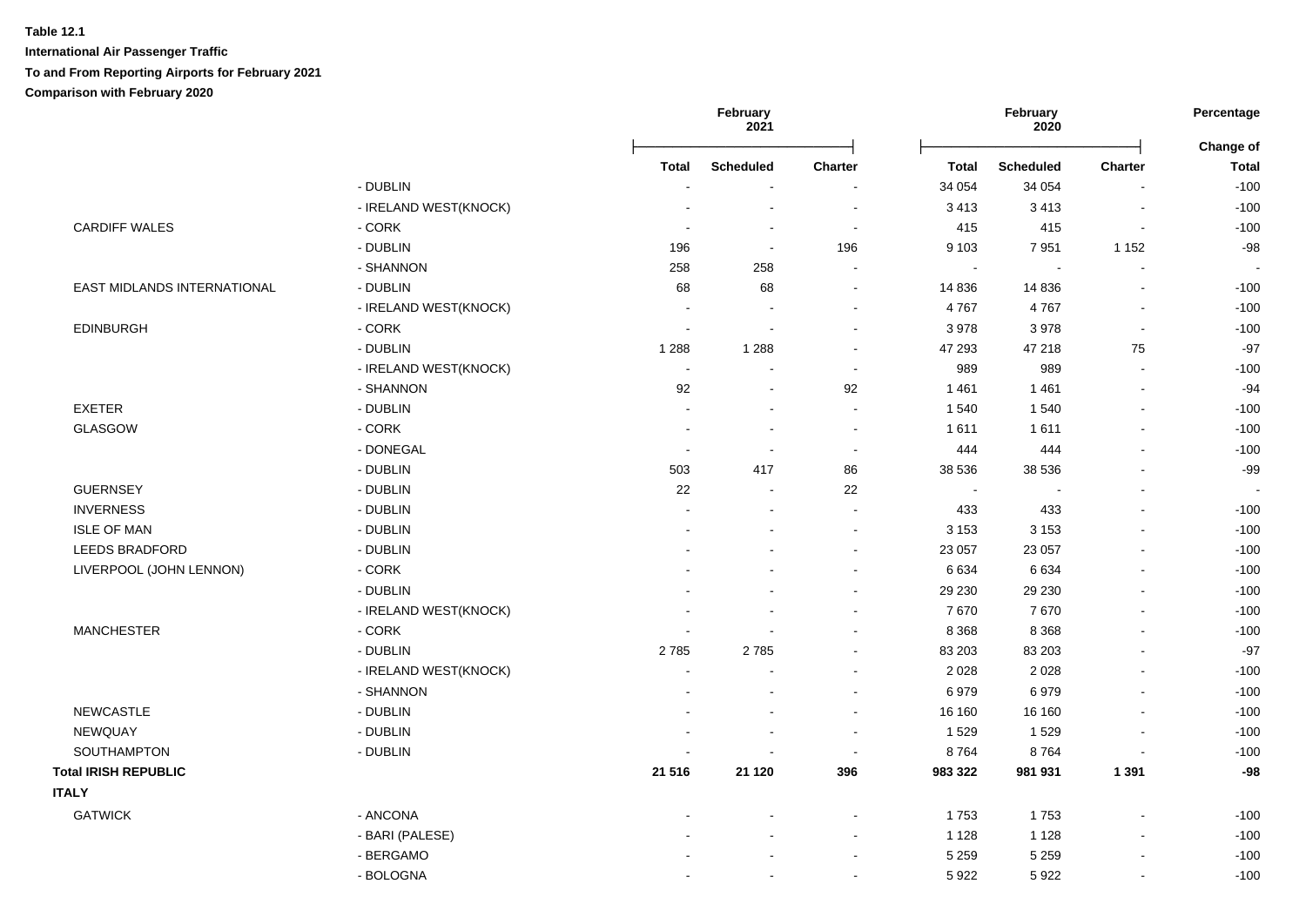**Table 12.1**

**International Air Passenger Traffic**

**To and From Reporting Airports for February 2021**

**Comparison with February 2020**

| | | February 2021 | | | February 2020 | | | Percentage |
|---|---|---|---|---|---|---|---|---|
| | | **Total** | **Scheduled** | **Charter** | **Total** | **Scheduled** | **Charter** | **Change of Total** |
| | - DUBLIN | - | - | - | 34 054 | 34 054 | - | -100 |
| | - IRELAND WEST(KNOCK) | - | - | - | 3 413 | 3 413 | - | -100 |
| CARDIFF WALES | - CORK | - | - | - | 415 | 415 | - | -100 |
| | - DUBLIN | 196 | - | 196 | 9 103 | 7 951 | 1 152 | -98 |
| | - SHANNON | 258 | 258 | - | - | - | - | - |
| EAST MIDLANDS INTERNATIONAL | - DUBLIN | 68 | 68 | - | 14 836 | 14 836 | - | -100 |
| | - IRELAND WEST(KNOCK) | - | - | - | 4 767 | 4 767 | - | -100 |
| EDINBURGH | - CORK | - | - | - | 3 978 | 3 978 | - | -100 |
| | - DUBLIN | 1 288 | 1 288 | - | 47 293 | 47 218 | 75 | -97 |
| | - IRELAND WEST(KNOCK) | - | - | - | 989 | 989 | - | -100 |
| | - SHANNON | 92 | - | 92 | 1 461 | 1 461 | - | -94 |
| EXETER | - DUBLIN | - | - | - | 1 540 | 1 540 | - | -100 |
| GLASGOW | - CORK | - | - | - | 1 611 | 1 611 | - | -100 |
| | - DONEGAL | - | - | - | 444 | 444 | - | -100 |
| | - DUBLIN | 503 | 417 | 86 | 38 536 | 38 536 | - | -99 |
| GUERNSEY | - DUBLIN | 22 | - | 22 | - | - | - | - |
| INVERNESS | - DUBLIN | - | - | - | 433 | 433 | - | -100 |
| ISLE OF MAN | - DUBLIN | - | - | - | 3 153 | 3 153 | - | -100 |
| LEEDS BRADFORD | - DUBLIN | - | - | - | 23 057 | 23 057 | - | -100 |
| LIVERPOOL (JOHN LENNON) | - CORK | - | - | - | 6 634 | 6 634 | - | -100 |
| | - DUBLIN | - | - | - | 29 230 | 29 230 | - | -100 |
| | - IRELAND WEST(KNOCK) | - | - | - | 7 670 | 7 670 | - | -100 |
| MANCHESTER | - CORK | - | - | - | 8 368 | 8 368 | - | -100 |
| | - DUBLIN | 2 785 | 2 785 | - | 83 203 | 83 203 | - | -97 |
| | - IRELAND WEST(KNOCK) | - | - | - | 2 028 | 2 028 | - | -100 |
| | - SHANNON | - | - | - | 6 979 | 6 979 | - | -100 |
| NEWCASTLE | - DUBLIN | - | - | - | 16 160 | 16 160 | - | -100 |
| NEWQUAY | - DUBLIN | - | - | - | 1 529 | 1 529 | - | -100 |
| SOUTHAMPTON | - DUBLIN | - | - | - | 8 764 | 8 764 | - | -100 |
| **Total IRISH REPUBLIC** | | **21 516** | **21 120** | **396** | **983 322** | **981 931** | **1 391** | **-98** |
| **ITALY** | | | | | | | | |
| GATWICK | - ANCONA | - | - | - | 1 753 | 1 753 | - | -100 |
| | - BARI (PALESE) | - | - | - | 1 128 | 1 128 | - | -100 |
| | - BERGAMO | - | - | - | 5 259 | 5 259 | - | -100 |
| | - BOLOGNA | - | - | - | 5 922 | 5 922 | - | -100 |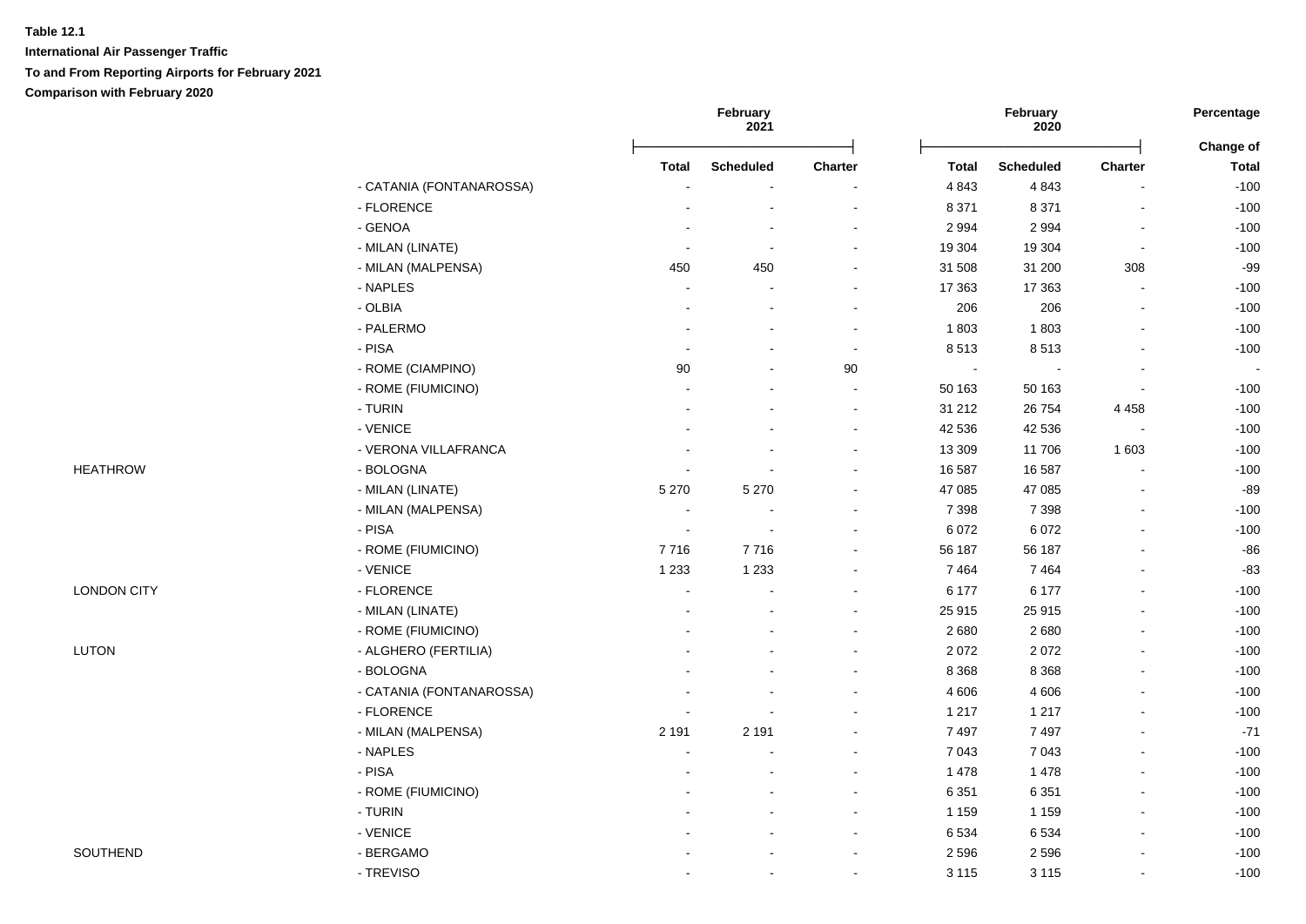**Table 12.1**

**International Air Passenger Traffic**

**To and From Reporting Airports for February 2021**

**Comparison with February 2020**

| | | February 2021 | | | February 2020 | | | Percentage |
|---|---|---|---|---|---|---|---|---|
| | | Total | Scheduled | Charter | Total | Scheduled | Charter | Change of Total |
| | - CATANIA (FONTANAROSSA) | - | - | - | 4 843 | 4 843 | - | -100 |
| | - FLORENCE | - | - | - | 8 371 | 8 371 | - | -100 |
| | - GENOA | - | - | - | 2 994 | 2 994 | - | -100 |
| | - MILAN (LINATE) | - | - | - | 19 304 | 19 304 | - | -100 |
| | - MILAN (MALPENSA) | 450 | 450 | - | 31 508 | 31 200 | 308 | -99 |
| | - NAPLES | - | - | - | 17 363 | 17 363 | - | -100 |
| | - OLBIA | - | - | - | 206 | 206 | - | -100 |
| | - PALERMO | - | - | - | 1 803 | 1 803 | - | -100 |
| | - PISA | - | - | - | 8 513 | 8 513 | - | -100 |
| | - ROME (CIAMPINO) | 90 | - | 90 | - | - | - | - |
| | - ROME (FIUMICINO) | - | - | - | 50 163 | 50 163 | - | -100 |
| | - TURIN | - | - | - | 31 212 | 26 754 | 4 458 | -100 |
| | - VENICE | - | - | - | 42 536 | 42 536 | - | -100 |
| | - VERONA VILLAFRANCA | - | - | - | 13 309 | 11 706 | 1 603 | -100 |
| HEATHROW | - BOLOGNA | - | - | - | 16 587 | 16 587 | - | -100 |
| | - MILAN (LINATE) | 5 270 | 5 270 | - | 47 085 | 47 085 | - | -89 |
| | - MILAN (MALPENSA) | - | - | - | 7 398 | 7 398 | - | -100 |
| | - PISA | - | - | - | 6 072 | 6 072 | - | -100 |
| | - ROME (FIUMICINO) | 7 716 | 7 716 | - | 56 187 | 56 187 | - | -86 |
| | - VENICE | 1 233 | 1 233 | - | 7 464 | 7 464 | - | -83 |
| LONDON CITY | - FLORENCE | - | - | - | 6 177 | 6 177 | - | -100 |
| | - MILAN (LINATE) | - | - | - | 25 915 | 25 915 | - | -100 |
| | - ROME (FIUMICINO) | - | - | - | 2 680 | 2 680 | - | -100 |
| LUTON | - ALGHERO (FERTILIA) | - | - | - | 2 072 | 2 072 | - | -100 |
| | - BOLOGNA | - | - | - | 8 368 | 8 368 | - | -100 |
| | - CATANIA (FONTANAROSSA) | - | - | - | 4 606 | 4 606 | - | -100 |
| | - FLORENCE | - | - | - | 1 217 | 1 217 | - | -100 |
| | - MILAN (MALPENSA) | 2 191 | 2 191 | - | 7 497 | 7 497 | - | -71 |
| | - NAPLES | - | - | - | 7 043 | 7 043 | - | -100 |
| | - PISA | - | - | - | 1 478 | 1 478 | - | -100 |
| | - ROME (FIUMICINO) | - | - | - | 6 351 | 6 351 | - | -100 |
| | - TURIN | - | - | - | 1 159 | 1 159 | - | -100 |
| | - VENICE | - | - | - | 6 534 | 6 534 | - | -100 |
| SOUTHEND | - BERGAMO | - | - | - | 2 596 | 2 596 | - | -100 |
| | - TREVISO | - | - | - | 3 115 | 3 115 | - | -100 |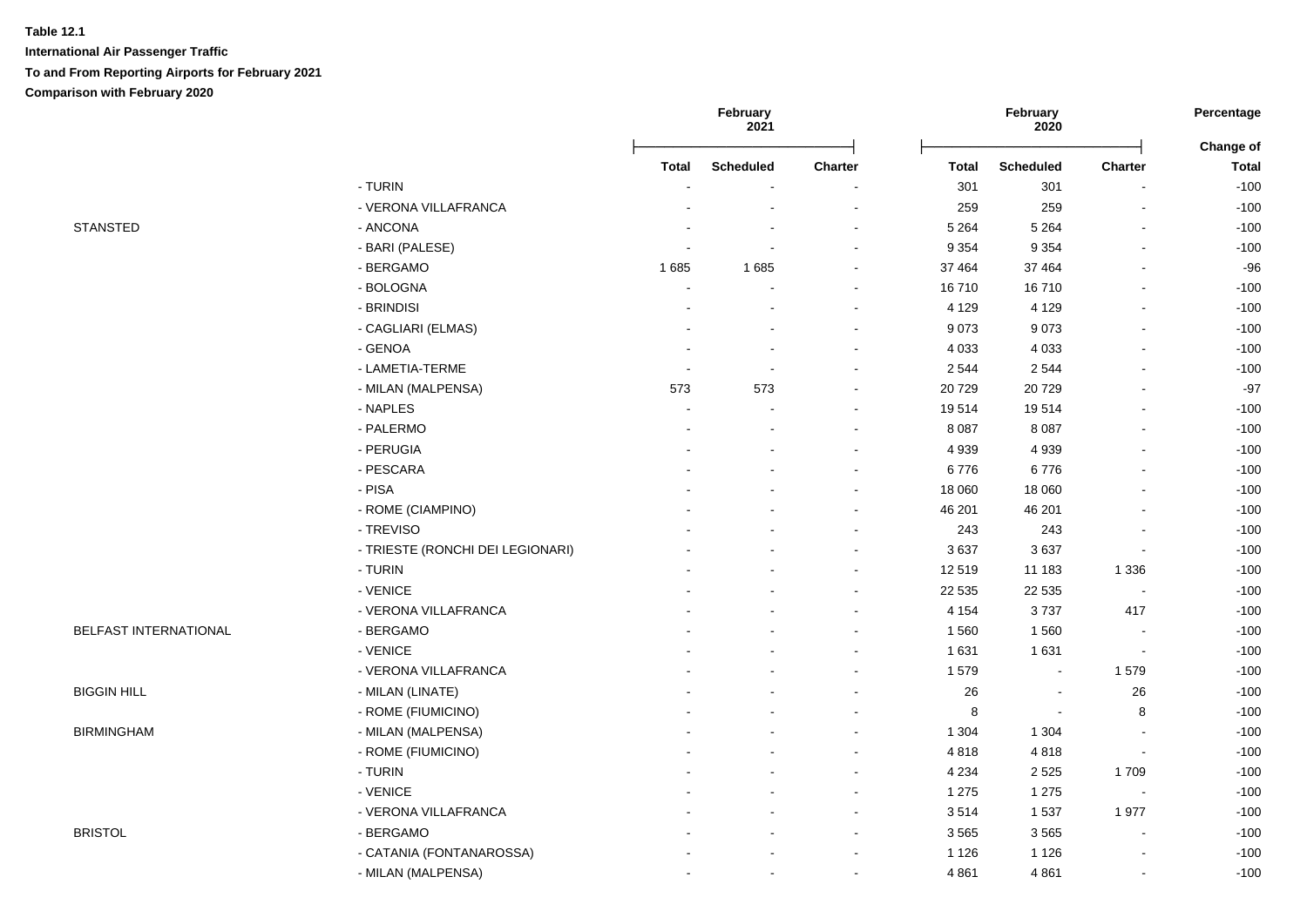**Table 12.1**

**International Air Passenger Traffic**

**To and From Reporting Airports for February 2021**

**Comparison with February 2020**

| | | February 2021 | | | February 2020 | | | Percentage |
|---|---|---|---|---|---|---|---|---|
| | | Total | Scheduled | Charter | Total | Scheduled | Charter | Change of Total |
| | - TURIN | - | - | - | 301 | 301 | - | -100 |
| | - VERONA VILLAFRANCA | - | - | - | 259 | 259 | - | -100 |
| STANSTED | - ANCONA | - | - | - | 5 264 | 5 264 | - | -100 |
| | - BARI (PALESE) | - | - | - | 9 354 | 9 354 | - | -100 |
| | - BERGAMO | 1 685 | 1 685 | - | 37 464 | 37 464 | - | -96 |
| | - BOLOGNA | - | - | - | 16 710 | 16 710 | - | -100 |
| | - BRINDISI | - | - | - | 4 129 | 4 129 | - | -100 |
| | - CAGLIARI (ELMAS) | - | - | - | 9 073 | 9 073 | - | -100 |
| | - GENOA | - | - | - | 4 033 | 4 033 | - | -100 |
| | - LAMETIA-TERME | - | - | - | 2 544 | 2 544 | - | -100 |
| | - MILAN (MALPENSA) | 573 | 573 | - | 20 729 | 20 729 | - | -97 |
| | - NAPLES | - | - | - | 19 514 | 19 514 | - | -100 |
| | - PALERMO | - | - | - | 8 087 | 8 087 | - | -100 |
| | - PERUGIA | - | - | - | 4 939 | 4 939 | - | -100 |
| | - PESCARA | - | - | - | 6 776 | 6 776 | - | -100 |
| | - PISA | - | - | - | 18 060 | 18 060 | - | -100 |
| | - ROME (CIAMPINO) | - | - | - | 46 201 | 46 201 | - | -100 |
| | - TREVISO | - | - | - | 243 | 243 | - | -100 |
| | - TRIESTE (RONCHI DEI LEGIONARI) | - | - | - | 3 637 | 3 637 | - | -100 |
| | - TURIN | - | - | - | 12 519 | 11 183 | 1 336 | -100 |
| | - VENICE | - | - | - | 22 535 | 22 535 | - | -100 |
| | - VERONA VILLAFRANCA | - | - | - | 4 154 | 3 737 | 417 | -100 |
| BELFAST INTERNATIONAL | - BERGAMO | - | - | - | 1 560 | 1 560 | - | -100 |
| | - VENICE | - | - | - | 1 631 | 1 631 | - | -100 |
| | - VERONA VILLAFRANCA | - | - | - | 1 579 | - | 1 579 | -100 |
| BIGGIN HILL | - MILAN (LINATE) | - | - | - | 26 | - | 26 | -100 |
| | - ROME (FIUMICINO) | - | - | - | 8 | - | 8 | -100 |
| BIRMINGHAM | - MILAN (MALPENSA) | - | - | - | 1 304 | 1 304 | - | -100 |
| | - ROME (FIUMICINO) | - | - | - | 4 818 | 4 818 | - | -100 |
| | - TURIN | - | - | - | 4 234 | 2 525 | 1 709 | -100 |
| | - VENICE | - | - | - | 1 275 | 1 275 | - | -100 |
| | - VERONA VILLAFRANCA | - | - | - | 3 514 | 1 537 | 1 977 | -100 |
| BRISTOL | - BERGAMO | - | - | - | 3 565 | 3 565 | - | -100 |
| | - CATANIA (FONTANAROSSA) | - | - | - | 1 126 | 1 126 | - | -100 |
| | - MILAN (MALPENSA) | - | - | - | 4 861 | 4 861 | - | -100 |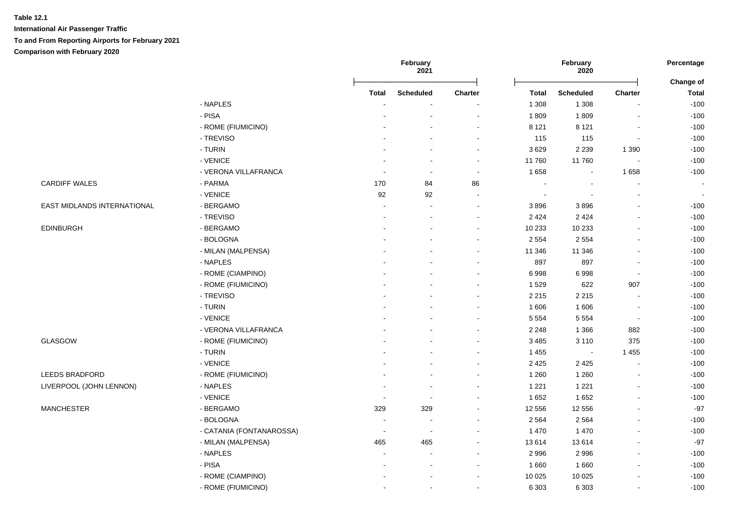**Table 12.1**

**International Air Passenger Traffic**

**To and From Reporting Airports for February 2021**

**Comparison with February 2020**

| | | February 2021 | | | February 2020 | | | Percentage Change of |
|---|---|---|---|---|---|---|---|---|
| | | Total | Scheduled | Charter | Total | Scheduled | Charter | Total |
| | - NAPLES | - | - | - | 1 308 | 1 308 | - | -100 |
| | - PISA | - | - | - | 1 809 | 1 809 | - | -100 |
| | - ROME (FIUMICINO) | - | - | - | 8 121 | 8 121 | - | -100 |
| | - TREVISO | - | - | - | 115 | 115 | - | -100 |
| | - TURIN | - | - | - | 3 629 | 2 239 | 1 390 | -100 |
| | - VENICE | - | - | - | 11 760 | 11 760 | - | -100 |
| | - VERONA VILLAFRANCA | - | - | - | 1 658 | - | 1 658 | -100 |
| CARDIFF WALES | - PARMA | 170 | 84 | 86 | - | - | - | - |
| | - VENICE | 92 | 92 | - | - | - | - | - |
| EAST MIDLANDS INTERNATIONAL | - BERGAMO | - | - | - | 3 896 | 3 896 | - | -100 |
| | - TREVISO | - | - | - | 2 424 | 2 424 | - | -100 |
| EDINBURGH | - BERGAMO | - | - | - | 10 233 | 10 233 | - | -100 |
| | - BOLOGNA | - | - | - | 2 554 | 2 554 | - | -100 |
| | - MILAN (MALPENSA) | - | - | - | 11 346 | 11 346 | - | -100 |
| | - NAPLES | - | - | - | 897 | 897 | - | -100 |
| | - ROME (CIAMPINO) | - | - | - | 6 998 | 6 998 | - | -100 |
| | - ROME (FIUMICINO) | - | - | - | 1 529 | 622 | 907 | -100 |
| | - TREVISO | - | - | - | 2 215 | 2 215 | - | -100 |
| | - TURIN | - | - | - | 1 606 | 1 606 | - | -100 |
| | - VENICE | - | - | - | 5 554 | 5 554 | - | -100 |
| | - VERONA VILLAFRANCA | - | - | - | 2 248 | 1 366 | 882 | -100 |
| GLASGOW | - ROME (FIUMICINO) | - | - | - | 3 485 | 3 110 | 375 | -100 |
| | - TURIN | - | - | - | 1 455 | - | 1 455 | -100 |
| | - VENICE | - | - | - | 2 425 | 2 425 | - | -100 |
| LEEDS BRADFORD | - ROME (FIUMICINO) | - | - | - | 1 260 | 1 260 | - | -100 |
| LIVERPOOL (JOHN LENNON) | - NAPLES | - | - | - | 1 221 | 1 221 | - | -100 |
| | - VENICE | - | - | - | 1 652 | 1 652 | - | -100 |
| MANCHESTER | - BERGAMO | 329 | 329 | - | 12 556 | 12 556 | - | -97 |
| | - BOLOGNA | - | - | - | 2 564 | 2 564 | - | -100 |
| | - CATANIA (FONTANAROSSA) | - | - | - | 1 470 | 1 470 | - | -100 |
| | - MILAN (MALPENSA) | 465 | 465 | - | 13 614 | 13 614 | - | -97 |
| | - NAPLES | - | - | - | 2 996 | 2 996 | - | -100 |
| | - PISA | - | - | - | 1 660 | 1 660 | - | -100 |
| | - ROME (CIAMPINO) | - | - | - | 10 025 | 10 025 | - | -100 |
| | - ROME (FIUMICINO) | - | - | - | 6 303 | 6 303 | - | -100 |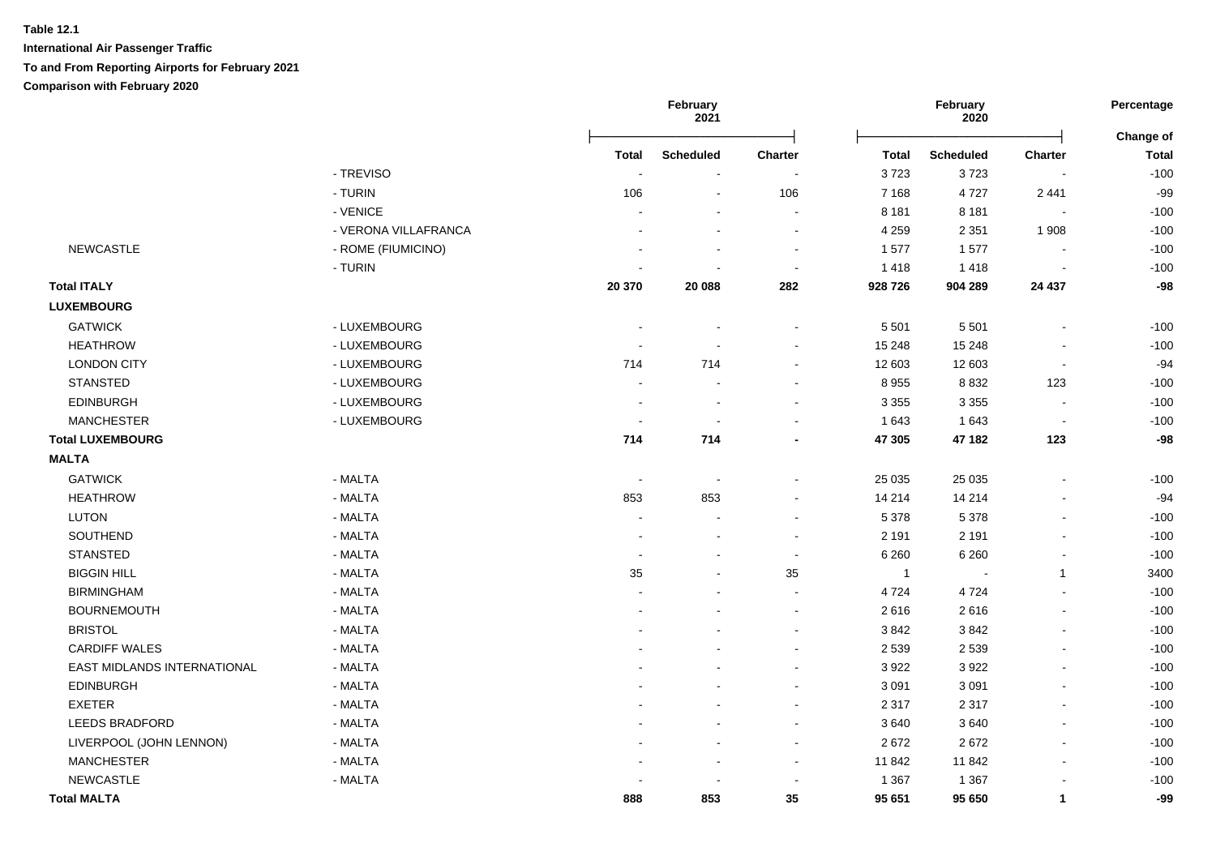**Table 12.1**

**International Air Passenger Traffic**

**To and From Reporting Airports for February 2021**

**Comparison with February 2020**

| | | February 2021 | | | February 2020 | | | Percentage |
|---|---|---|---|---|---|---|---|---|
| | | **Total** | **Scheduled** | **Charter** | **Total** | **Scheduled** | **Charter** | **Change of Total** |
| | - TREVISO | - | - | - | 3 723 | 3 723 | - | -100 |
| | - TURIN | 106 | - | 106 | 7 168 | 4 727 | 2 441 | -99 |
| | - VENICE | - | - | - | 8 181 | 8 181 | - | -100 |
| | - VERONA VILLAFRANCA | - | - | - | 4 259 | 2 351 | 1 908 | -100 |
| NEWCASTLE | - ROME (FIUMICINO) | - | - | - | 1 577 | 1 577 | - | -100 |
| | - TURIN | - | - | - | 1 418 | 1 418 | - | -100 |
| **Total ITALY** | | **20 370** | **20 088** | **282** | **928 726** | **904 289** | **24 437** | **-98** |
| **LUXEMBOURG** | | | | | | | | |
| GATWICK | - LUXEMBOURG | - | - | - | 5 501 | 5 501 | - | -100 |
| HEATHROW | - LUXEMBOURG | - | - | - | 15 248 | 15 248 | - | -100 |
| LONDON CITY | - LUXEMBOURG | 714 | 714 | - | 12 603 | 12 603 | - | -94 |
| STANSTED | - LUXEMBOURG | - | - | - | 8 955 | 8 832 | 123 | -100 |
| EDINBURGH | - LUXEMBOURG | - | - | - | 3 355 | 3 355 | - | -100 |
| MANCHESTER | - LUXEMBOURG | - | - | - | 1 643 | 1 643 | - | -100 |
| **Total LUXEMBOURG** | | **714** | **714** | **-** | **47 305** | **47 182** | **123** | **-98** |
| **MALTA** | | | | | | | | |
| GATWICK | - MALTA | - | - | - | 25 035 | 25 035 | - | -100 |
| HEATHROW | - MALTA | 853 | 853 | - | 14 214 | 14 214 | - | -94 |
| LUTON | - MALTA | - | - | - | 5 378 | 5 378 | - | -100 |
| SOUTHEND | - MALTA | - | - | - | 2 191 | 2 191 | - | -100 |
| STANSTED | - MALTA | - | - | - | 6 260 | 6 260 | - | -100 |
| BIGGIN HILL | - MALTA | 35 | - | 35 | 1 | - | 1 | 3400 |
| BIRMINGHAM | - MALTA | - | - | - | 4 724 | 4 724 | - | -100 |
| BOURNEMOUTH | - MALTA | - | - | - | 2 616 | 2 616 | - | -100 |
| BRISTOL | - MALTA | - | - | - | 3 842 | 3 842 | - | -100 |
| CARDIFF WALES | - MALTA | - | - | - | 2 539 | 2 539 | - | -100 |
| EAST MIDLANDS INTERNATIONAL | - MALTA | - | - | - | 3 922 | 3 922 | - | -100 |
| EDINBURGH | - MALTA | - | - | - | 3 091 | 3 091 | - | -100 |
| EXETER | - MALTA | - | - | - | 2 317 | 2 317 | - | -100 |
| LEEDS BRADFORD | - MALTA | - | - | - | 3 640 | 3 640 | - | -100 |
| LIVERPOOL (JOHN LENNON) | - MALTA | - | - | - | 2 672 | 2 672 | - | -100 |
| MANCHESTER | - MALTA | - | - | - | 11 842 | 11 842 | - | -100 |
| NEWCASTLE | - MALTA | - | - | - | 1 367 | 1 367 | - | -100 |
| **Total MALTA** | | **888** | **853** | **35** | **95 651** | **95 650** | **1** | **-99** |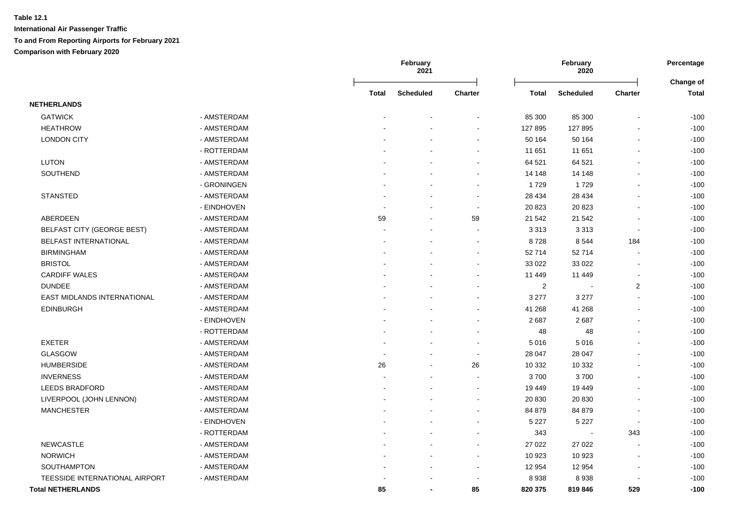**Table 12.1**

**International Air Passenger Traffic**

**To and From Reporting Airports for February 2021**

**Comparison with February 2020**

| | | February 2021 | | | February 2020 | | | Percentage |
|---|---|---|---|---|---|---|---|---|
| | | Total | Scheduled | Charter | Total | Scheduled | Charter | Change of Total |
| **NETHERLANDS** | | | | | | | | |
| GATWICK | - AMSTERDAM | - | - | - | 85 300 | 85 300 | - | -100 |
| HEATHROW | - AMSTERDAM | - | - | - | 127 895 | 127 895 | - | -100 |
| LONDON CITY | - AMSTERDAM | - | - | - | 50 164 | 50 164 | - | -100 |
| | - ROTTERDAM | - | - | - | 11 651 | 11 651 | - | -100 |
| LUTON | - AMSTERDAM | - | - | - | 64 521 | 64 521 | - | -100 |
| SOUTHEND | - AMSTERDAM | - | - | - | 14 148 | 14 148 | - | -100 |
| | - GRONINGEN | - | - | - | 1 729 | 1 729 | - | -100 |
| STANSTED | - AMSTERDAM | - | - | - | 28 434 | 28 434 | - | -100 |
| | - EINDHOVEN | - | - | - | 20 823 | 20 823 | - | -100 |
| ABERDEEN | - AMSTERDAM | 59 | - | 59 | 21 542 | 21 542 | - | -100 |
| BELFAST CITY (GEORGE BEST) | - AMSTERDAM | - | - | - | 3 313 | 3 313 | - | -100 |
| BELFAST INTERNATIONAL | - AMSTERDAM | - | - | - | 8 728 | 8 544 | 184 | -100 |
| BIRMINGHAM | - AMSTERDAM | - | - | - | 52 714 | 52 714 | - | -100 |
| BRISTOL | - AMSTERDAM | - | - | - | 33 022 | 33 022 | - | -100 |
| CARDIFF WALES | - AMSTERDAM | - | - | - | 11 449 | 11 449 | - | -100 |
| DUNDEE | - AMSTERDAM | - | - | - | 2 | - | 2 | -100 |
| EAST MIDLANDS INTERNATIONAL | - AMSTERDAM | - | - | - | 3 277 | 3 277 | - | -100 |
| EDINBURGH | - AMSTERDAM | - | - | - | 41 268 | 41 268 | - | -100 |
| | - EINDHOVEN | - | - | - | 2 687 | 2 687 | - | -100 |
| | - ROTTERDAM | - | - | - | 48 | 48 | - | -100 |
| EXETER | - AMSTERDAM | - | - | - | 5 016 | 5 016 | - | -100 |
| GLASGOW | - AMSTERDAM | - | - | - | 28 047 | 28 047 | - | -100 |
| HUMBERSIDE | - AMSTERDAM | 26 | - | 26 | 10 332 | 10 332 | - | -100 |
| INVERNESS | - AMSTERDAM | - | - | - | 3 700 | 3 700 | - | -100 |
| LEEDS BRADFORD | - AMSTERDAM | - | - | - | 19 449 | 19 449 | - | -100 |
| LIVERPOOL (JOHN LENNON) | - AMSTERDAM | - | - | - | 20 830 | 20 830 | - | -100 |
| MANCHESTER | - AMSTERDAM | - | - | - | 84 879 | 84 879 | - | -100 |
| | - EINDHOVEN | - | - | - | 5 227 | 5 227 | - | -100 |
| | - ROTTERDAM | - | - | - | 343 | - | 343 | -100 |
| NEWCASTLE | - AMSTERDAM | - | - | - | 27 022 | 27 022 | - | -100 |
| NORWICH | - AMSTERDAM | - | - | - | 10 923 | 10 923 | - | -100 |
| SOUTHAMPTON | - AMSTERDAM | - | - | - | 12 954 | 12 954 | - | -100 |
| TEESSIDE INTERNATIONAL AIRPORT | - AMSTERDAM | - | - | - | 8 938 | 8 938 | - | -100 |
| **Total NETHERLANDS** | | **85** | **-** | **85** | **820 375** | **819 846** | **529** | **-100** |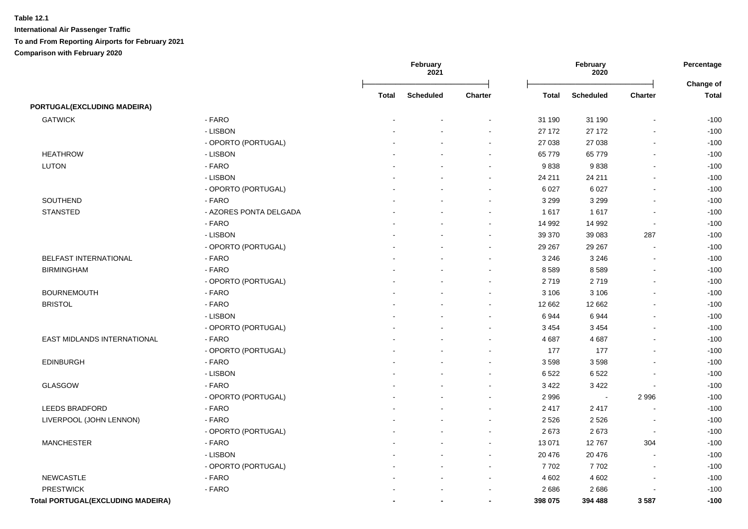**Table 12.1**

**International Air Passenger Traffic**

**To and From Reporting Airports for February 2021**

**Comparison with February 2020**

| | | February 2021 | | | February 2020 | | | Percentage |
|---|---|---|---|---|---|---|---|---|
| | | Total | Scheduled | Charter | Total | Scheduled | Charter | Change of Total |
| **PORTUGAL(EXCLUDING MADEIRA)** | | | | | | | | |
| GATWICK | - FARO | - | - | - | 31 190 | 31 190 | - | -100 |
| | - LISBON | - | - | - | 27 172 | 27 172 | - | -100 |
| | - OPORTO (PORTUGAL) | - | - | - | 27 038 | 27 038 | - | -100 |
| HEATHROW | - LISBON | - | - | - | 65 779 | 65 779 | - | -100 |
| LUTON | - FARO | - | - | - | 9 838 | 9 838 | - | -100 |
| | - LISBON | - | - | - | 24 211 | 24 211 | - | -100 |
| | - OPORTO (PORTUGAL) | - | - | - | 6 027 | 6 027 | - | -100 |
| SOUTHEND | - FARO | - | - | - | 3 299 | 3 299 | - | -100 |
| STANSTED | - AZORES PONTA DELGADA | - | - | - | 1 617 | 1 617 | - | -100 |
| | - FARO | - | - | - | 14 992 | 14 992 | - | -100 |
| | - LISBON | - | - | - | 39 370 | 39 083 | 287 | -100 |
| | - OPORTO (PORTUGAL) | - | - | - | 29 267 | 29 267 | - | -100 |
| BELFAST INTERNATIONAL | - FARO | - | - | - | 3 246 | 3 246 | - | -100 |
| BIRMINGHAM | - FARO | - | - | - | 8 589 | 8 589 | - | -100 |
| | - OPORTO (PORTUGAL) | - | - | - | 2 719 | 2 719 | - | -100 |
| BOURNEMOUTH | - FARO | - | - | - | 3 106 | 3 106 | - | -100 |
| BRISTOL | - FARO | - | - | - | 12 662 | 12 662 | - | -100 |
| | - LISBON | - | - | - | 6 944 | 6 944 | - | -100 |
| | - OPORTO (PORTUGAL) | - | - | - | 3 454 | 3 454 | - | -100 |
| EAST MIDLANDS INTERNATIONAL | - FARO | - | - | - | 4 687 | 4 687 | - | -100 |
| | - OPORTO (PORTUGAL) | - | - | - | 177 | 177 | - | -100 |
| EDINBURGH | - FARO | - | - | - | 3 598 | 3 598 | - | -100 |
| | - LISBON | - | - | - | 6 522 | 6 522 | - | -100 |
| GLASGOW | - FARO | - | - | - | 3 422 | 3 422 | - | -100 |
| | - OPORTO (PORTUGAL) | - | - | - | 2 996 | - | 2 996 | -100 |
| LEEDS BRADFORD | - FARO | - | - | - | 2 417 | 2 417 | - | -100 |
| LIVERPOOL (JOHN LENNON) | - FARO | - | - | - | 2 526 | 2 526 | - | -100 |
| | - OPORTO (PORTUGAL) | - | - | - | 2 673 | 2 673 | - | -100 |
| MANCHESTER | - FARO | - | - | - | 13 071 | 12 767 | 304 | -100 |
| | - LISBON | - | - | - | 20 476 | 20 476 | - | -100 |
| | - OPORTO (PORTUGAL) | - | - | - | 7 702 | 7 702 | - | -100 |
| NEWCASTLE | - FARO | - | - | - | 4 602 | 4 602 | - | -100 |
| PRESTWICK | - FARO | - | - | - | 2 686 | 2 686 | - | -100 |
| **Total PORTUGAL(EXCLUDING MADEIRA)** | | **-** | **-** | **-** | **398 075** | **394 488** | **3 587** | **-100** |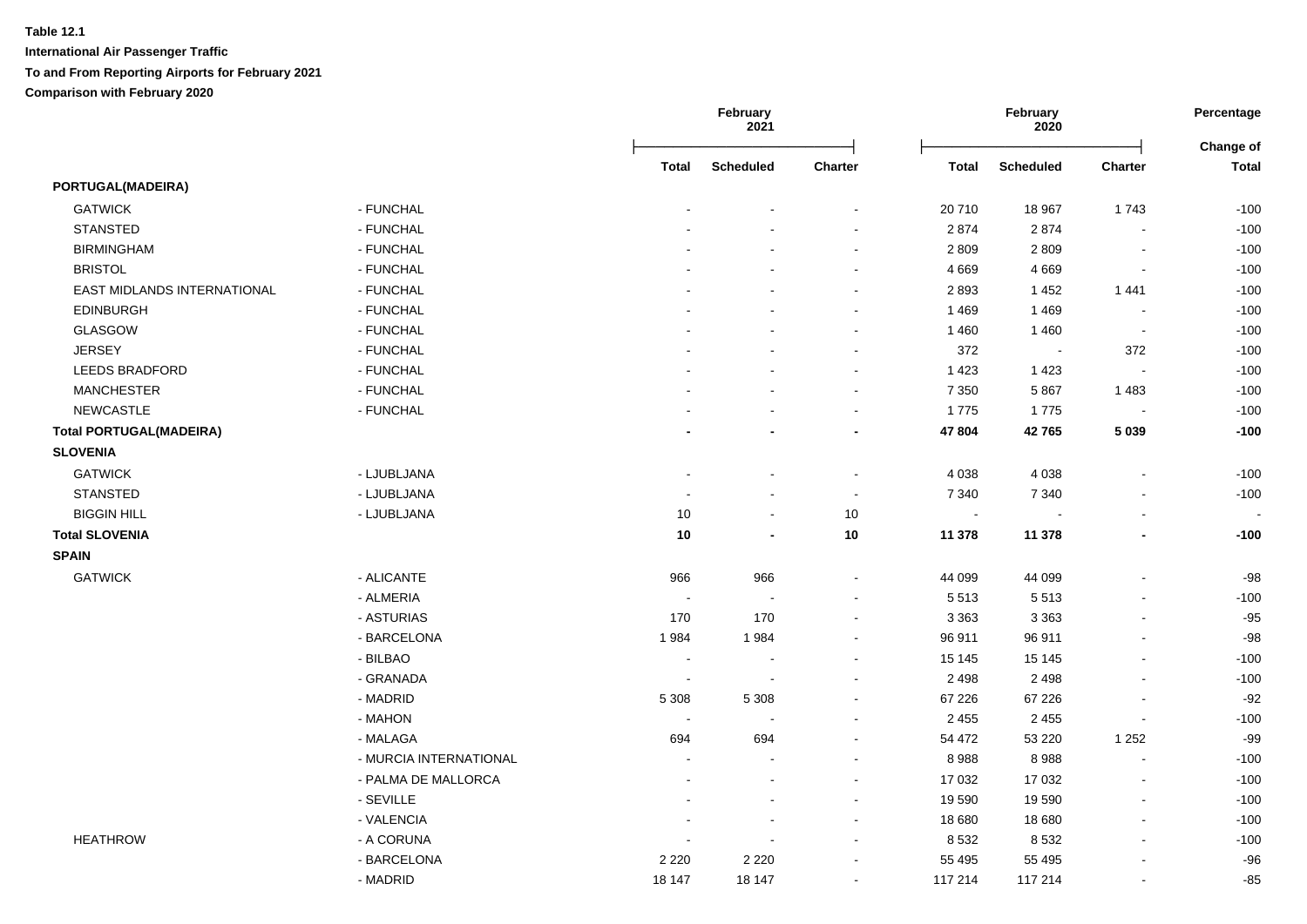**Table 12.1**

**International Air Passenger Traffic**

**To and From Reporting Airports for February 2021**

**Comparison with February 2020**

| | | February 2021 | | | February 2020 | | | Percentage |
|---|---|---|---|---|---|---|---|---|
| | | Total | Scheduled | Charter | Total | Scheduled | Charter | Change of Total |
| **PORTUGAL(MADEIRA)** | | | | | | | | |
| GATWICK | - FUNCHAL | - | - | - | 20 710 | 18 967 | 1 743 | -100 |
| STANSTED | - FUNCHAL | - | - | - | 2 874 | 2 874 | - | -100 |
| BIRMINGHAM | - FUNCHAL | - | - | - | 2 809 | 2 809 | - | -100 |
| BRISTOL | - FUNCHAL | - | - | - | 4 669 | 4 669 | - | -100 |
| EAST MIDLANDS INTERNATIONAL | - FUNCHAL | - | - | - | 2 893 | 1 452 | 1 441 | -100 |
| EDINBURGH | - FUNCHAL | - | - | - | 1 469 | 1 469 | - | -100 |
| GLASGOW | - FUNCHAL | - | - | - | 1 460 | 1 460 | - | -100 |
| JERSEY | - FUNCHAL | - | - | - | 372 | - | 372 | -100 |
| LEEDS BRADFORD | - FUNCHAL | - | - | - | 1 423 | 1 423 | - | -100 |
| MANCHESTER | - FUNCHAL | - | - | - | 7 350 | 5 867 | 1 483 | -100 |
| NEWCASTLE | - FUNCHAL | - | - | - | 1 775 | 1 775 | - | -100 |
| **Total PORTUGAL(MADEIRA)** | | **-** | **-** | **-** | **47 804** | **42 765** | **5 039** | **-100** |
| **SLOVENIA** | | | | | | | | |
| GATWICK | - LJUBLJANA | - | - | - | 4 038 | 4 038 | - | -100 |
| STANSTED | - LJUBLJANA | - | - | - | 7 340 | 7 340 | - | -100 |
| BIGGIN HILL | - LJUBLJANA | 10 | - | 10 | - | - | - | - |
| **Total SLOVENIA** | | **10** | **-** | **10** | **11 378** | **11 378** | **-** | **-100** |
| **SPAIN** | | | | | | | | |
| GATWICK | - ALICANTE | 966 | 966 | - | 44 099 | 44 099 | - | -98 |
| | - ALMERIA | - | - | - | 5 513 | 5 513 | - | -100 |
| | - ASTURIAS | 170 | 170 | - | 3 363 | 3 363 | - | -95 |
| | - BARCELONA | 1 984 | 1 984 | - | 96 911 | 96 911 | - | -98 |
| | - BILBAO | - | - | - | 15 145 | 15 145 | - | -100 |
| | - GRANADA | - | - | - | 2 498 | 2 498 | - | -100 |
| | - MADRID | 5 308 | 5 308 | - | 67 226 | 67 226 | - | -92 |
| | - MAHON | - | - | - | 2 455 | 2 455 | - | -100 |
| | - MALAGA | 694 | 694 | - | 54 472 | 53 220 | 1 252 | -99 |
| | - MURCIA INTERNATIONAL | - | - | - | 8 988 | 8 988 | - | -100 |
| | - PALMA DE MALLORCA | - | - | - | 17 032 | 17 032 | - | -100 |
| | - SEVILLE | - | - | - | 19 590 | 19 590 | - | -100 |
| | - VALENCIA | - | - | - | 18 680 | 18 680 | - | -100 |
| HEATHROW | - A CORUNA | - | - | - | 8 532 | 8 532 | - | -100 |
| | - BARCELONA | 2 220 | 2 220 | - | 55 495 | 55 495 | - | -96 |
| | - MADRID | 18 147 | 18 147 | - | 117 214 | 117 214 | - | -85 |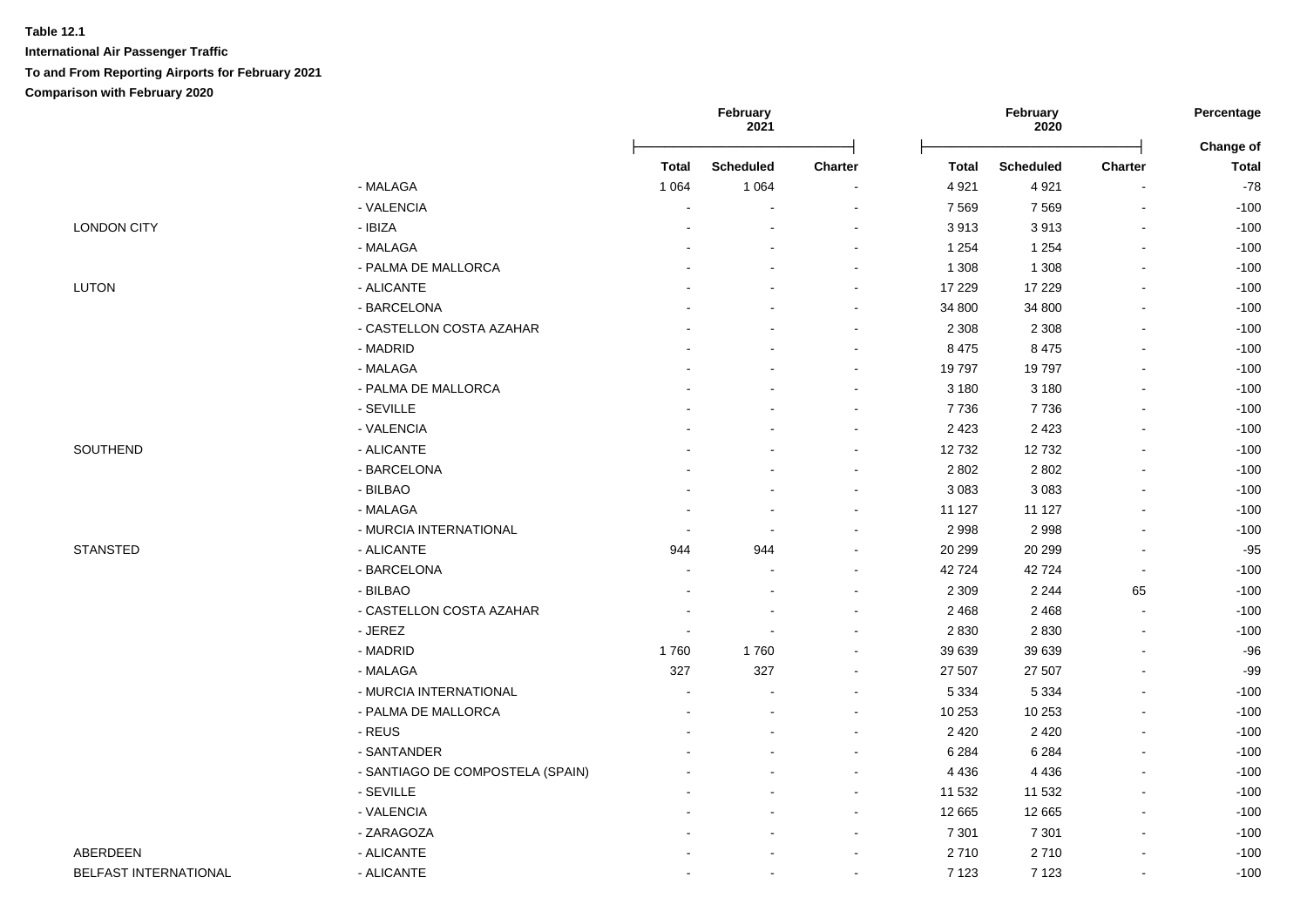**Table 12.1**

**International Air Passenger Traffic**

**To and From Reporting Airports for February 2021**

**Comparison with February 2020**

| | | February 2021 | | | February 2020 | | | Percentage Change of |
|---|---|---|---|---|---|---|---|---|
| | | Total | Scheduled | Charter | Total | Scheduled | Charter | Total |
| | - MALAGA | 1 064 | 1 064 | - | 4 921 | 4 921 | - | -78 |
| | - VALENCIA | - | - | - | 7 569 | 7 569 | - | -100 |
| LONDON CITY | - IBIZA | - | - | - | 3 913 | 3 913 | - | -100 |
| | - MALAGA | - | - | - | 1 254 | 1 254 | - | -100 |
| | - PALMA DE MALLORCA | - | - | - | 1 308 | 1 308 | - | -100 |
| LUTON | - ALICANTE | - | - | - | 17 229 | 17 229 | - | -100 |
| | - BARCELONA | - | - | - | 34 800 | 34 800 | - | -100 |
| | - CASTELLON COSTA AZAHAR | - | - | - | 2 308 | 2 308 | - | -100 |
| | - MADRID | - | - | - | 8 475 | 8 475 | - | -100 |
| | - MALAGA | - | - | - | 19 797 | 19 797 | - | -100 |
| | - PALMA DE MALLORCA | - | - | - | 3 180 | 3 180 | - | -100 |
| | - SEVILLE | - | - | - | 7 736 | 7 736 | - | -100 |
| | - VALENCIA | - | - | - | 2 423 | 2 423 | - | -100 |
| SOUTHEND | - ALICANTE | - | - | - | 12 732 | 12 732 | - | -100 |
| | - BARCELONA | - | - | - | 2 802 | 2 802 | - | -100 |
| | - BILBAO | - | - | - | 3 083 | 3 083 | - | -100 |
| | - MALAGA | - | - | - | 11 127 | 11 127 | - | -100 |
| | - MURCIA INTERNATIONAL | - | - | - | 2 998 | 2 998 | - | -100 |
| STANSTED | - ALICANTE | 944 | 944 | - | 20 299 | 20 299 | - | -95 |
| | - BARCELONA | - | - | - | 42 724 | 42 724 | - | -100 |
| | - BILBAO | - | - | - | 2 309 | 2 244 | 65 | -100 |
| | - CASTELLON COSTA AZAHAR | - | - | - | 2 468 | 2 468 | - | -100 |
| | - JEREZ | - | - | - | 2 830 | 2 830 | - | -100 |
| | - MADRID | 1 760 | 1 760 | - | 39 639 | 39 639 | - | -96 |
| | - MALAGA | 327 | 327 | - | 27 507 | 27 507 | - | -99 |
| | - MURCIA INTERNATIONAL | - | - | - | 5 334 | 5 334 | - | -100 |
| | - PALMA DE MALLORCA | - | - | - | 10 253 | 10 253 | - | -100 |
| | - REUS | - | - | - | 2 420 | 2 420 | - | -100 |
| | - SANTANDER | - | - | - | 6 284 | 6 284 | - | -100 |
| | - SANTIAGO DE COMPOSTELA (SPAIN) | - | - | - | 4 436 | 4 436 | - | -100 |
| | - SEVILLE | - | - | - | 11 532 | 11 532 | - | -100 |
| | - VALENCIA | - | - | - | 12 665 | 12 665 | - | -100 |
| | - ZARAGOZA | - | - | - | 7 301 | 7 301 | - | -100 |
| ABERDEEN | - ALICANTE | - | - | - | 2 710 | 2 710 | - | -100 |
| BELFAST INTERNATIONAL | - ALICANTE | - | - | - | 7 123 | 7 123 | - | -100 |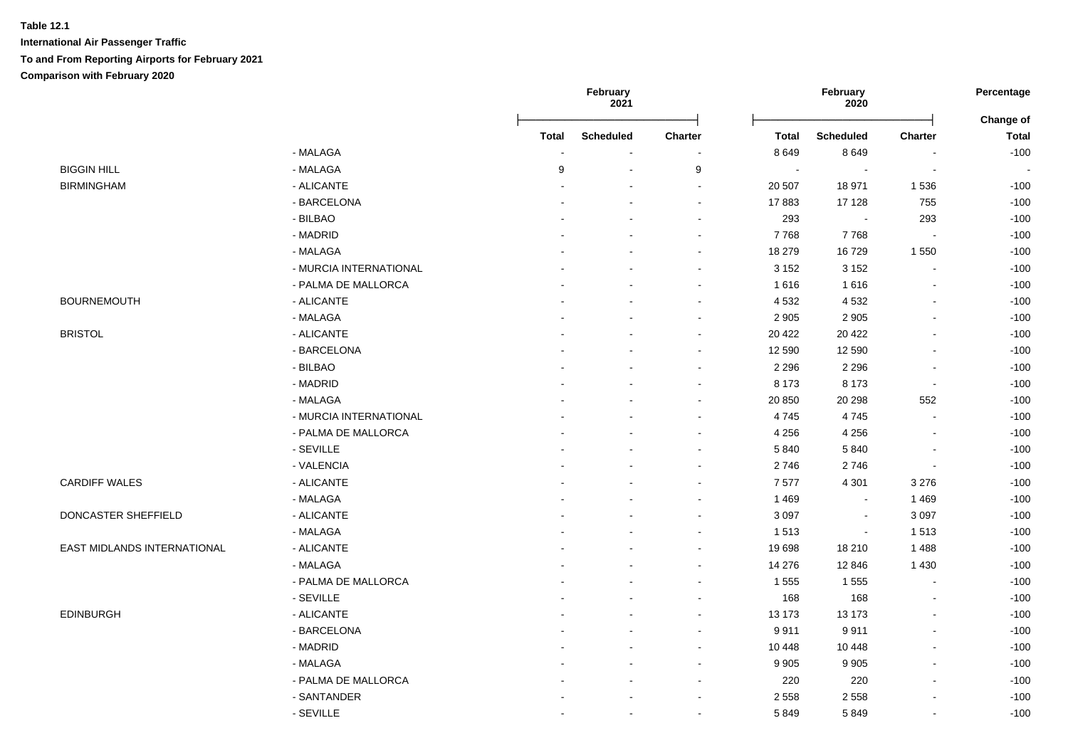**Table 12.1**

**International Air Passenger Traffic**

**To and From Reporting Airports for February 2021**

**Comparison with February 2020**

| | | February 2021 | | | February 2020 | | | Percentage |
|---|---|---|---|---|---|---|---|---|
| | | **Total** | **Scheduled** | **Charter** | **Total** | **Scheduled** | **Charter** | **Change of Total** |
| | - MALAGA | - | - | - | 8 649 | 8 649 | - | -100 |
| BIGGIN HILL | - MALAGA | 9 | - | 9 | - | - | - | - |
| BIRMINGHAM | - ALICANTE | - | - | - | 20 507 | 18 971 | 1 536 | -100 |
| | - BARCELONA | - | - | - | 17 883 | 17 128 | 755 | -100 |
| | - BILBAO | - | - | - | 293 | - | 293 | -100 |
| | - MADRID | - | - | - | 7 768 | 7 768 | - | -100 |
| | - MALAGA | - | - | - | 18 279 | 16 729 | 1 550 | -100 |
| | - MURCIA INTERNATIONAL | - | - | - | 3 152 | 3 152 | - | -100 |
| | - PALMA DE MALLORCA | - | - | - | 1 616 | 1 616 | - | -100 |
| BOURNEMOUTH | - ALICANTE | - | - | - | 4 532 | 4 532 | - | -100 |
| | - MALAGA | - | - | - | 2 905 | 2 905 | - | -100 |
| BRISTOL | - ALICANTE | - | - | - | 20 422 | 20 422 | - | -100 |
| | - BARCELONA | - | - | - | 12 590 | 12 590 | - | -100 |
| | - BILBAO | - | - | - | 2 296 | 2 296 | - | -100 |
| | - MADRID | - | - | - | 8 173 | 8 173 | - | -100 |
| | - MALAGA | - | - | - | 20 850 | 20 298 | 552 | -100 |
| | - MURCIA INTERNATIONAL | - | - | - | 4 745 | 4 745 | - | -100 |
| | - PALMA DE MALLORCA | - | - | - | 4 256 | 4 256 | - | -100 |
| | - SEVILLE | - | - | - | 5 840 | 5 840 | - | -100 |
| | - VALENCIA | - | - | - | 2 746 | 2 746 | - | -100 |
| CARDIFF WALES | - ALICANTE | - | - | - | 7 577 | 4 301 | 3 276 | -100 |
| | - MALAGA | - | - | - | 1 469 | - | 1 469 | -100 |
| DONCASTER SHEFFIELD | - ALICANTE | - | - | - | 3 097 | - | 3 097 | -100 |
| | - MALAGA | - | - | - | 1 513 | - | 1 513 | -100 |
| EAST MIDLANDS INTERNATIONAL | - ALICANTE | - | - | - | 19 698 | 18 210 | 1 488 | -100 |
| | - MALAGA | - | - | - | 14 276 | 12 846 | 1 430 | -100 |
| | - PALMA DE MALLORCA | - | - | - | 1 555 | 1 555 | - | -100 |
| | - SEVILLE | - | - | - | 168 | 168 | - | -100 |
| EDINBURGH | - ALICANTE | - | - | - | 13 173 | 13 173 | - | -100 |
| | - BARCELONA | - | - | - | 9 911 | 9 911 | - | -100 |
| | - MADRID | - | - | - | 10 448 | 10 448 | - | -100 |
| | - MALAGA | - | - | - | 9 905 | 9 905 | - | -100 |
| | - PALMA DE MALLORCA | - | - | - | 220 | 220 | - | -100 |
| | - SANTANDER | - | - | - | 2 558 | 2 558 | - | -100 |
| | - SEVILLE | - | - | - | 5 849 | 5 849 | - | -100 |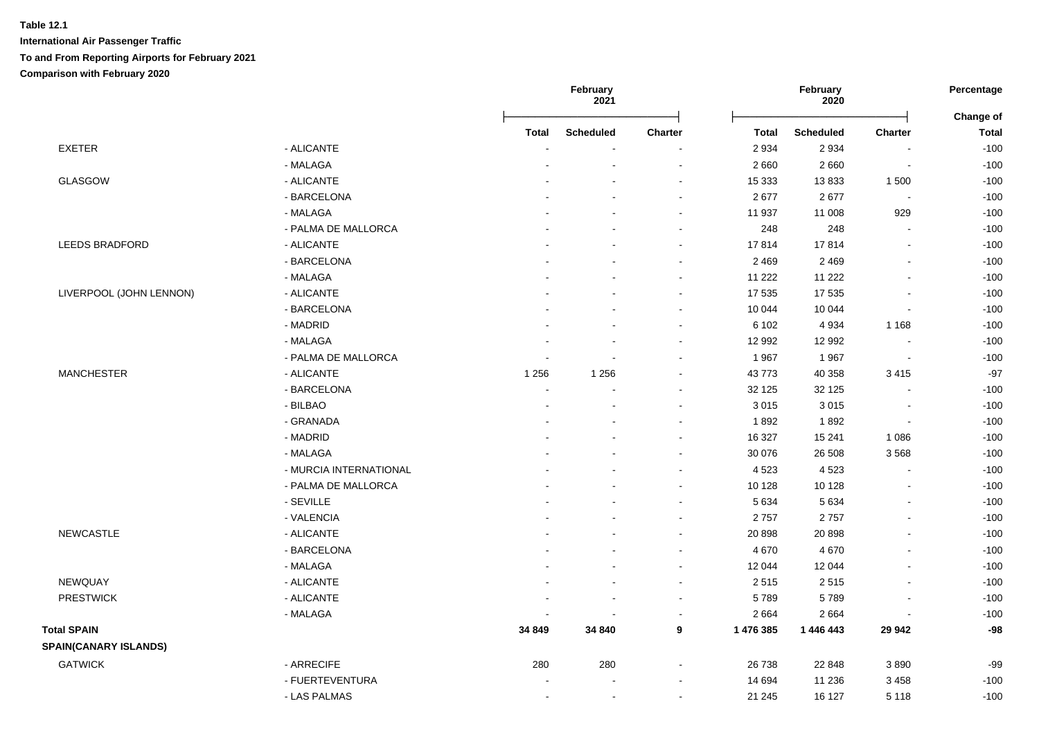**Table 12.1**

**International Air Passenger Traffic**

**To and From Reporting Airports for February 2021**

**Comparison with February 2020**

| | | February 2021 | | | February 2020 | | | Percentage |
|---|---|---|---|---|---|---|---|---|
| | | Total | Scheduled | Charter | Total | Scheduled | Charter | Change of Total |
| EXETER | - ALICANTE | - | - | - | 2 934 | 2 934 | - | -100 |
| | - MALAGA | - | - | - | 2 660 | 2 660 | - | -100 |
| GLASGOW | - ALICANTE | - | - | - | 15 333 | 13 833 | 1 500 | -100 |
| | - BARCELONA | - | - | - | 2 677 | 2 677 | - | -100 |
| | - MALAGA | - | - | - | 11 937 | 11 008 | 929 | -100 |
| | - PALMA DE MALLORCA | - | - | - | 248 | 248 | - | -100 |
| LEEDS BRADFORD | - ALICANTE | - | - | - | 17 814 | 17 814 | - | -100 |
| | - BARCELONA | - | - | - | 2 469 | 2 469 | - | -100 |
| | - MALAGA | - | - | - | 11 222 | 11 222 | - | -100 |
| LIVERPOOL (JOHN LENNON) | - ALICANTE | - | - | - | 17 535 | 17 535 | - | -100 |
| | - BARCELONA | - | - | - | 10 044 | 10 044 | - | -100 |
| | - MADRID | - | - | - | 6 102 | 4 934 | 1 168 | -100 |
| | - MALAGA | - | - | - | 12 992 | 12 992 | - | -100 |
| | - PALMA DE MALLORCA | - | - | - | 1 967 | 1 967 | - | -100 |
| MANCHESTER | - ALICANTE | 1 256 | 1 256 | - | 43 773 | 40 358 | 3 415 | -97 |
| | - BARCELONA | - | - | - | 32 125 | 32 125 | - | -100 |
| | - BILBAO | - | - | - | 3 015 | 3 015 | - | -100 |
| | - GRANADA | - | - | - | 1 892 | 1 892 | - | -100 |
| | - MADRID | - | - | - | 16 327 | 15 241 | 1 086 | -100 |
| | - MALAGA | - | - | - | 30 076 | 26 508 | 3 568 | -100 |
| | - MURCIA INTERNATIONAL | - | - | - | 4 523 | 4 523 | - | -100 |
| | - PALMA DE MALLORCA | - | - | - | 10 128 | 10 128 | - | -100 |
| | - SEVILLE | - | - | - | 5 634 | 5 634 | - | -100 |
| | - VALENCIA | - | - | - | 2 757 | 2 757 | - | -100 |
| NEWCASTLE | - ALICANTE | - | - | - | 20 898 | 20 898 | - | -100 |
| | - BARCELONA | - | - | - | 4 670 | 4 670 | - | -100 |
| | - MALAGA | - | - | - | 12 044 | 12 044 | - | -100 |
| NEWQUAY | - ALICANTE | - | - | - | 2 515 | 2 515 | - | -100 |
| PRESTWICK | - ALICANTE | - | - | - | 5 789 | 5 789 | - | -100 |
| | - MALAGA | - | - | - | 2 664 | 2 664 | - | -100 |
| **Total SPAIN** | | **34 849** | **34 840** | **9** | **1 476 385** | **1 446 443** | **29 942** | **-98** |
| **SPAIN(CANARY ISLANDS)** | | | | | | | | |
| GATWICK | - ARRECIFE | 280 | 280 | - | 26 738 | 22 848 | 3 890 | -99 |
| | - FUERTEVENTURA | - | - | - | 14 694 | 11 236 | 3 458 | -100 |
| | - LAS PALMAS | - | - | - | 21 245 | 16 127 | 5 118 | -100 |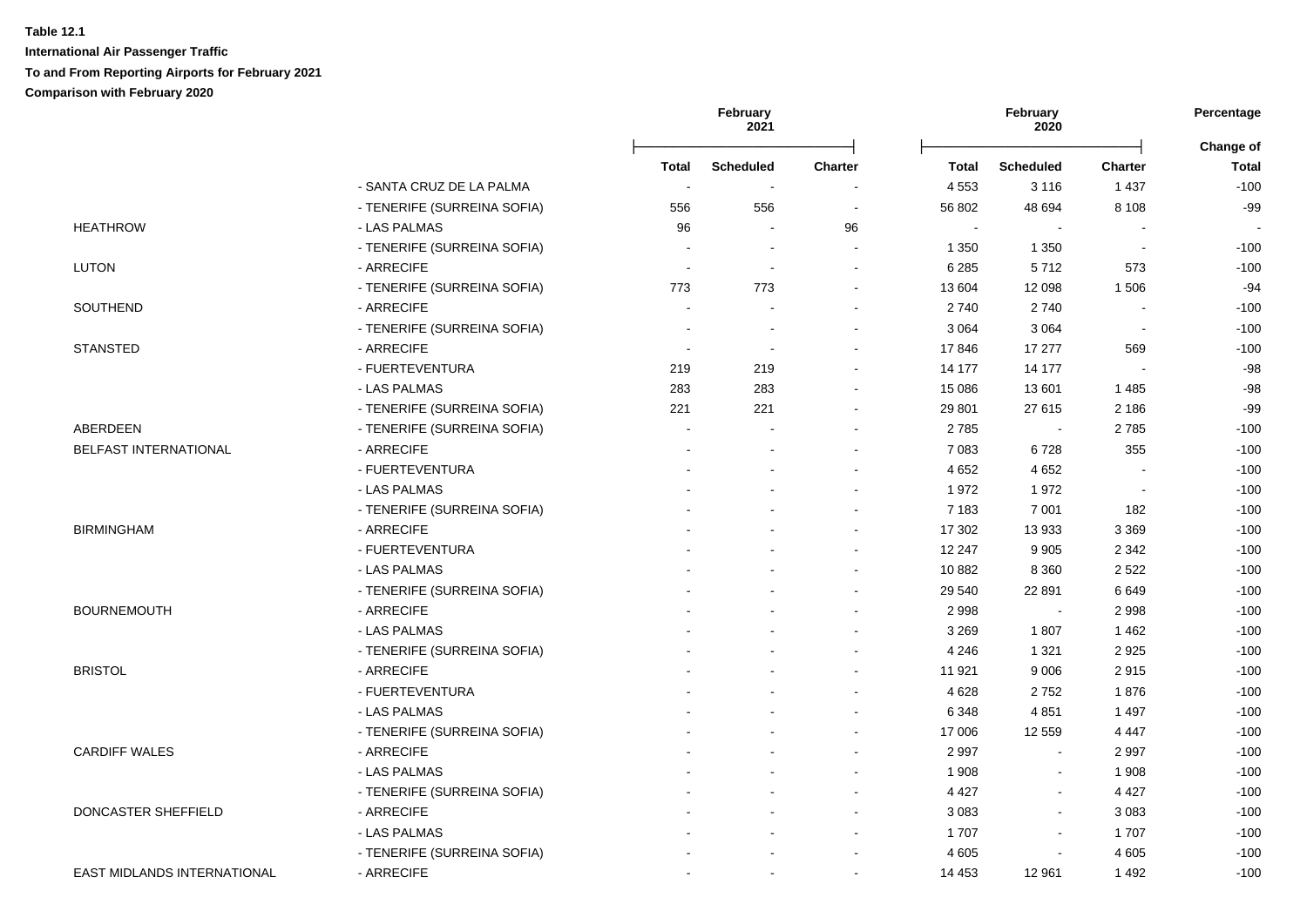**Table 12.1**

**International Air Passenger Traffic**

**To and From Reporting Airports for February 2021**

**Comparison with February 2020**

| | | February 2021 | | | February 2020 | | | Percentage |
|---|---|---|---|---|---|---|---|---|
| | | **Total** | **Scheduled** | **Charter** | **Total** | **Scheduled** | **Charter** | **Change of Total** |
| | - SANTA CRUZ DE LA PALMA | - | - | - | 4 553 | 3 116 | 1 437 | -100 |
| | - TENERIFE (SURREINA SOFIA) | 556 | 556 | - | 56 802 | 48 694 | 8 108 | -99 |
| HEATHROW | - LAS PALMAS | 96 | - | 96 | - | - | - | - |
| | - TENERIFE (SURREINA SOFIA) | - | - | - | 1 350 | 1 350 | - | -100 |
| LUTON | - ARRECIFE | - | - | - | 6 285 | 5 712 | 573 | -100 |
| | - TENERIFE (SURREINA SOFIA) | 773 | 773 | - | 13 604 | 12 098 | 1 506 | -94 |
| SOUTHEND | - ARRECIFE | - | - | - | 2 740 | 2 740 | - | -100 |
| | - TENERIFE (SURREINA SOFIA) | - | - | - | 3 064 | 3 064 | - | -100 |
| STANSTED | - ARRECIFE | - | - | - | 17 846 | 17 277 | 569 | -100 |
| | - FUERTEVENTURA | 219 | 219 | - | 14 177 | 14 177 | - | -98 |
| | - LAS PALMAS | 283 | 283 | - | 15 086 | 13 601 | 1 485 | -98 |
| | - TENERIFE (SURREINA SOFIA) | 221 | 221 | - | 29 801 | 27 615 | 2 186 | -99 |
| ABERDEEN | - TENERIFE (SURREINA SOFIA) | - | - | - | 2 785 | - | 2 785 | -100 |
| BELFAST INTERNATIONAL | - ARRECIFE | - | - | - | 7 083 | 6 728 | 355 | -100 |
| | - FUERTEVENTURA | - | - | - | 4 652 | 4 652 | - | -100 |
| | - LAS PALMAS | - | - | - | 1 972 | 1 972 | - | -100 |
| | - TENERIFE (SURREINA SOFIA) | - | - | - | 7 183 | 7 001 | 182 | -100 |
| BIRMINGHAM | - ARRECIFE | - | - | - | 17 302 | 13 933 | 3 369 | -100 |
| | - FUERTEVENTURA | - | - | - | 12 247 | 9 905 | 2 342 | -100 |
| | - LAS PALMAS | - | - | - | 10 882 | 8 360 | 2 522 | -100 |
| | - TENERIFE (SURREINA SOFIA) | - | - | - | 29 540 | 22 891 | 6 649 | -100 |
| BOURNEMOUTH | - ARRECIFE | - | - | - | 2 998 | - | 2 998 | -100 |
| | - LAS PALMAS | - | - | - | 3 269 | 1 807 | 1 462 | -100 |
| | - TENERIFE (SURREINA SOFIA) | - | - | - | 4 246 | 1 321 | 2 925 | -100 |
| BRISTOL | - ARRECIFE | - | - | - | 11 921 | 9 006 | 2 915 | -100 |
| | - FUERTEVENTURA | - | - | - | 4 628 | 2 752 | 1 876 | -100 |
| | - LAS PALMAS | - | - | - | 6 348 | 4 851 | 1 497 | -100 |
| | - TENERIFE (SURREINA SOFIA) | - | - | - | 17 006 | 12 559 | 4 447 | -100 |
| CARDIFF WALES | - ARRECIFE | - | - | - | 2 997 | - | 2 997 | -100 |
| | - LAS PALMAS | - | - | - | 1 908 | - | 1 908 | -100 |
| | - TENERIFE (SURREINA SOFIA) | - | - | - | 4 427 | - | 4 427 | -100 |
| DONCASTER SHEFFIELD | - ARRECIFE | - | - | - | 3 083 | - | 3 083 | -100 |
| | - LAS PALMAS | - | - | - | 1 707 | - | 1 707 | -100 |
| | - TENERIFE (SURREINA SOFIA) | - | - | - | 4 605 | - | 4 605 | -100 |
| EAST MIDLANDS INTERNATIONAL | - ARRECIFE | - | - | - | 14 453 | 12 961 | 1 492 | -100 |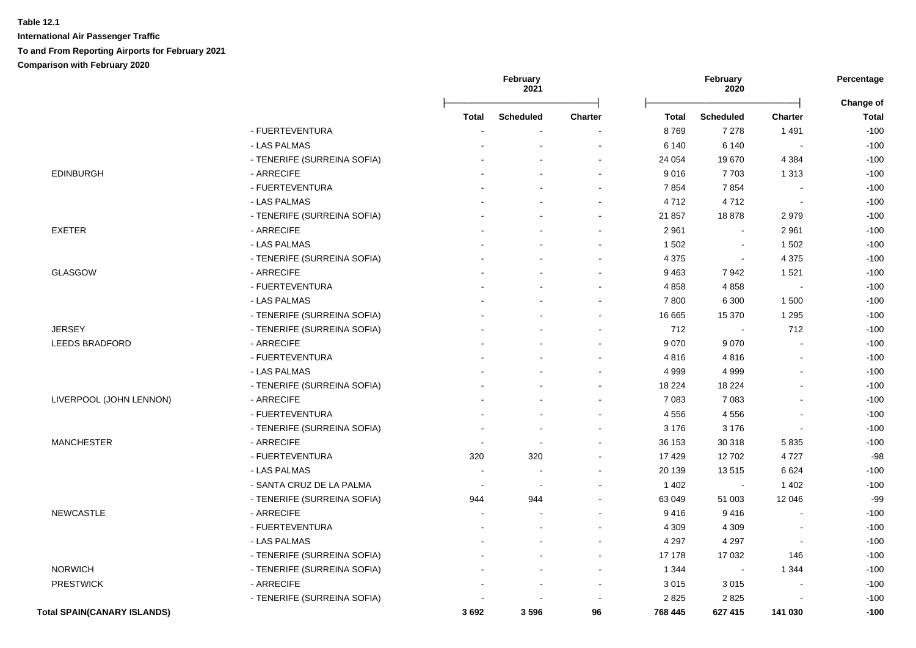**Table 12.1**

**International Air Passenger Traffic**

**To and From Reporting Airports for February 2021**

**Comparison with February 2020**

| | | February 2021 | | | February 2020 | | | Percentage |
|---|---|---|---|---|---|---|---|---|
| | | **Total** | **Scheduled** | **Charter** | **Total** | **Scheduled** | **Charter** | **Change of Total** |
| | - FUERTEVENTURA | - | - | - | 8 769 | 7 278 | 1 491 | -100 |
| | - LAS PALMAS | - | - | - | 6 140 | 6 140 | - | -100 |
| | - TENERIFE (SURREINA SOFIA) | - | - | - | 24 054 | 19 670 | 4 384 | -100 |
| EDINBURGH | - ARRECIFE | - | - | - | 9 016 | 7 703 | 1 313 | -100 |
| | - FUERTEVENTURA | - | - | - | 7 854 | 7 854 | - | -100 |
| | - LAS PALMAS | - | - | - | 4 712 | 4 712 | - | -100 |
| | - TENERIFE (SURREINA SOFIA) | - | - | - | 21 857 | 18 878 | 2 979 | -100 |
| EXETER | - ARRECIFE | - | - | - | 2 961 | - | 2 961 | -100 |
| | - LAS PALMAS | - | - | - | 1 502 | - | 1 502 | -100 |
| | - TENERIFE (SURREINA SOFIA) | - | - | - | 4 375 | - | 4 375 | -100 |
| GLASGOW | - ARRECIFE | - | - | - | 9 463 | 7 942 | 1 521 | -100 |
| | - FUERTEVENTURA | - | - | - | 4 858 | 4 858 | - | -100 |
| | - LAS PALMAS | - | - | - | 7 800 | 6 300 | 1 500 | -100 |
| | - TENERIFE (SURREINA SOFIA) | - | - | - | 16 665 | 15 370 | 1 295 | -100 |
| JERSEY | - TENERIFE (SURREINA SOFIA) | - | - | - | 712 | - | 712 | -100 |
| LEEDS BRADFORD | - ARRECIFE | - | - | - | 9 070 | 9 070 | - | -100 |
| | - FUERTEVENTURA | - | - | - | 4 816 | 4 816 | - | -100 |
| | - LAS PALMAS | - | - | - | 4 999 | 4 999 | - | -100 |
| | - TENERIFE (SURREINA SOFIA) | - | - | - | 18 224 | 18 224 | - | -100 |
| LIVERPOOL (JOHN LENNON) | - ARRECIFE | - | - | - | 7 083 | 7 083 | - | -100 |
| | - FUERTEVENTURA | - | - | - | 4 556 | 4 556 | - | -100 |
| | - TENERIFE (SURREINA SOFIA) | - | - | - | 3 176 | 3 176 | - | -100 |
| MANCHESTER | - ARRECIFE | - | - | - | 36 153 | 30 318 | 5 835 | -100 |
| | - FUERTEVENTURA | 320 | 320 | - | 17 429 | 12 702 | 4 727 | -98 |
| | - LAS PALMAS | - | - | - | 20 139 | 13 515 | 6 624 | -100 |
| | - SANTA CRUZ DE LA PALMA | - | - | - | 1 402 | - | 1 402 | -100 |
| | - TENERIFE (SURREINA SOFIA) | 944 | 944 | - | 63 049 | 51 003 | 12 046 | -99 |
| NEWCASTLE | - ARRECIFE | - | - | - | 9 416 | 9 416 | - | -100 |
| | - FUERTEVENTURA | - | - | - | 4 309 | 4 309 | - | -100 |
| | - LAS PALMAS | - | - | - | 4 297 | 4 297 | - | -100 |
| | - TENERIFE (SURREINA SOFIA) | - | - | - | 17 178 | 17 032 | 146 | -100 |
| NORWICH | - TENERIFE (SURREINA SOFIA) | - | - | - | 1 344 | - | 1 344 | -100 |
| PRESTWICK | - ARRECIFE | - | - | - | 3 015 | 3 015 | - | -100 |
| | - TENERIFE (SURREINA SOFIA) | - | - | - | 2 825 | 2 825 | - | -100 |
| **Total SPAIN(CANARY ISLANDS)** | | **3 692** | **3 596** | **96** | **768 445** | **627 415** | **141 030** | **-100** |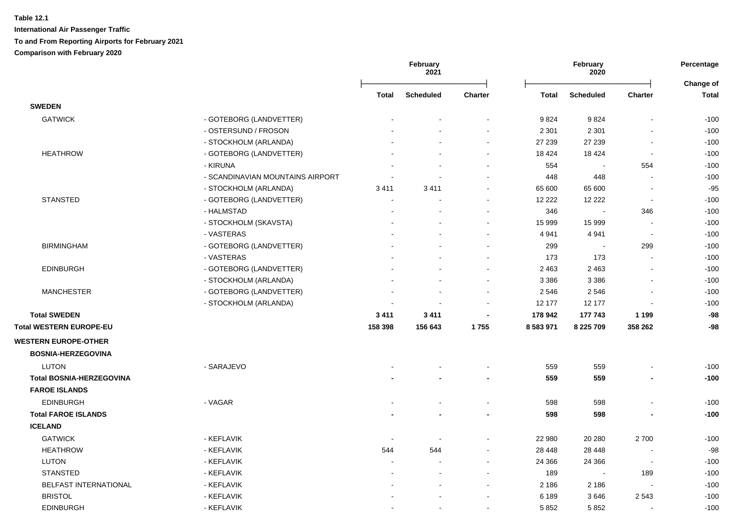**Table 12.1**

**International Air Passenger Traffic**

**To and From Reporting Airports for February 2021**

**Comparison with February 2020**

| | | February 2021 | | | February 2020 | | | Percentage |
|---|---|---|---|---|---|---|---|---|
| | | **Total** | **Scheduled** | **Charter** | **Total** | **Scheduled** | **Charter** | **Change of Total** |
| **SWEDEN** | | | | | | | | |
| GATWICK | - GOTEBORG (LANDVETTER) | - | - | - | 9 824 | 9 824 | - | -100 |
| | - OSTERSUND / FROSON | - | - | - | 2 301 | 2 301 | - | -100 |
| | - STOCKHOLM (ARLANDA) | - | - | - | 27 239 | 27 239 | - | -100 |
| HEATHROW | - GOTEBORG (LANDVETTER) | - | - | - | 18 424 | 18 424 | - | -100 |
| | - KIRUNA | - | - | - | 554 | - | 554 | -100 |
| | - SCANDINAVIAN MOUNTAINS AIRPORT | - | - | - | 448 | 448 | - | -100 |
| | - STOCKHOLM (ARLANDA) | 3 411 | 3 411 | - | 65 600 | 65 600 | - | -95 |
| STANSTED | - GOTEBORG (LANDVETTER) | - | - | - | 12 222 | 12 222 | - | -100 |
| | - HALMSTAD | - | - | - | 346 | - | 346 | -100 |
| | - STOCKHOLM (SKAVSTA) | - | - | - | 15 999 | 15 999 | - | -100 |
| | - VASTERAS | - | - | - | 4 941 | 4 941 | - | -100 |
| BIRMINGHAM | - GOTEBORG (LANDVETTER) | - | - | - | 299 | - | 299 | -100 |
| | - VASTERAS | - | - | - | 173 | 173 | - | -100 |
| EDINBURGH | - GOTEBORG (LANDVETTER) | - | - | - | 2 463 | 2 463 | - | -100 |
| | - STOCKHOLM (ARLANDA) | - | - | - | 3 386 | 3 386 | - | -100 |
| MANCHESTER | - GOTEBORG (LANDVETTER) | - | - | - | 2 546 | 2 546 | - | -100 |
| | - STOCKHOLM (ARLANDA) | - | - | - | 12 177 | 12 177 | - | -100 |
| **Total SWEDEN** | | **3 411** | **3 411** | **-** | **178 942** | **177 743** | **1 199** | **-98** |
| **Total WESTERN EUROPE-EU** | | **158 398** | **156 643** | **1 755** | **8 583 971** | **8 225 709** | **358 262** | **-98** |
| **WESTERN EUROPE-OTHER** | | | | | | | | |
| **BOSNIA-HERZEGOVINA** | | | | | | | | |
| LUTON | - SARAJEVO | - | - | - | 559 | 559 | - | -100 |
| **Total BOSNIA-HERZEGOVINA** | | **-** | **-** | **-** | **559** | **559** | **-** | **-100** |
| **FAROE ISLANDS** | | | | | | | | |
| EDINBURGH | - VAGAR | - | - | - | 598 | 598 | - | -100 |
| **Total FAROE ISLANDS** | | **-** | **-** | **-** | **598** | **598** | **-** | **-100** |
| **ICELAND** | | | | | | | | |
| GATWICK | - KEFLAVIK | - | - | - | 22 980 | 20 280 | 2 700 | -100 |
| HEATHROW | - KEFLAVIK | 544 | 544 | - | 28 448 | 28 448 | - | -98 |
| LUTON | - KEFLAVIK | - | - | - | 24 366 | 24 366 | - | -100 |
| STANSTED | - KEFLAVIK | - | - | - | 189 | - | 189 | -100 |
| BELFAST INTERNATIONAL | - KEFLAVIK | - | - | - | 2 186 | 2 186 | - | -100 |
| BRISTOL | - KEFLAVIK | - | - | - | 6 189 | 3 646 | 2 543 | -100 |
| EDINBURGH | - KEFLAVIK | - | - | - | 5 852 | 5 852 | - | -100 |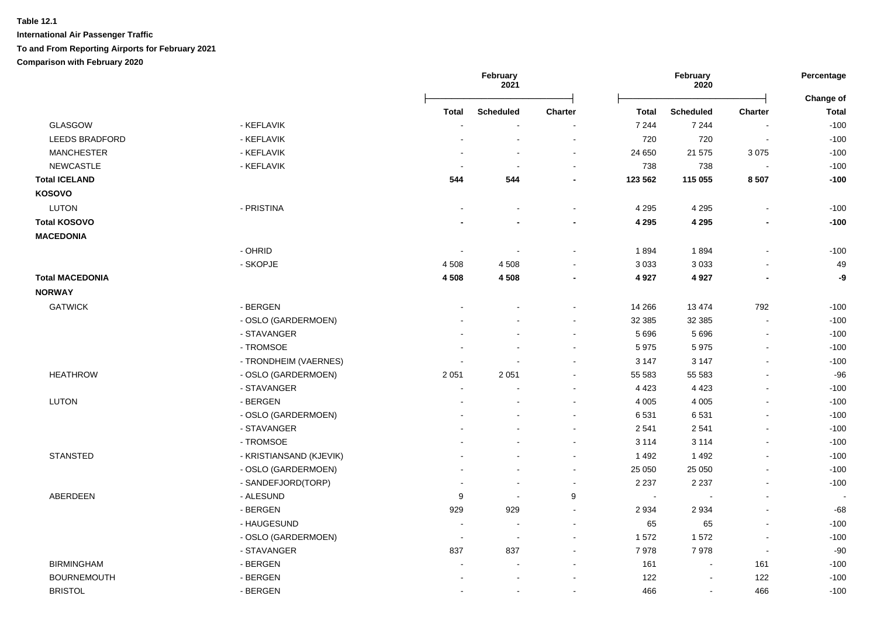**Table 12.1**

**International Air Passenger Traffic**

**To and From Reporting Airports for February 2021**

**Comparison with February 2020**

| | | February 2021 | | | February 2020 | | | Percentage |
|---|---|---|---|---|---|---|---|---|
| | | **Total** | **Scheduled** | **Charter** | **Total** | **Scheduled** | **Charter** | **Change of Total** |
| GLASGOW | - KEFLAVIK | - | - | - | 7 244 | 7 244 | - | -100 |
| LEEDS BRADFORD | - KEFLAVIK | - | - | - | 720 | 720 | - | -100 |
| MANCHESTER | - KEFLAVIK | - | - | - | 24 650 | 21 575 | 3 075 | -100 |
| NEWCASTLE | - KEFLAVIK | - | - | - | 738 | 738 | - | -100 |
| **Total ICELAND** | | **544** | **544** | **-** | **123 562** | **115 055** | **8 507** | **-100** |
| **KOSOVO** | | | | | | | | |
| LUTON | - PRISTINA | - | - | - | 4 295 | 4 295 | - | -100 |
| **Total KOSOVO** | | **-** | **-** | **-** | **4 295** | **4 295** | **-** | **-100** |
| **MACEDONIA** | | | | | | | | |
| | - OHRID | - | - | - | 1 894 | 1 894 | - | -100 |
| | - SKOPJE | 4 508 | 4 508 | - | 3 033 | 3 033 | - | 49 |
| **Total MACEDONIA** | | **4 508** | **4 508** | **-** | **4 927** | **4 927** | **-** | **-9** |
| **NORWAY** | | | | | | | | |
| GATWICK | - BERGEN | - | - | - | 14 266 | 13 474 | 792 | -100 |
| | - OSLO (GARDERMOEN) | - | - | - | 32 385 | 32 385 | - | -100 |
| | - STAVANGER | - | - | - | 5 696 | 5 696 | - | -100 |
| | - TROMSOE | - | - | - | 5 975 | 5 975 | - | -100 |
| | - TRONDHEIM (VAERNES) | - | - | - | 3 147 | 3 147 | - | -100 |
| HEATHROW | - OSLO (GARDERMOEN) | 2 051 | 2 051 | - | 55 583 | 55 583 | - | -96 |
| | - STAVANGER | - | - | - | 4 423 | 4 423 | - | -100 |
| LUTON | - BERGEN | - | - | - | 4 005 | 4 005 | - | -100 |
| | - OSLO (GARDERMOEN) | - | - | - | 6 531 | 6 531 | - | -100 |
| | - STAVANGER | - | - | - | 2 541 | 2 541 | - | -100 |
| | - TROMSOE | - | - | - | 3 114 | 3 114 | - | -100 |
| STANSTED | - KRISTIANSAND (KJEVIK) | - | - | - | 1 492 | 1 492 | - | -100 |
| | - OSLO (GARDERMOEN) | - | - | - | 25 050 | 25 050 | - | -100 |
| | - SANDEFJORD(TORP) | - | - | - | 2 237 | 2 237 | - | -100 |
| ABERDEEN | - ALESUND | 9 | - | 9 | - | - | - | - |
| | - BERGEN | 929 | 929 | - | 2 934 | 2 934 | - | -68 |
| | - HAUGESUND | - | - | - | 65 | 65 | - | -100 |
| | - OSLO (GARDERMOEN) | - | - | - | 1 572 | 1 572 | - | -100 |
| | - STAVANGER | 837 | 837 | - | 7 978 | 7 978 | - | -90 |
| BIRMINGHAM | - BERGEN | - | - | - | 161 | - | 161 | -100 |
| BOURNEMOUTH | - BERGEN | - | - | - | 122 | - | 122 | -100 |
| BRISTOL | - BERGEN | - | - | - | 466 | - | 466 | -100 |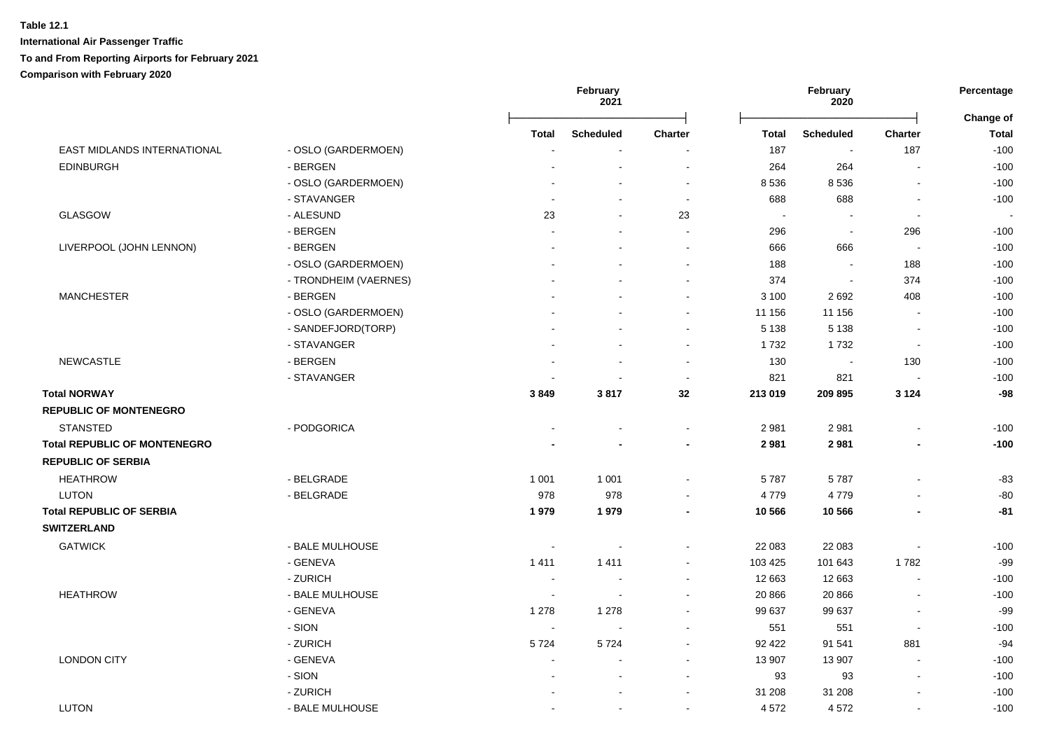**Table 12.1**

**International Air Passenger Traffic**

**To and From Reporting Airports for February 2021**

**Comparison with February 2020**

| | | February 2021 | | | February 2020 | | | Percentage |
|---|---|---|---|---|---|---|---|---|
| | | **Total** | **Scheduled** | **Charter** | **Total** | **Scheduled** | **Charter** | **Change of Total** |
| EAST MIDLANDS INTERNATIONAL | - OSLO (GARDERMOEN) | - | - | - | 187 | - | 187 | -100 |
| EDINBURGH | - BERGEN | - | - | - | 264 | 264 | - | -100 |
| | - OSLO (GARDERMOEN) | - | - | - | 8 536 | 8 536 | - | -100 |
| | - STAVANGER | - | - | - | 688 | 688 | - | -100 |
| GLASGOW | - ALESUND | 23 | - | 23 | - | - | - | - |
| | - BERGEN | - | - | - | 296 | - | 296 | -100 |
| LIVERPOOL (JOHN LENNON) | - BERGEN | - | - | - | 666 | 666 | - | -100 |
| | - OSLO (GARDERMOEN) | - | - | - | 188 | - | 188 | -100 |
| | - TRONDHEIM (VAERNES) | - | - | - | 374 | - | 374 | -100 |
| MANCHESTER | - BERGEN | - | - | - | 3 100 | 2 692 | 408 | -100 |
| | - OSLO (GARDERMOEN) | - | - | - | 11 156 | 11 156 | - | -100 |
| | - SANDEFJORD(TORP) | - | - | - | 5 138 | 5 138 | - | -100 |
| | - STAVANGER | - | - | - | 1 732 | 1 732 | - | -100 |
| NEWCASTLE | - BERGEN | - | - | - | 130 | - | 130 | -100 |
| | - STAVANGER | - | - | - | 821 | 821 | - | -100 |
| **Total NORWAY** | | **3 849** | **3 817** | **32** | **213 019** | **209 895** | **3 124** | **-98** |
| **REPUBLIC OF MONTENEGRO** | | | | | | | | |
| STANSTED | - PODGORICA | - | - | - | 2 981 | 2 981 | - | -100 |
| **Total REPUBLIC OF MONTENEGRO** | | **-** | **-** | **-** | **2 981** | **2 981** | **-** | **-100** |
| **REPUBLIC OF SERBIA** | | | | | | | | |
| HEATHROW | - BELGRADE | 1 001 | 1 001 | - | 5 787 | 5 787 | - | -83 |
| LUTON | - BELGRADE | 978 | 978 | - | 4 779 | 4 779 | - | -80 |
| **Total REPUBLIC OF SERBIA** | | **1 979** | **1 979** | **-** | **10 566** | **10 566** | **-** | **-81** |
| **SWITZERLAND** | | | | | | | | |
| GATWICK | - BALE MULHOUSE | - | - | - | 22 083 | 22 083 | - | -100 |
| | - GENEVA | 1 411 | 1 411 | - | 103 425 | 101 643 | 1 782 | -99 |
| | - ZURICH | - | - | - | 12 663 | 12 663 | - | -100 |
| HEATHROW | - BALE MULHOUSE | - | - | - | 20 866 | 20 866 | - | -100 |
| | - GENEVA | 1 278 | 1 278 | - | 99 637 | 99 637 | - | -99 |
| | - SION | - | - | - | 551 | 551 | - | -100 |
| | - ZURICH | 5 724 | 5 724 | - | 92 422 | 91 541 | 881 | -94 |
| LONDON CITY | - GENEVA | - | - | - | 13 907 | 13 907 | - | -100 |
| | - SION | - | - | - | 93 | 93 | - | -100 |
| | - ZURICH | - | - | - | 31 208 | 31 208 | - | -100 |
| LUTON | - BALE MULHOUSE | - | - | - | 4 572 | 4 572 | - | -100 |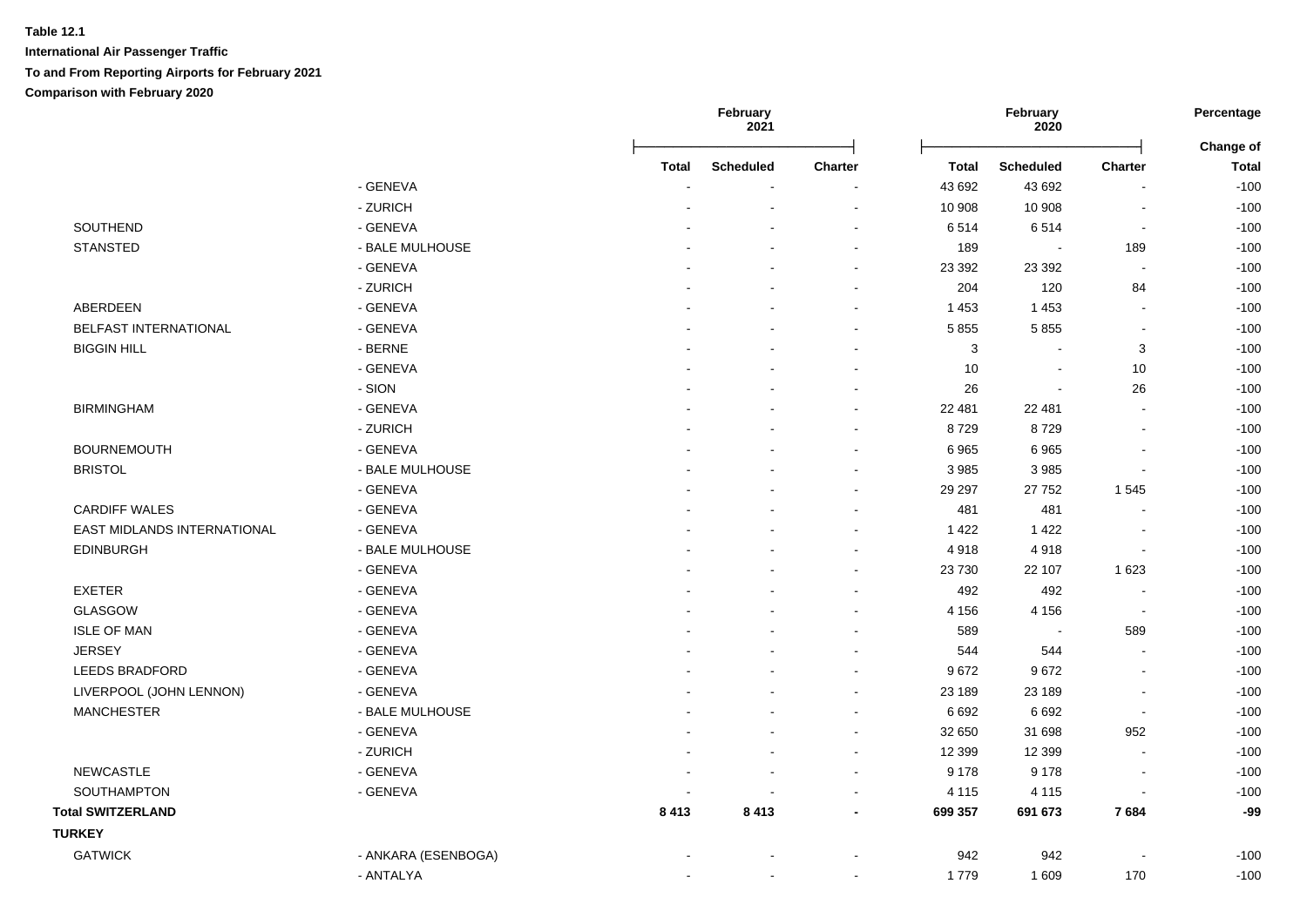**Table 12.1**

**International Air Passenger Traffic**

**To and From Reporting Airports for February 2021**

**Comparison with February 2020**

| | | February 2021 | | | February 2020 | | | Percentage |
|---|---|---|---|---|---|---|---|---|
| | | **Total** | **Scheduled** | **Charter** | **Total** | **Scheduled** | **Charter** | **Change of Total** |
| | - GENEVA | - | - | - | 43 692 | 43 692 | - | -100 |
| | - ZURICH | - | - | - | 10 908 | 10 908 | - | -100 |
| SOUTHEND | - GENEVA | - | - | - | 6 514 | 6 514 | - | -100 |
| STANSTED | - BALE MULHOUSE | - | - | - | 189 | - | 189 | -100 |
| | - GENEVA | - | - | - | 23 392 | 23 392 | - | -100 |
| | - ZURICH | - | - | - | 204 | 120 | 84 | -100 |
| ABERDEEN | - GENEVA | - | - | - | 1 453 | 1 453 | - | -100 |
| BELFAST INTERNATIONAL | - GENEVA | - | - | - | 5 855 | 5 855 | - | -100 |
| BIGGIN HILL | - BERNE | - | - | - | 3 | - | 3 | -100 |
| | - GENEVA | - | - | - | 10 | - | 10 | -100 |
| | - SION | - | - | - | 26 | - | 26 | -100 |
| BIRMINGHAM | - GENEVA | - | - | - | 22 481 | 22 481 | - | -100 |
| | - ZURICH | - | - | - | 8 729 | 8 729 | - | -100 |
| BOURNEMOUTH | - GENEVA | - | - | - | 6 965 | 6 965 | - | -100 |
| BRISTOL | - BALE MULHOUSE | - | - | - | 3 985 | 3 985 | - | -100 |
| | - GENEVA | - | - | - | 29 297 | 27 752 | 1 545 | -100 |
| CARDIFF WALES | - GENEVA | - | - | - | 481 | 481 | - | -100 |
| EAST MIDLANDS INTERNATIONAL | - GENEVA | - | - | - | 1 422 | 1 422 | - | -100 |
| EDINBURGH | - BALE MULHOUSE | - | - | - | 4 918 | 4 918 | - | -100 |
| | - GENEVA | - | - | - | 23 730 | 22 107 | 1 623 | -100 |
| EXETER | - GENEVA | - | - | - | 492 | 492 | - | -100 |
| GLASGOW | - GENEVA | - | - | - | 4 156 | 4 156 | - | -100 |
| ISLE OF MAN | - GENEVA | - | - | - | 589 | - | 589 | -100 |
| JERSEY | - GENEVA | - | - | - | 544 | 544 | - | -100 |
| LEEDS BRADFORD | - GENEVA | - | - | - | 9 672 | 9 672 | - | -100 |
| LIVERPOOL (JOHN LENNON) | - GENEVA | - | - | - | 23 189 | 23 189 | - | -100 |
| MANCHESTER | - BALE MULHOUSE | - | - | - | 6 692 | 6 692 | - | -100 |
| | - GENEVA | - | - | - | 32 650 | 31 698 | 952 | -100 |
| | - ZURICH | - | - | - | 12 399 | 12 399 | - | -100 |
| NEWCASTLE | - GENEVA | - | - | - | 9 178 | 9 178 | - | -100 |
| SOUTHAMPTON | - GENEVA | - | - | - | 4 115 | 4 115 | - | -100 |
| **Total SWITZERLAND** | | **8 413** | **8 413** | **-** | **699 357** | **691 673** | **7 684** | **-99** |
| **TURKEY** | | | | | | | | |
| GATWICK | - ANKARA (ESENBOGA) | - | - | - | 942 | 942 | - | -100 |
| | - ANTALYA | - | - | - | 1 779 | 1 609 | 170 | -100 |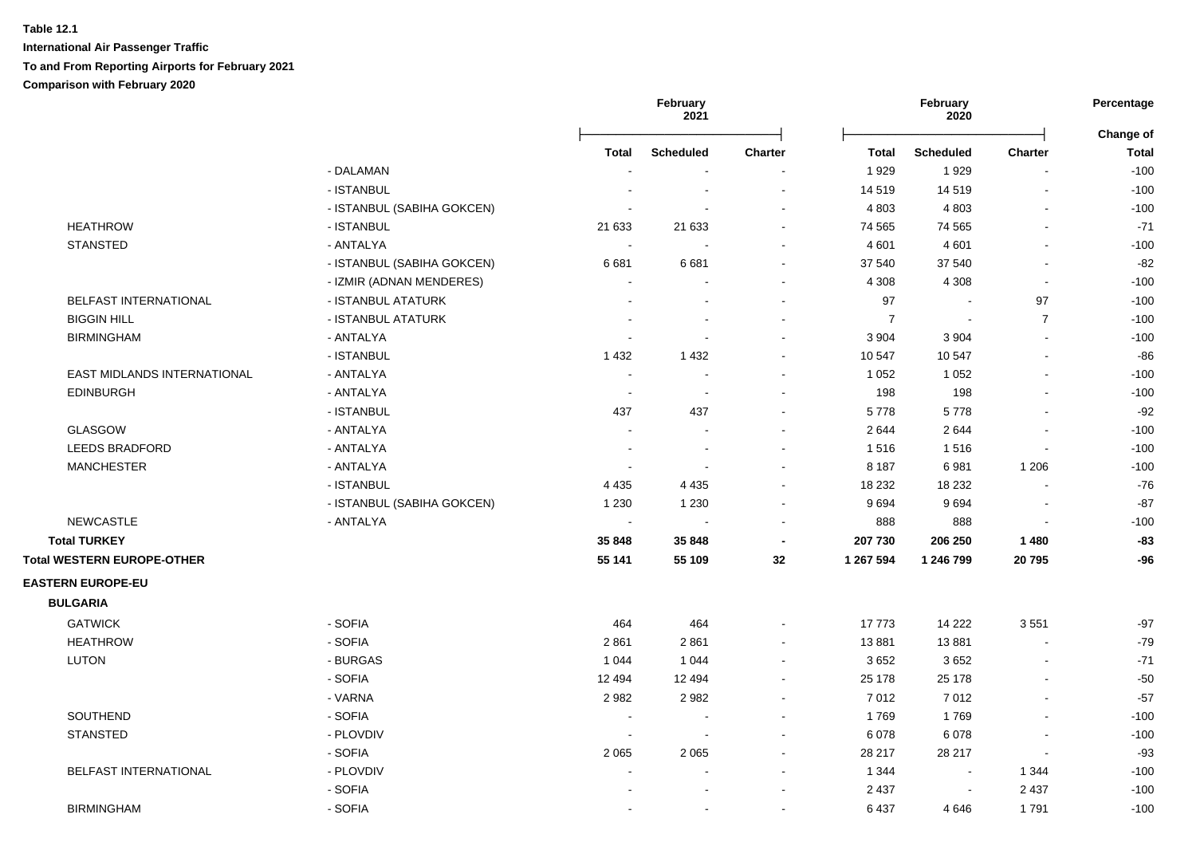**Table 12.1**

**International Air Passenger Traffic**

**To and From Reporting Airports for February 2021**

**Comparison with February 2020**

| | | February 2021 | | | February 2020 | | | Percentage |
|---|---|---|---|---|---|---|---|---|
| | | **Total** | **Scheduled** | **Charter** | **Total** | **Scheduled** | **Charter** | **Change of Total** |
| | - DALAMAN | - | - | - | 1 929 | 1 929 | - | -100 |
| | - ISTANBUL | - | - | - | 14 519 | 14 519 | - | -100 |
| | - ISTANBUL (SABIHA GOKCEN) | - | - | - | 4 803 | 4 803 | - | -100 |
| HEATHROW | - ISTANBUL | 21 633 | 21 633 | - | 74 565 | 74 565 | - | -71 |
| STANSTED | - ANTALYA | - | - | - | 4 601 | 4 601 | - | -100 |
| | - ISTANBUL (SABIHA GOKCEN) | 6 681 | 6 681 | - | 37 540 | 37 540 | - | -82 |
| | - IZMIR (ADNAN MENDERES) | - | - | - | 4 308 | 4 308 | - | -100 |
| BELFAST INTERNATIONAL | - ISTANBUL ATATURK | - | - | - | 97 | - | 97 | -100 |
| BIGGIN HILL | - ISTANBUL ATATURK | - | - | - | 7 | - | 7 | -100 |
| BIRMINGHAM | - ANTALYA | - | - | - | 3 904 | 3 904 | - | -100 |
| | - ISTANBUL | 1 432 | 1 432 | - | 10 547 | 10 547 | - | -86 |
| EAST MIDLANDS INTERNATIONAL | - ANTALYA | - | - | - | 1 052 | 1 052 | - | -100 |
| EDINBURGH | - ANTALYA | - | - | - | 198 | 198 | - | -100 |
| | - ISTANBUL | 437 | 437 | - | 5 778 | 5 778 | - | -92 |
| GLASGOW | - ANTALYA | - | - | - | 2 644 | 2 644 | - | -100 |
| LEEDS BRADFORD | - ANTALYA | - | - | - | 1 516 | 1 516 | - | -100 |
| MANCHESTER | - ANTALYA | - | - | - | 8 187 | 6 981 | 1 206 | -100 |
| | - ISTANBUL | 4 435 | 4 435 | - | 18 232 | 18 232 | - | -76 |
| | - ISTANBUL (SABIHA GOKCEN) | 1 230 | 1 230 | - | 9 694 | 9 694 | - | -87 |
| NEWCASTLE | - ANTALYA | - | - | - | 888 | 888 | - | -100 |
| **Total TURKEY** | | **35 848** | **35 848** | **-** | **207 730** | **206 250** | **1 480** | **-83** |
| **Total WESTERN EUROPE-OTHER** | | **55 141** | **55 109** | **32** | **1 267 594** | **1 246 799** | **20 795** | **-96** |
| **EASTERN EUROPE-EU** | | | | | | | | |
| **BULGARIA** | | | | | | | | |
| GATWICK | - SOFIA | 464 | 464 | - | 17 773 | 14 222 | 3 551 | -97 |
| HEATHROW | - SOFIA | 2 861 | 2 861 | - | 13 881 | 13 881 | - | -79 |
| LUTON | - BURGAS | 1 044 | 1 044 | - | 3 652 | 3 652 | - | -71 |
| | - SOFIA | 12 494 | 12 494 | - | 25 178 | 25 178 | - | -50 |
| | - VARNA | 2 982 | 2 982 | - | 7 012 | 7 012 | - | -57 |
| SOUTHEND | - SOFIA | - | - | - | 1 769 | 1 769 | - | -100 |
| STANSTED | - PLOVDIV | - | - | - | 6 078 | 6 078 | - | -100 |
| | - SOFIA | 2 065 | 2 065 | - | 28 217 | 28 217 | - | -93 |
| BELFAST INTERNATIONAL | - PLOVDIV | - | - | - | 1 344 | - | 1 344 | -100 |
| | - SOFIA | - | - | - | 2 437 | - | 2 437 | -100 |
| BIRMINGHAM | - SOFIA | - | - | - | 6 437 | 4 646 | 1 791 | -100 |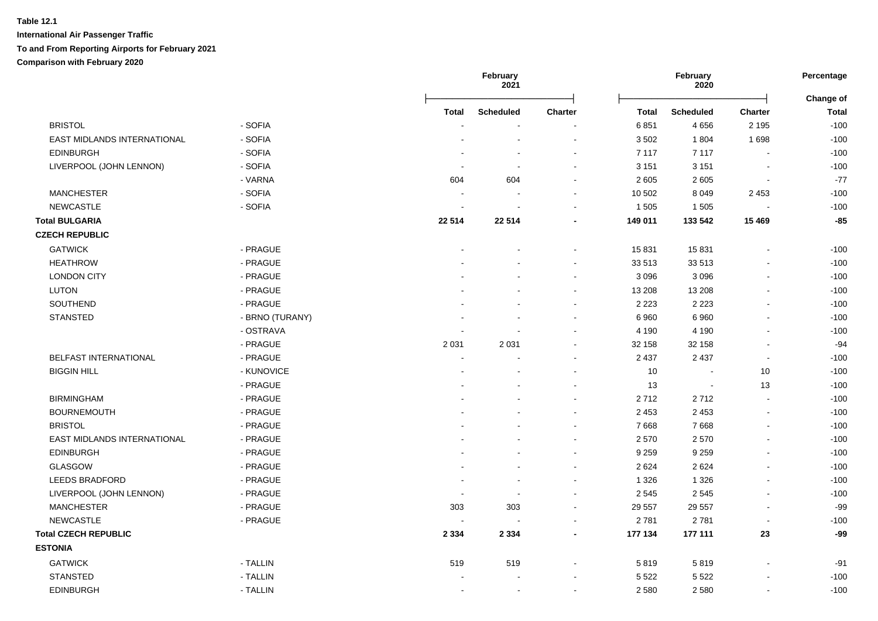**Table 12.1**

**International Air Passenger Traffic**

**To and From Reporting Airports for February 2021**

**Comparison with February 2020**

| | | February 2021 | | | February 2020 | | | Percentage |
|---|---|---|---|---|---|---|---|---|
| | | **Total** | **Scheduled** | **Charter** | **Total** | **Scheduled** | **Charter** | **Change of Total** |
| BRISTOL | - SOFIA | - | - | - | 6 851 | 4 656 | 2 195 | -100 |
| EAST MIDLANDS INTERNATIONAL | - SOFIA | - | - | - | 3 502 | 1 804 | 1 698 | -100 |
| EDINBURGH | - SOFIA | - | - | - | 7 117 | 7 117 | - | -100 |
| LIVERPOOL (JOHN LENNON) | - SOFIA | - | - | - | 3 151 | 3 151 | - | -100 |
| | - VARNA | 604 | 604 | - | 2 605 | 2 605 | - | -77 |
| MANCHESTER | - SOFIA | - | - | - | 10 502 | 8 049 | 2 453 | -100 |
| NEWCASTLE | - SOFIA | - | - | - | 1 505 | 1 505 | - | -100 |
| **Total BULGARIA** | | **22 514** | **22 514** | **-** | **149 011** | **133 542** | **15 469** | **-85** |
| **CZECH REPUBLIC** | | | | | | | | |
| GATWICK | - PRAGUE | - | - | - | 15 831 | 15 831 | - | -100 |
| HEATHROW | - PRAGUE | - | - | - | 33 513 | 33 513 | - | -100 |
| LONDON CITY | - PRAGUE | - | - | - | 3 096 | 3 096 | - | -100 |
| LUTON | - PRAGUE | - | - | - | 13 208 | 13 208 | - | -100 |
| SOUTHEND | - PRAGUE | - | - | - | 2 223 | 2 223 | - | -100 |
| STANSTED | - BRNO (TURANY) | - | - | - | 6 960 | 6 960 | - | -100 |
| | - OSTRAVA | - | - | - | 4 190 | 4 190 | - | -100 |
| | - PRAGUE | 2 031 | 2 031 | - | 32 158 | 32 158 | - | -94 |
| BELFAST INTERNATIONAL | - PRAGUE | - | - | - | 2 437 | 2 437 | - | -100 |
| BIGGIN HILL | - KUNOVICE | - | - | - | 10 | - | 10 | -100 |
| | - PRAGUE | - | - | - | 13 | - | 13 | -100 |
| BIRMINGHAM | - PRAGUE | - | - | - | 2 712 | 2 712 | - | -100 |
| BOURNEMOUTH | - PRAGUE | - | - | - | 2 453 | 2 453 | - | -100 |
| BRISTOL | - PRAGUE | - | - | - | 7 668 | 7 668 | - | -100 |
| EAST MIDLANDS INTERNATIONAL | - PRAGUE | - | - | - | 2 570 | 2 570 | - | -100 |
| EDINBURGH | - PRAGUE | - | - | - | 9 259 | 9 259 | - | -100 |
| GLASGOW | - PRAGUE | - | - | - | 2 624 | 2 624 | - | -100 |
| LEEDS BRADFORD | - PRAGUE | - | - | - | 1 326 | 1 326 | - | -100 |
| LIVERPOOL (JOHN LENNON) | - PRAGUE | - | - | - | 2 545 | 2 545 | - | -100 |
| MANCHESTER | - PRAGUE | 303 | 303 | - | 29 557 | 29 557 | - | -99 |
| NEWCASTLE | - PRAGUE | - | - | - | 2 781 | 2 781 | - | -100 |
| **Total CZECH REPUBLIC** | | **2 334** | **2 334** | **-** | **177 134** | **177 111** | **23** | **-99** |
| **ESTONIA** | | | | | | | | |
| GATWICK | - TALLIN | 519 | 519 | - | 5 819 | 5 819 | - | -91 |
| STANSTED | - TALLIN | - | - | - | 5 522 | 5 522 | - | -100 |
| EDINBURGH | - TALLIN | - | - | - | 2 580 | 2 580 | - | -100 |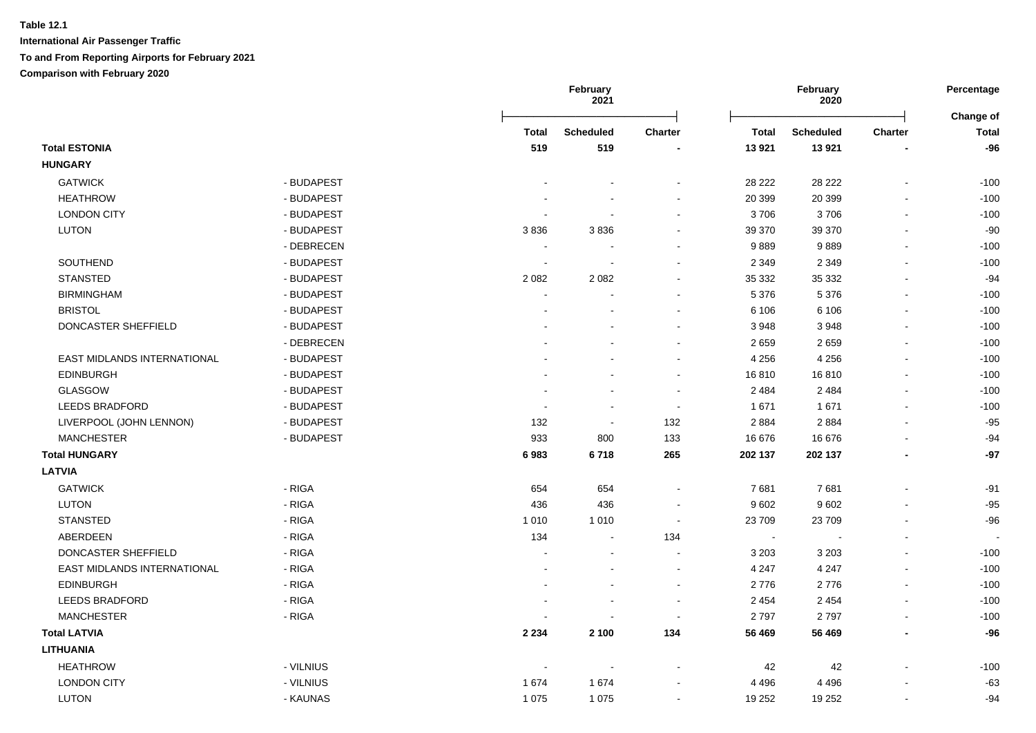**Table 12.1**

**International Air Passenger Traffic**

**To and From Reporting Airports for February 2021**

**Comparison with February 2020**

| | | February 2021 | | | February 2020 | | | Percentage |
|---|---|---|---|---|---|---|---|---|
| | | Total | Scheduled | Charter | Total | Scheduled | Charter | Change of Total |
| **Total ESTONIA** | | **519** | **519** | **-** | **13 921** | **13 921** | **-** | **-96** |
| **HUNGARY** | | | | | | | | |
| GATWICK | - BUDAPEST | - | - | - | 28 222 | 28 222 | - | -100 |
| HEATHROW | - BUDAPEST | - | - | - | 20 399 | 20 399 | - | -100 |
| LONDON CITY | - BUDAPEST | - | - | - | 3 706 | 3 706 | - | -100 |
| LUTON | - BUDAPEST | 3 836 | 3 836 | - | 39 370 | 39 370 | - | -90 |
| | - DEBRECEN | - | - | - | 9 889 | 9 889 | - | -100 |
| SOUTHEND | - BUDAPEST | - | - | - | 2 349 | 2 349 | - | -100 |
| STANSTED | - BUDAPEST | 2 082 | 2 082 | - | 35 332 | 35 332 | - | -94 |
| BIRMINGHAM | - BUDAPEST | - | - | - | 5 376 | 5 376 | - | -100 |
| BRISTOL | - BUDAPEST | - | - | - | 6 106 | 6 106 | - | -100 |
| DONCASTER SHEFFIELD | - BUDAPEST | - | - | - | 3 948 | 3 948 | - | -100 |
| | - DEBRECEN | - | - | - | 2 659 | 2 659 | - | -100 |
| EAST MIDLANDS INTERNATIONAL | - BUDAPEST | - | - | - | 4 256 | 4 256 | - | -100 |
| EDINBURGH | - BUDAPEST | - | - | - | 16 810 | 16 810 | - | -100 |
| GLASGOW | - BUDAPEST | - | - | - | 2 484 | 2 484 | - | -100 |
| LEEDS BRADFORD | - BUDAPEST | - | - | - | 1 671 | 1 671 | - | -100 |
| LIVERPOOL (JOHN LENNON) | - BUDAPEST | 132 | - | 132 | 2 884 | 2 884 | - | -95 |
| MANCHESTER | - BUDAPEST | 933 | 800 | 133 | 16 676 | 16 676 | - | -94 |
| **Total HUNGARY** | | **6 983** | **6 718** | **265** | **202 137** | **202 137** | **-** | **-97** |
| **LATVIA** | | | | | | | | |
| GATWICK | - RIGA | 654 | 654 | - | 7 681 | 7 681 | - | -91 |
| LUTON | - RIGA | 436 | 436 | - | 9 602 | 9 602 | - | -95 |
| STANSTED | - RIGA | 1 010 | 1 010 | - | 23 709 | 23 709 | - | -96 |
| ABERDEEN | - RIGA | 134 | - | 134 | - | - | - | - |
| DONCASTER SHEFFIELD | - RIGA | - | - | - | 3 203 | 3 203 | - | -100 |
| EAST MIDLANDS INTERNATIONAL | - RIGA | - | - | - | 4 247 | 4 247 | - | -100 |
| EDINBURGH | - RIGA | - | - | - | 2 776 | 2 776 | - | -100 |
| LEEDS BRADFORD | - RIGA | - | - | - | 2 454 | 2 454 | - | -100 |
| MANCHESTER | - RIGA | - | - | - | 2 797 | 2 797 | - | -100 |
| **Total LATVIA** | | **2 234** | **2 100** | **134** | **56 469** | **56 469** | **-** | **-96** |
| **LITHUANIA** | | | | | | | | |
| HEATHROW | - VILNIUS | - | - | - | 42 | 42 | - | -100 |
| LONDON CITY | - VILNIUS | 1 674 | 1 674 | - | 4 496 | 4 496 | - | -63 |
| LUTON | - KAUNAS | 1 075 | 1 075 | - | 19 252 | 19 252 | - | -94 |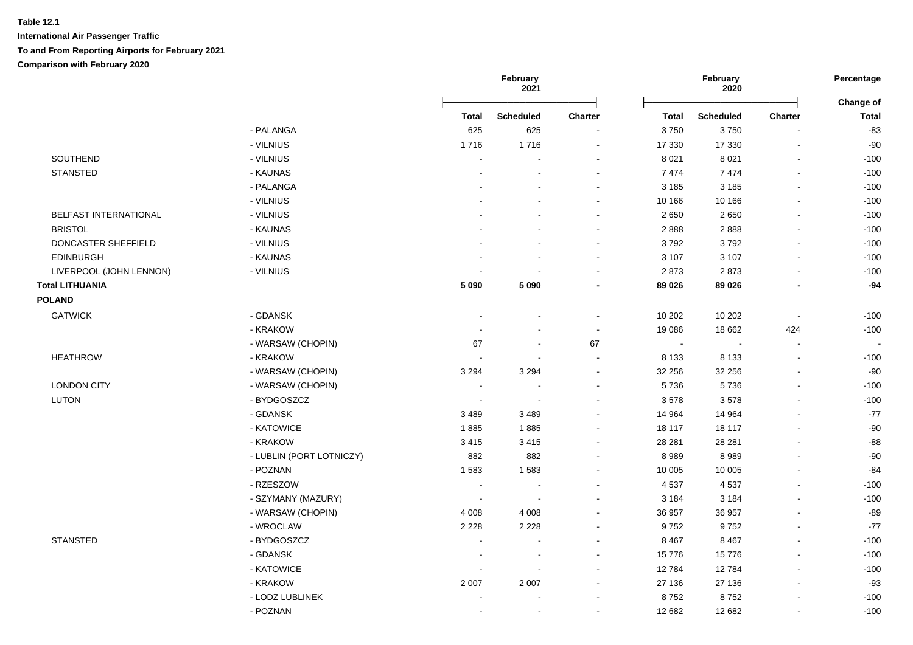**Table 12.1**

**International Air Passenger Traffic**

**To and From Reporting Airports for February 2021**

**Comparison with February 2020**

| | | February 2021 | | | February 2020 | | | Percentage |
|---|---|---|---|---|---|---|---|---|
| | | **Total** | **Scheduled** | **Charter** | **Total** | **Scheduled** | **Charter** | **Change of Total** |
| | - PALANGA | 625 | 625 | - | 3 750 | 3 750 | - | -83 |
| | - VILNIUS | 1 716 | 1 716 | - | 17 330 | 17 330 | - | -90 |
| SOUTHEND | - VILNIUS | - | - | - | 8 021 | 8 021 | - | -100 |
| STANSTED | - KAUNAS | - | - | - | 7 474 | 7 474 | - | -100 |
| | - PALANGA | - | - | - | 3 185 | 3 185 | - | -100 |
| | - VILNIUS | - | - | - | 10 166 | 10 166 | - | -100 |
| BELFAST INTERNATIONAL | - VILNIUS | - | - | - | 2 650 | 2 650 | - | -100 |
| BRISTOL | - KAUNAS | - | - | - | 2 888 | 2 888 | - | -100 |
| DONCASTER SHEFFIELD | - VILNIUS | - | - | - | 3 792 | 3 792 | - | -100 |
| EDINBURGH | - KAUNAS | - | - | - | 3 107 | 3 107 | - | -100 |
| LIVERPOOL (JOHN LENNON) | - VILNIUS | - | - | - | 2 873 | 2 873 | - | -100 |
| **Total LITHUANIA** | | **5 090** | **5 090** | **-** | **89 026** | **89 026** | **-** | **-94** |
| **POLAND** | | | | | | | | |
| GATWICK | - GDANSK | - | - | - | 10 202 | 10 202 | - | -100 |
| | - KRAKOW | - | - | - | 19 086 | 18 662 | 424 | -100 |
| | - WARSAW (CHOPIN) | 67 | - | 67 | - | - | - | - |
| HEATHROW | - KRAKOW | - | - | - | 8 133 | 8 133 | - | -100 |
| | - WARSAW (CHOPIN) | 3 294 | 3 294 | - | 32 256 | 32 256 | - | -90 |
| LONDON CITY | - WARSAW (CHOPIN) | - | - | - | 5 736 | 5 736 | - | -100 |
| LUTON | - BYDGOSZCZ | - | - | - | 3 578 | 3 578 | - | -100 |
| | - GDANSK | 3 489 | 3 489 | - | 14 964 | 14 964 | - | -77 |
| | - KATOWICE | 1 885 | 1 885 | - | 18 117 | 18 117 | - | -90 |
| | - KRAKOW | 3 415 | 3 415 | - | 28 281 | 28 281 | - | -88 |
| | - LUBLIN (PORT LOTNICZY) | 882 | 882 | - | 8 989 | 8 989 | - | -90 |
| | - POZNAN | 1 583 | 1 583 | - | 10 005 | 10 005 | - | -84 |
| | - RZESZOW | - | - | - | 4 537 | 4 537 | - | -100 |
| | - SZYMANY (MAZURY) | - | - | - | 3 184 | 3 184 | - | -100 |
| | - WARSAW (CHOPIN) | 4 008 | 4 008 | - | 36 957 | 36 957 | - | -89 |
| | - WROCLAW | 2 228 | 2 228 | - | 9 752 | 9 752 | - | -77 |
| STANSTED | - BYDGOSZCZ | - | - | - | 8 467 | 8 467 | - | -100 |
| | - GDANSK | - | - | - | 15 776 | 15 776 | - | -100 |
| | - KATOWICE | - | - | - | 12 784 | 12 784 | - | -100 |
| | - KRAKOW | 2 007 | 2 007 | - | 27 136 | 27 136 | - | -93 |
| | - LODZ LUBLINEK | - | - | - | 8 752 | 8 752 | - | -100 |
| | - POZNAN | - | - | - | 12 682 | 12 682 | - | -100 |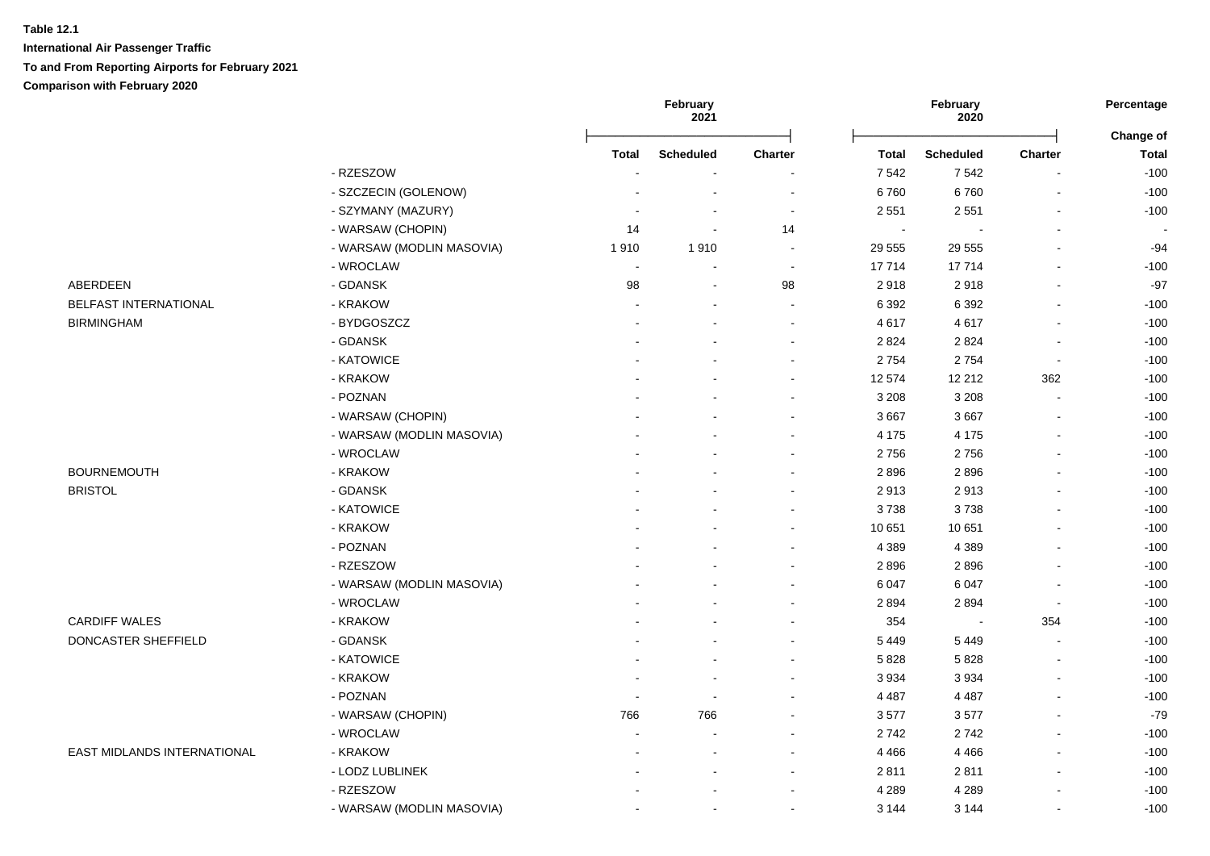**Table 12.1**

**International Air Passenger Traffic**

**To and From Reporting Airports for February 2021**

**Comparison with February 2020**

| | | February 2021 | | | February 2020 | | | Percentage |
|---|---|---|---|---|---|---|---|---|
| | | Total | Scheduled | Charter | Total | Scheduled | Charter | Change of Total |
| | - RZESZOW | - | - | - | 7 542 | 7 542 | - | -100 |
| | - SZCZECIN (GOLENOW) | - | - | - | 6 760 | 6 760 | - | -100 |
| | - SZYMANY (MAZURY) | - | - | - | 2 551 | 2 551 | - | -100 |
| | - WARSAW (CHOPIN) | 14 | - | 14 | - | - | - | - |
| | - WARSAW (MODLIN MASOVIA) | 1 910 | 1 910 | - | 29 555 | 29 555 | - | -94 |
| | - WROCLAW | - | - | - | 17 714 | 17 714 | - | -100 |
| ABERDEEN | - GDANSK | 98 | - | 98 | 2 918 | 2 918 | - | -97 |
| BELFAST INTERNATIONAL | - KRAKOW | - | - | - | 6 392 | 6 392 | - | -100 |
| BIRMINGHAM | - BYDGOSZCZ | - | - | - | 4 617 | 4 617 | - | -100 |
| | - GDANSK | - | - | - | 2 824 | 2 824 | - | -100 |
| | - KATOWICE | - | - | - | 2 754 | 2 754 | - | -100 |
| | - KRAKOW | - | - | - | 12 574 | 12 212 | 362 | -100 |
| | - POZNAN | - | - | - | 3 208 | 3 208 | - | -100 |
| | - WARSAW (CHOPIN) | - | - | - | 3 667 | 3 667 | - | -100 |
| | - WARSAW (MODLIN MASOVIA) | - | - | - | 4 175 | 4 175 | - | -100 |
| | - WROCLAW | - | - | - | 2 756 | 2 756 | - | -100 |
| BOURNEMOUTH | - KRAKOW | - | - | - | 2 896 | 2 896 | - | -100 |
| BRISTOL | - GDANSK | - | - | - | 2 913 | 2 913 | - | -100 |
| | - KATOWICE | - | - | - | 3 738 | 3 738 | - | -100 |
| | - KRAKOW | - | - | - | 10 651 | 10 651 | - | -100 |
| | - POZNAN | - | - | - | 4 389 | 4 389 | - | -100 |
| | - RZESZOW | - | - | - | 2 896 | 2 896 | - | -100 |
| | - WARSAW (MODLIN MASOVIA) | - | - | - | 6 047 | 6 047 | - | -100 |
| | - WROCLAW | - | - | - | 2 894 | 2 894 | - | -100 |
| CARDIFF WALES | - KRAKOW | - | - | - | 354 | - | 354 | -100 |
| DONCASTER SHEFFIELD | - GDANSK | - | - | - | 5 449 | 5 449 | - | -100 |
| | - KATOWICE | - | - | - | 5 828 | 5 828 | - | -100 |
| | - KRAKOW | - | - | - | 3 934 | 3 934 | - | -100 |
| | - POZNAN | - | - | - | 4 487 | 4 487 | - | -100 |
| | - WARSAW (CHOPIN) | 766 | 766 | - | 3 577 | 3 577 | - | -79 |
| | - WROCLAW | - | - | - | 2 742 | 2 742 | - | -100 |
| EAST MIDLANDS INTERNATIONAL | - KRAKOW | - | - | - | 4 466 | 4 466 | - | -100 |
| | - LODZ LUBLINEK | - | - | - | 2 811 | 2 811 | - | -100 |
| | - RZESZOW | - | - | - | 4 289 | 4 289 | - | -100 |
| | - WARSAW (MODLIN MASOVIA) | - | - | - | 3 144 | 3 144 | - | -100 |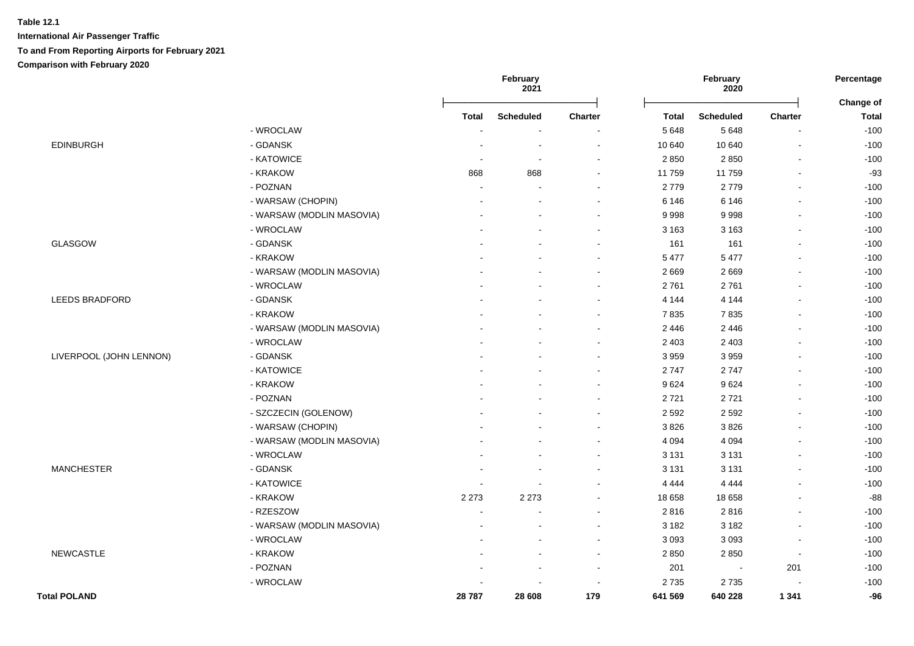**Table 12.1**

**International Air Passenger Traffic**

**To and From Reporting Airports for February 2021**

**Comparison with February 2020**

| | | February 2021 | | | February 2020 | | | Percentage |
|---|---|---|---|---|---|---|---|---|
| | | **Total** | **Scheduled** | **Charter** | **Total** | **Scheduled** | **Charter** | **Change of Total** |
| | - WROCLAW | - | - | - | 5 648 | 5 648 | - | -100 |
| EDINBURGH | - GDANSK | - | - | - | 10 640 | 10 640 | - | -100 |
| | - KATOWICE | - | - | - | 2 850 | 2 850 | - | -100 |
| | - KRAKOW | 868 | 868 | - | 11 759 | 11 759 | - | -93 |
| | - POZNAN | - | - | - | 2 779 | 2 779 | - | -100 |
| | - WARSAW (CHOPIN) | - | - | - | 6 146 | 6 146 | - | -100 |
| | - WARSAW (MODLIN MASOVIA) | - | - | - | 9 998 | 9 998 | - | -100 |
| | - WROCLAW | - | - | - | 3 163 | 3 163 | - | -100 |
| GLASGOW | - GDANSK | - | - | - | 161 | 161 | - | -100 |
| | - KRAKOW | - | - | - | 5 477 | 5 477 | - | -100 |
| | - WARSAW (MODLIN MASOVIA) | - | - | - | 2 669 | 2 669 | - | -100 |
| | - WROCLAW | - | - | - | 2 761 | 2 761 | - | -100 |
| LEEDS BRADFORD | - GDANSK | - | - | - | 4 144 | 4 144 | - | -100 |
| | - KRAKOW | - | - | - | 7 835 | 7 835 | - | -100 |
| | - WARSAW (MODLIN MASOVIA) | - | - | - | 2 446 | 2 446 | - | -100 |
| | - WROCLAW | - | - | - | 2 403 | 2 403 | - | -100 |
| LIVERPOOL (JOHN LENNON) | - GDANSK | - | - | - | 3 959 | 3 959 | - | -100 |
| | - KATOWICE | - | - | - | 2 747 | 2 747 | - | -100 |
| | - KRAKOW | - | - | - | 9 624 | 9 624 | - | -100 |
| | - POZNAN | - | - | - | 2 721 | 2 721 | - | -100 |
| | - SZCZECIN (GOLENOW) | - | - | - | 2 592 | 2 592 | - | -100 |
| | - WARSAW (CHOPIN) | - | - | - | 3 826 | 3 826 | - | -100 |
| | - WARSAW (MODLIN MASOVIA) | - | - | - | 4 094 | 4 094 | - | -100 |
| | - WROCLAW | - | - | - | 3 131 | 3 131 | - | -100 |
| MANCHESTER | - GDANSK | - | - | - | 3 131 | 3 131 | - | -100 |
| | - KATOWICE | - | - | - | 4 444 | 4 444 | - | -100 |
| | - KRAKOW | 2 273 | 2 273 | - | 18 658 | 18 658 | - | -88 |
| | - RZESZOW | - | - | - | 2 816 | 2 816 | - | -100 |
| | - WARSAW (MODLIN MASOVIA) | - | - | - | 3 182 | 3 182 | - | -100 |
| | - WROCLAW | - | - | - | 3 093 | 3 093 | - | -100 |
| NEWCASTLE | - KRAKOW | - | - | - | 2 850 | 2 850 | - | -100 |
| | - POZNAN | - | - | - | 201 | - | 201 | -100 |
| | - WROCLAW | - | - | - | 2 735 | 2 735 | - | -100 |
| **Total POLAND** | | **28 787** | **28 608** | **179** | **641 569** | **640 228** | **1 341** | **-96** |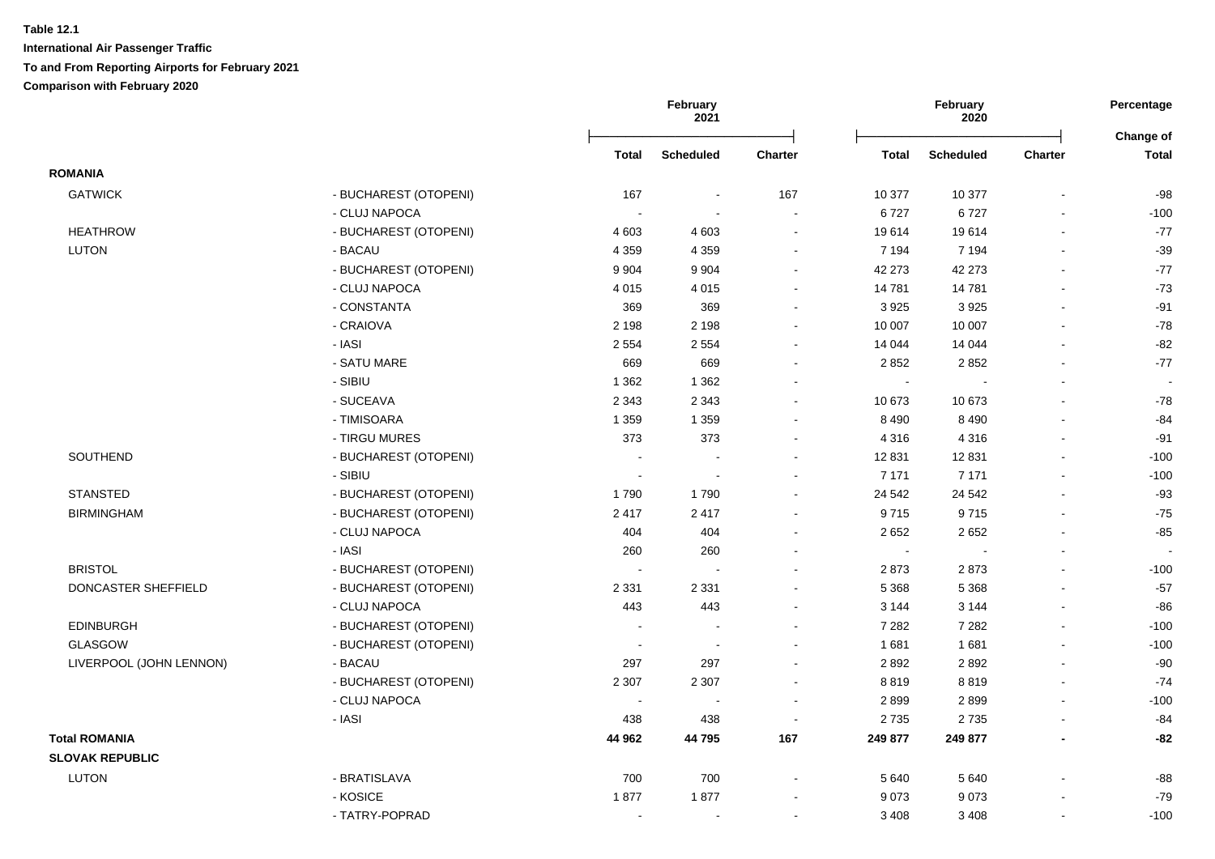**Table 12.1**

**International Air Passenger Traffic**

**To and From Reporting Airports for February 2021**

**Comparison with February 2020**

| | | February 2021 | | | February 2020 | | | Percentage Change of |
|---|---|---|---|---|---|---|---|---|
| | | **Total** | **Scheduled** | **Charter** | **Total** | **Scheduled** | **Charter** | **Total** |
| **ROMANIA** | | | | | | | | |
| GATWICK | - BUCHAREST (OTOPENI) | 167 | - | 167 | 10 377 | 10 377 | - | -98 |
| | - CLUJ NAPOCA | - | - | - | 6 727 | 6 727 | - | -100 |
| HEATHROW | - BUCHAREST (OTOPENI) | 4 603 | 4 603 | - | 19 614 | 19 614 | - | -77 |
| LUTON | - BACAU | 4 359 | 4 359 | - | 7 194 | 7 194 | - | -39 |
| | - BUCHAREST (OTOPENI) | 9 904 | 9 904 | - | 42 273 | 42 273 | - | -77 |
| | - CLUJ NAPOCA | 4 015 | 4 015 | - | 14 781 | 14 781 | - | -73 |
| | - CONSTANTA | 369 | 369 | - | 3 925 | 3 925 | - | -91 |
| | - CRAIOVA | 2 198 | 2 198 | - | 10 007 | 10 007 | - | -78 |
| | - IASI | 2 554 | 2 554 | - | 14 044 | 14 044 | - | -82 |
| | - SATU MARE | 669 | 669 | - | 2 852 | 2 852 | - | -77 |
| | - SIBIU | 1 362 | 1 362 | - | - | - | - | - |
| | - SUCEAVA | 2 343 | 2 343 | - | 10 673 | 10 673 | - | -78 |
| | - TIMISOARA | 1 359 | 1 359 | - | 8 490 | 8 490 | - | -84 |
| | - TIRGU MURES | 373 | 373 | - | 4 316 | 4 316 | - | -91 |
| SOUTHEND | - BUCHAREST (OTOPENI) | - | - | - | 12 831 | 12 831 | - | -100 |
| | - SIBIU | - | - | - | 7 171 | 7 171 | - | -100 |
| STANSTED | - BUCHAREST (OTOPENI) | 1 790 | 1 790 | - | 24 542 | 24 542 | - | -93 |
| BIRMINGHAM | - BUCHAREST (OTOPENI) | 2 417 | 2 417 | - | 9 715 | 9 715 | - | -75 |
| | - CLUJ NAPOCA | 404 | 404 | - | 2 652 | 2 652 | - | -85 |
| | - IASI | 260 | 260 | - | - | - | - | - |
| BRISTOL | - BUCHAREST (OTOPENI) | - | - | - | 2 873 | 2 873 | - | -100 |
| DONCASTER SHEFFIELD | - BUCHAREST (OTOPENI) | 2 331 | 2 331 | - | 5 368 | 5 368 | - | -57 |
| | - CLUJ NAPOCA | 443 | 443 | - | 3 144 | 3 144 | - | -86 |
| EDINBURGH | - BUCHAREST (OTOPENI) | - | - | - | 7 282 | 7 282 | - | -100 |
| GLASGOW | - BUCHAREST (OTOPENI) | - | - | - | 1 681 | 1 681 | - | -100 |
| LIVERPOOL (JOHN LENNON) | - BACAU | 297 | 297 | - | 2 892 | 2 892 | - | -90 |
| | - BUCHAREST (OTOPENI) | 2 307 | 2 307 | - | 8 819 | 8 819 | - | -74 |
| | - CLUJ NAPOCA | - | - | - | 2 899 | 2 899 | - | -100 |
| | - IASI | 438 | 438 | - | 2 735 | 2 735 | - | -84 |
| **Total ROMANIA** | | **44 962** | **44 795** | **167** | **249 877** | **249 877** | **-** | **-82** |
| **SLOVAK REPUBLIC** | | | | | | | | |
| LUTON | - BRATISLAVA | 700 | 700 | - | 5 640 | 5 640 | - | -88 |
| | - KOSICE | 1 877 | 1 877 | - | 9 073 | 9 073 | - | -79 |
| | - TATRY-POPRAD | - | - | - | 3 408 | 3 408 | - | -100 |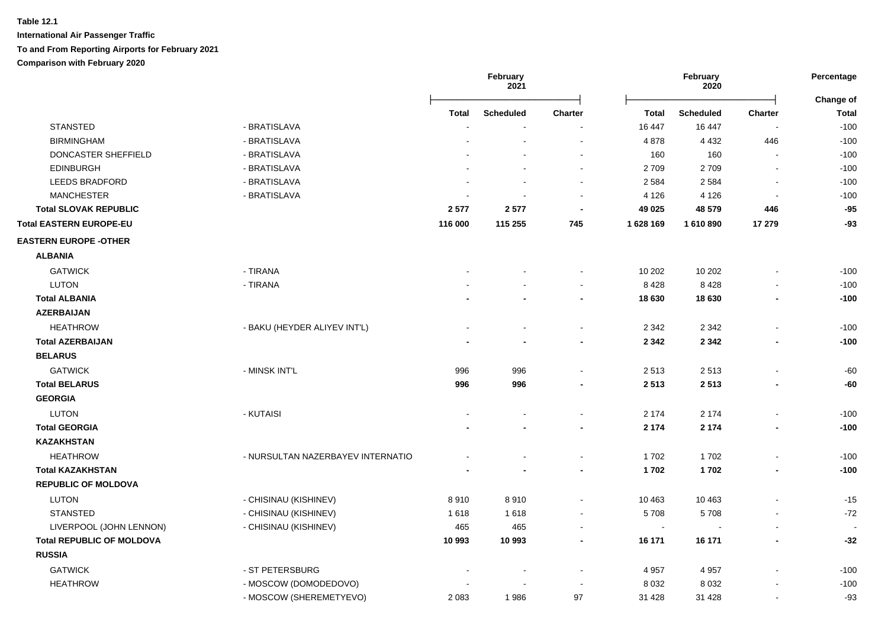**Table 12.1**

**International Air Passenger Traffic**

**To and From Reporting Airports for February 2021**

**Comparison with February 2020**

| | | February 2021 | | | February 2020 | | | Percentage |
|---|---|---|---|---|---|---|---|---|
| | | Total | Scheduled | Charter | Total | Scheduled | Charter | Change of Total |
| STANSTED | - BRATISLAVA | - | - | - | 16 447 | 16 447 | - | -100 |
| BIRMINGHAM | - BRATISLAVA | - | - | - | 4 878 | 4 432 | 446 | -100 |
| DONCASTER SHEFFIELD | - BRATISLAVA | - | - | - | 160 | 160 | - | -100 |
| EDINBURGH | - BRATISLAVA | - | - | - | 2 709 | 2 709 | - | -100 |
| LEEDS BRADFORD | - BRATISLAVA | - | - | - | 2 584 | 2 584 | - | -100 |
| MANCHESTER | - BRATISLAVA | - | - | - | 4 126 | 4 126 | - | -100 |
| **Total SLOVAK REPUBLIC** | | **2 577** | **2 577** | **-** | **49 025** | **48 579** | **446** | **-95** |
| **Total EASTERN EUROPE-EU** | | **116 000** | **115 255** | **745** | **1 628 169** | **1 610 890** | **17 279** | **-93** |
| **EASTERN EUROPE -OTHER** | | | | | | | | |
| **ALBANIA** | | | | | | | | |
| GATWICK | - TIRANA | - | - | - | 10 202 | 10 202 | - | -100 |
| LUTON | - TIRANA | - | - | - | 8 428 | 8 428 | - | -100 |
| **Total ALBANIA** | | **-** | **-** | **-** | **18 630** | **18 630** | **-** | **-100** |
| **AZERBAIJAN** | | | | | | | | |
| HEATHROW | - BAKU (HEYDER ALIYEV INT'L) | - | - | - | 2 342 | 2 342 | - | -100 |
| **Total AZERBAIJAN** | | **-** | **-** | **-** | **2 342** | **2 342** | **-** | **-100** |
| **BELARUS** | | | | | | | | |
| GATWICK | - MINSK INT'L | 996 | 996 | - | 2 513 | 2 513 | - | -60 |
| **Total BELARUS** | | **996** | **996** | **-** | **2 513** | **2 513** | **-** | **-60** |
| **GEORGIA** | | | | | | | | |
| LUTON | - KUTAISI | - | - | - | 2 174 | 2 174 | - | -100 |
| **Total GEORGIA** | | **-** | **-** | **-** | **2 174** | **2 174** | **-** | **-100** |
| **KAZAKHSTAN** | | | | | | | | |
| HEATHROW | - NURSULTAN NAZERBAYEV INTERNATIO | - | - | - | 1 702 | 1 702 | - | -100 |
| **Total KAZAKHSTAN** | | **-** | **-** | **-** | **1 702** | **1 702** | **-** | **-100** |
| **REPUBLIC OF MOLDOVA** | | | | | | | | |
| LUTON | - CHISINAU (KISHINEV) | 8 910 | 8 910 | - | 10 463 | 10 463 | - | -15 |
| STANSTED | - CHISINAU (KISHINEV) | 1 618 | 1 618 | - | 5 708 | 5 708 | - | -72 |
| LIVERPOOL (JOHN LENNON) | - CHISINAU (KISHINEV) | 465 | 465 | - | - | - | - | - |
| **Total REPUBLIC OF MOLDOVA** | | **10 993** | **10 993** | **-** | **16 171** | **16 171** | **-** | **-32** |
| **RUSSIA** | | | | | | | | |
| GATWICK | - ST PETERSBURG | - | - | - | 4 957 | 4 957 | - | -100 |
| HEATHROW | - MOSCOW (DOMODEDOVO) | - | - | - | 8 032 | 8 032 | - | -100 |
| | - MOSCOW (SHEREMETYEVO) | 2 083 | 1 986 | 97 | 31 428 | 31 428 | - | -93 |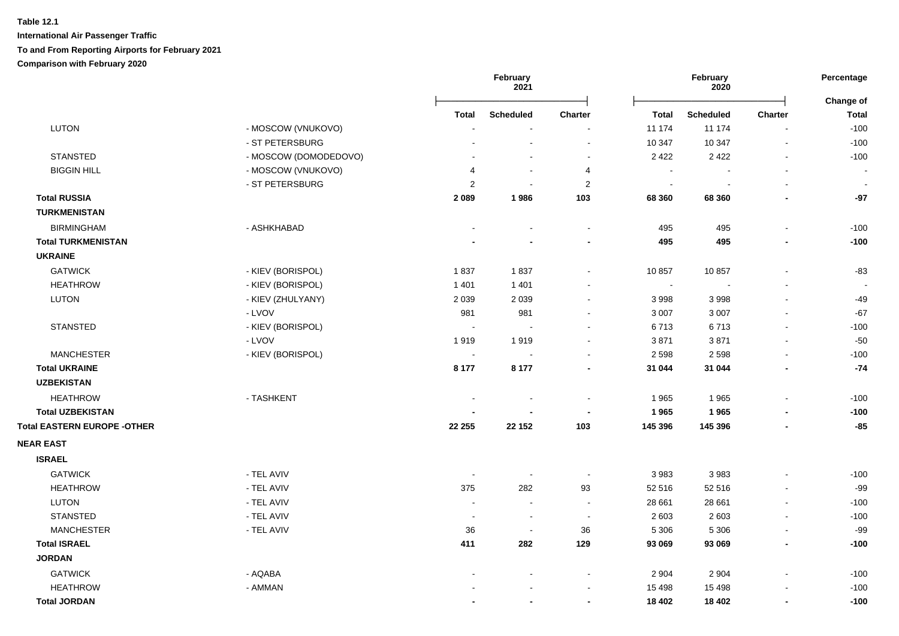**Table 12.1**

**International Air Passenger Traffic**

**To and From Reporting Airports for February 2021**

**Comparison with February 2020**

| | | February 2021 | | | February 2020 | | | Percentage |
|---|---|---|---|---|---|---|---|---|
| | | **Total** | **Scheduled** | **Charter** | **Total** | **Scheduled** | **Charter** | **Change of Total** |
| LUTON | - MOSCOW (VNUKOVO) | - | - | - | 11 174 | 11 174 | - | -100 |
| | - ST PETERSBURG | - | - | - | 10 347 | 10 347 | - | -100 |
| STANSTED | - MOSCOW (DOMODEDOVO) | - | - | - | 2 422 | 2 422 | - | -100 |
| BIGGIN HILL | - MOSCOW (VNUKOVO) | 4 | - | 4 | - | - | - | - |
| | - ST PETERSBURG | 2 | - | 2 | - | - | - | - |
| **Total RUSSIA** | | **2 089** | **1 986** | **103** | **68 360** | **68 360** | **-** | **-97** |
| **TURKMENISTAN** | | | | | | | | |
| BIRMINGHAM | - ASHKHABAD | - | - | - | 495 | 495 | - | -100 |
| **Total TURKMENISTAN** | | **-** | **-** | **-** | **495** | **495** | **-** | **-100** |
| **UKRAINE** | | | | | | | | |
| GATWICK | - KIEV (BORISPOL) | 1 837 | 1 837 | - | 10 857 | 10 857 | - | -83 |
| HEATHROW | - KIEV (BORISPOL) | 1 401 | 1 401 | - | - | - | - | - |
| LUTON | - KIEV (ZHULYANY) | 2 039 | 2 039 | - | 3 998 | 3 998 | - | -49 |
| | - LVOV | 981 | 981 | - | 3 007 | 3 007 | - | -67 |
| STANSTED | - KIEV (BORISPOL) | - | - | - | 6 713 | 6 713 | - | -100 |
| | - LVOV | 1 919 | 1 919 | - | 3 871 | 3 871 | - | -50 |
| MANCHESTER | - KIEV (BORISPOL) | - | - | - | 2 598 | 2 598 | - | -100 |
| **Total UKRAINE** | | **8 177** | **8 177** | **-** | **31 044** | **31 044** | **-** | **-74** |
| **UZBEKISTAN** | | | | | | | | |
| HEATHROW | - TASHKENT | - | - | - | 1 965 | 1 965 | - | -100 |
| **Total UZBEKISTAN** | | **-** | **-** | **-** | **1 965** | **1 965** | **-** | **-100** |
| **Total EASTERN EUROPE -OTHER** | | **22 255** | **22 152** | **103** | **145 396** | **145 396** | **-** | **-85** |
| **NEAR EAST** | | | | | | | | |
| **ISRAEL** | | | | | | | | |
| GATWICK | - TEL AVIV | - | - | - | 3 983 | 3 983 | - | -100 |
| HEATHROW | - TEL AVIV | 375 | 282 | 93 | 52 516 | 52 516 | - | -99 |
| LUTON | - TEL AVIV | - | - | - | 28 661 | 28 661 | - | -100 |
| STANSTED | - TEL AVIV | - | - | - | 2 603 | 2 603 | - | -100 |
| MANCHESTER | - TEL AVIV | 36 | - | 36 | 5 306 | 5 306 | - | -99 |
| **Total ISRAEL** | | **411** | **282** | **129** | **93 069** | **93 069** | **-** | **-100** |
| **JORDAN** | | | | | | | | |
| GATWICK | - AQABA | - | - | - | 2 904 | 2 904 | - | -100 |
| HEATHROW | - AMMAN | - | - | - | 15 498 | 15 498 | - | -100 |
| **Total JORDAN** | | **-** | **-** | **-** | **18 402** | **18 402** | **-** | **-100** |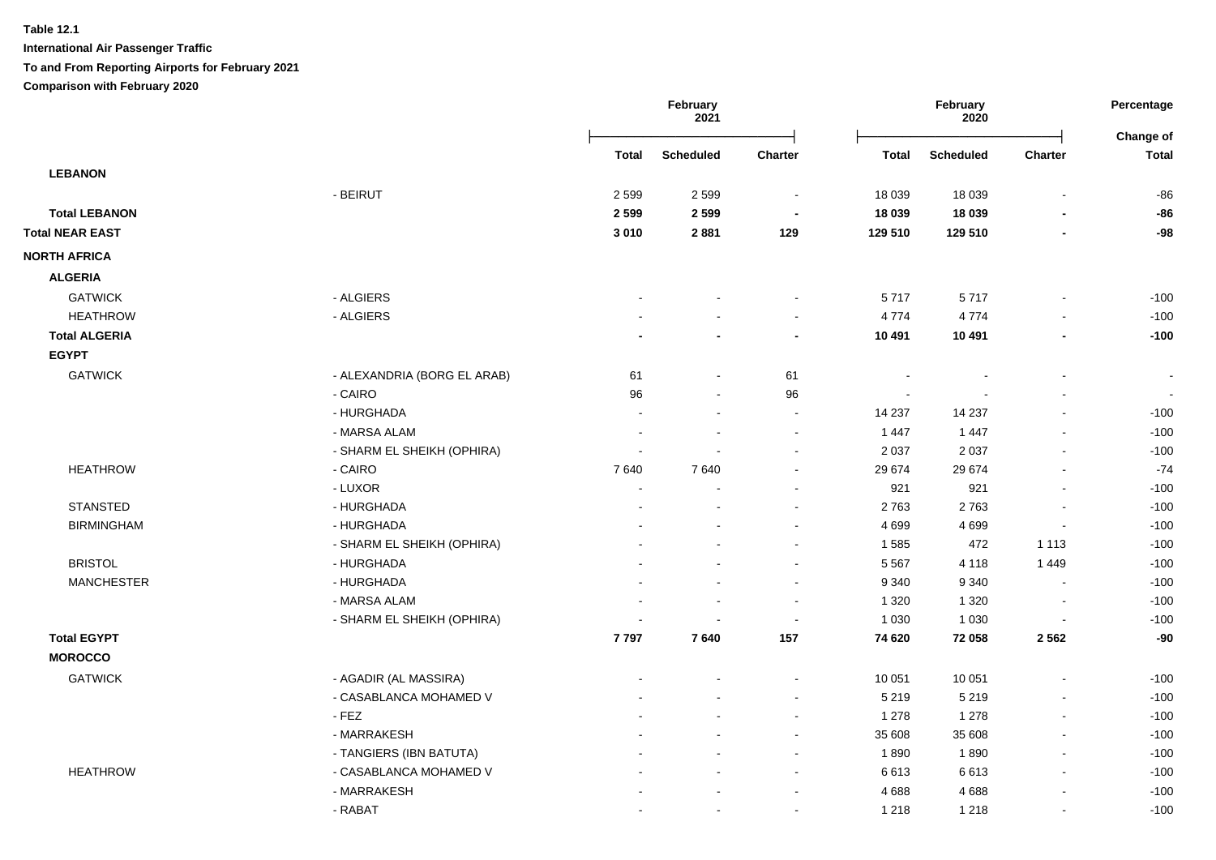**Table 12.1**

**International Air Passenger Traffic**

**To and From Reporting Airports for February 2021**

**Comparison with February 2020**

| | | February 2021 | | | February 2020 | | | Percentage |
|---|---|---|---|---|---|---|---|---|
| | | Total | Scheduled | Charter | Total | Scheduled | Charter | Change of Total |
| **LEBANON** | | | | | | | | |
| | - BEIRUT | 2 599 | 2 599 | - | 18 039 | 18 039 | - | -86 |
| **Total LEBANON** | | **2 599** | **2 599** | **-** | **18 039** | **18 039** | **-** | **-86** |
| **Total NEAR EAST** | | **3 010** | **2 881** | **129** | **129 510** | **129 510** | **-** | **-98** |
| **NORTH AFRICA** | | | | | | | | |
| **ALGERIA** | | | | | | | | |
| GATWICK | - ALGIERS | - | - | - | 5 717 | 5 717 | - | -100 |
| HEATHROW | - ALGIERS | - | - | - | 4 774 | 4 774 | - | -100 |
| **Total ALGERIA** | | **-** | **-** | **-** | **10 491** | **10 491** | **-** | **-100** |
| **EGYPT** | | | | | | | | |
| GATWICK | - ALEXANDRIA (BORG EL ARAB) | 61 | - | 61 | - | - | - | - |
| | - CAIRO | 96 | - | 96 | - | - | - | - |
| | - HURGHADA | - | - | - | 14 237 | 14 237 | - | -100 |
| | - MARSA ALAM | - | - | - | 1 447 | 1 447 | - | -100 |
| | - SHARM EL SHEIKH (OPHIRA) | - | - | - | 2 037 | 2 037 | - | -100 |
| HEATHROW | - CAIRO | 7 640 | 7 640 | - | 29 674 | 29 674 | - | -74 |
| | - LUXOR | - | - | - | 921 | 921 | - | -100 |
| STANSTED | - HURGHADA | - | - | - | 2 763 | 2 763 | - | -100 |
| BIRMINGHAM | - HURGHADA | - | - | - | 4 699 | 4 699 | - | -100 |
| | - SHARM EL SHEIKH (OPHIRA) | - | - | - | 1 585 | 472 | 1 113 | -100 |
| BRISTOL | - HURGHADA | - | - | - | 5 567 | 4 118 | 1 449 | -100 |
| MANCHESTER | - HURGHADA | - | - | - | 9 340 | 9 340 | - | -100 |
| | - MARSA ALAM | - | - | - | 1 320 | 1 320 | - | -100 |
| | - SHARM EL SHEIKH (OPHIRA) | - | - | - | 1 030 | 1 030 | - | -100 |
| **Total EGYPT** | | **7 797** | **7 640** | **157** | **74 620** | **72 058** | **2 562** | **-90** |
| **MOROCCO** | | | | | | | | |
| GATWICK | - AGADIR (AL MASSIRA) | - | - | - | 10 051 | 10 051 | - | -100 |
| | - CASABLANCA MOHAMED V | - | - | - | 5 219 | 5 219 | - | -100 |
| | - FEZ | - | - | - | 1 278 | 1 278 | - | -100 |
| | - MARRAKESH | - | - | - | 35 608 | 35 608 | - | -100 |
| | - TANGIERS (IBN BATUTA) | - | - | - | 1 890 | 1 890 | - | -100 |
| HEATHROW | - CASABLANCA MOHAMED V | - | - | - | 6 613 | 6 613 | - | -100 |
| | - MARRAKESH | - | - | - | 4 688 | 4 688 | - | -100 |
| | - RABAT | - | - | - | 1 218 | 1 218 | - | -100 |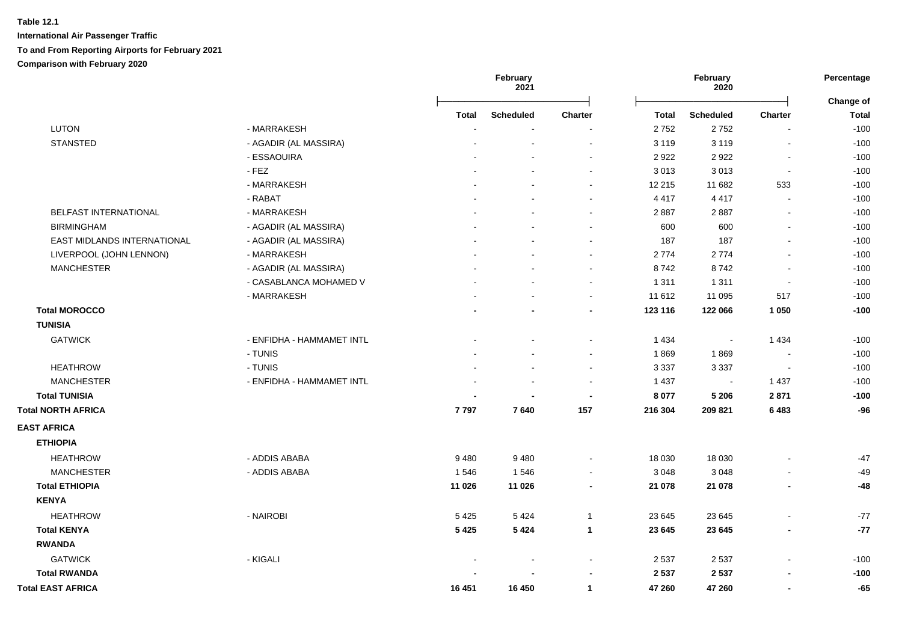**Table 12.1**

**International Air Passenger Traffic**

**To and From Reporting Airports for February 2021**

**Comparison with February 2020**

| | | February 2021 | | | February 2020 | | | Percentage |
|---|---|---|---|---|---|---|---|---|
| | | **Total** | **Scheduled** | **Charter** | **Total** | **Scheduled** | **Charter** | **Change of Total** |
| LUTON | - MARRAKESH | - | - | - | 2 752 | 2 752 | - | -100 |
| STANSTED | - AGADIR (AL MASSIRA) | - | - | - | 3 119 | 3 119 | - | -100 |
| | - ESSAOUIRA | - | - | - | 2 922 | 2 922 | - | -100 |
| | - FEZ | - | - | - | 3 013 | 3 013 | - | -100 |
| | - MARRAKESH | - | - | - | 12 215 | 11 682 | 533 | -100 |
| | - RABAT | - | - | - | 4 417 | 4 417 | - | -100 |
| BELFAST INTERNATIONAL | - MARRAKESH | - | - | - | 2 887 | 2 887 | - | -100 |
| BIRMINGHAM | - AGADIR (AL MASSIRA) | - | - | - | 600 | 600 | - | -100 |
| EAST MIDLANDS INTERNATIONAL | - AGADIR (AL MASSIRA) | - | - | - | 187 | 187 | - | -100 |
| LIVERPOOL (JOHN LENNON) | - MARRAKESH | - | - | - | 2 774 | 2 774 | - | -100 |
| MANCHESTER | - AGADIR (AL MASSIRA) | - | - | - | 8 742 | 8 742 | - | -100 |
| | - CASABLANCA MOHAMED V | - | - | - | 1 311 | 1 311 | - | -100 |
| | - MARRAKESH | - | - | - | 11 612 | 11 095 | 517 | -100 |
| **Total MOROCCO** | | **-** | **-** | **-** | **123 116** | **122 066** | **1 050** | **-100** |
| **TUNISIA** | | | | | | | | |
| GATWICK | - ENFIDHA - HAMMAMET INTL | - | - | - | 1 434 | - | 1 434 | -100 |
| | - TUNIS | - | - | - | 1 869 | 1 869 | - | -100 |
| HEATHROW | - TUNIS | - | - | - | 3 337 | 3 337 | - | -100 |
| MANCHESTER | - ENFIDHA - HAMMAMET INTL | - | - | - | 1 437 | - | 1 437 | -100 |
| **Total TUNISIA** | | **-** | **-** | **-** | **8 077** | **5 206** | **2 871** | **-100** |
| **Total NORTH AFRICA** | | **7 797** | **7 640** | **157** | **216 304** | **209 821** | **6 483** | **-96** |
| **EAST AFRICA** | | | | | | | | |
| **ETHIOPIA** | | | | | | | | |
| HEATHROW | - ADDIS ABABA | 9 480 | 9 480 | - | 18 030 | 18 030 | - | -47 |
| MANCHESTER | - ADDIS ABABA | 1 546 | 1 546 | - | 3 048 | 3 048 | - | -49 |
| **Total ETHIOPIA** | | **11 026** | **11 026** | **-** | **21 078** | **21 078** | **-** | **-48** |
| **KENYA** | | | | | | | | |
| HEATHROW | - NAIROBI | 5 425 | 5 424 | 1 | 23 645 | 23 645 | - | -77 |
| **Total KENYA** | | **5 425** | **5 424** | **1** | **23 645** | **23 645** | **-** | **-77** |
| **RWANDA** | | | | | | | | |
| GATWICK | - KIGALI | - | - | - | 2 537 | 2 537 | - | -100 |
| **Total RWANDA** | | **-** | **-** | **-** | **2 537** | **2 537** | **-** | **-100** |
| **Total EAST AFRICA** | | **16 451** | **16 450** | **1** | **47 260** | **47 260** | **-** | **-65** |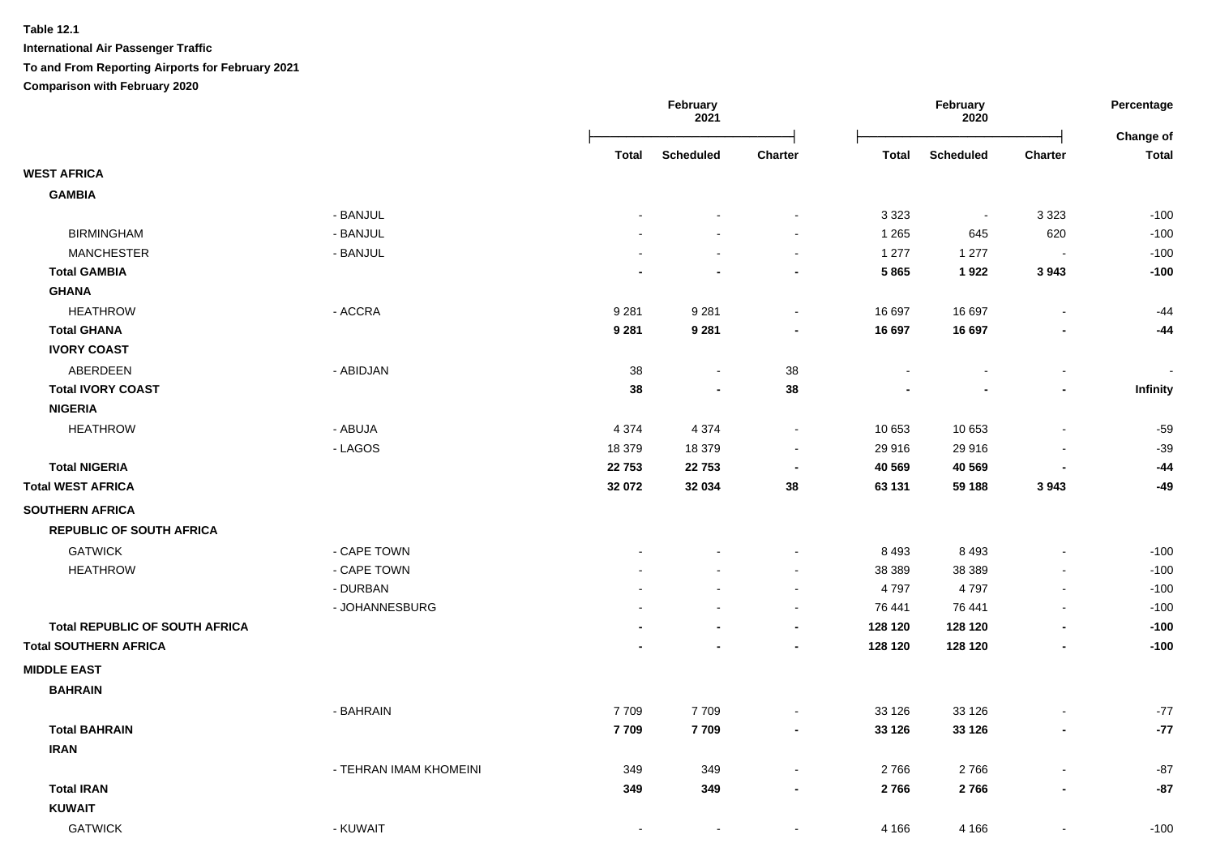**Table 12.1**

**International Air Passenger Traffic**

**To and From Reporting Airports for February 2021**

**Comparison with February 2020**

| | | February 2021 | | | February 2020 | | | Percentage Change of |
|---|---|---|---|---|---|---|---|---|
| | | **Total** | **Scheduled** | **Charter** | **Total** | **Scheduled** | **Charter** | **Total** |
| **WEST AFRICA** | | | | | | | | |
| **GAMBIA** | | | | | | | | |
| | - BANJUL | - | - | - | 3 323 | - | 3 323 | -100 |
| BIRMINGHAM | - BANJUL | - | - | - | 1 265 | 645 | 620 | -100 |
| MANCHESTER | - BANJUL | - | - | - | 1 277 | 1 277 | - | -100 |
| **Total GAMBIA** | | **-** | **-** | **-** | **5 865** | **1 922** | **3 943** | **-100** |
| **GHANA** | | | | | | | | |
| HEATHROW | - ACCRA | 9 281 | 9 281 | - | 16 697 | 16 697 | - | -44 |
| **Total GHANA** | | **9 281** | **9 281** | **-** | **16 697** | **16 697** | **-** | **-44** |
| **IVORY COAST** | | | | | | | | |
| ABERDEEN | - ABIDJAN | 38 | - | 38 | - | - | - | - |
| **Total IVORY COAST** | | **38** | **-** | **38** | **-** | **-** | **-** | **Infinity** |
| **NIGERIA** | | | | | | | | |
| HEATHROW | - ABUJA | 4 374 | 4 374 | - | 10 653 | 10 653 | - | -59 |
| | - LAGOS | 18 379 | 18 379 | - | 29 916 | 29 916 | - | -39 |
| **Total NIGERIA** | | **22 753** | **22 753** | **-** | **40 569** | **40 569** | **-** | **-44** |
| **Total WEST AFRICA** | | **32 072** | **32 034** | **38** | **63 131** | **59 188** | **3 943** | **-49** |
| **SOUTHERN AFRICA** | | | | | | | | |
| **REPUBLIC OF SOUTH AFRICA** | | | | | | | | |
| GATWICK | - CAPE TOWN | - | - | - | 8 493 | 8 493 | - | -100 |
| HEATHROW | - CAPE TOWN | - | - | - | 38 389 | 38 389 | - | -100 |
| | - DURBAN | - | - | - | 4 797 | 4 797 | - | -100 |
| | - JOHANNESBURG | - | - | - | 76 441 | 76 441 | - | -100 |
| **Total REPUBLIC OF SOUTH AFRICA** | | **-** | **-** | **-** | **128 120** | **128 120** | **-** | **-100** |
| **Total SOUTHERN AFRICA** | | **-** | **-** | **-** | **128 120** | **128 120** | **-** | **-100** |
| **MIDDLE EAST** | | | | | | | | |
| **BAHRAIN** | | | | | | | | |
| | - BAHRAIN | 7 709 | 7 709 | - | 33 126 | 33 126 | - | -77 |
| **Total BAHRAIN** | | **7 709** | **7 709** | **-** | **33 126** | **33 126** | **-** | **-77** |
| **IRAN** | | | | | | | | |
| | - TEHRAN IMAM KHOMEINI | 349 | 349 | - | 2 766 | 2 766 | - | -87 |
| **Total IRAN** | | **349** | **349** | **-** | **2 766** | **2 766** | **-** | **-87** |
| **KUWAIT** | | | | | | | | |
| GATWICK | - KUWAIT | - | - | - | 4 166 | 4 166 | - | -100 |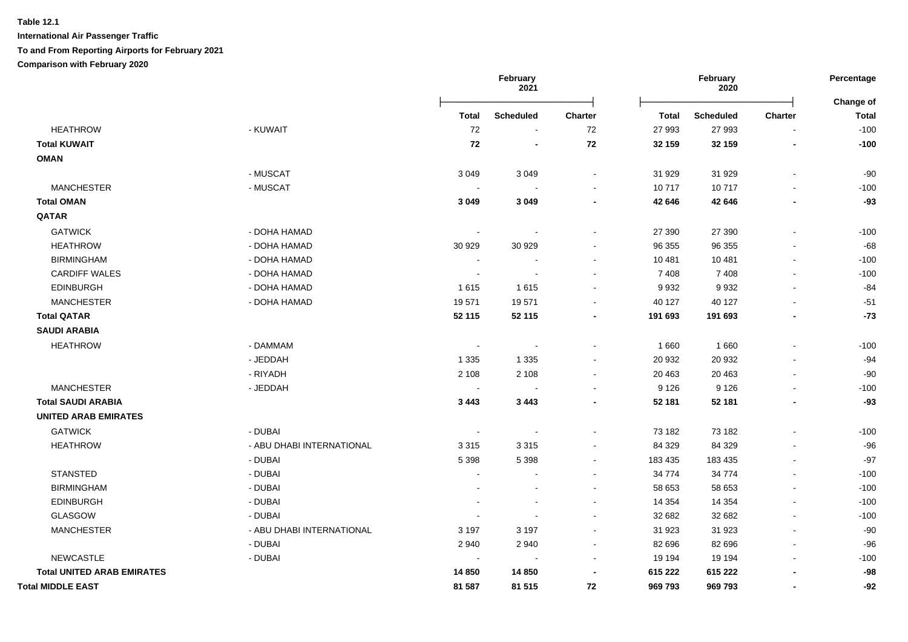**Table 12.1**

**International Air Passenger Traffic**

**To and From Reporting Airports for February 2021**

**Comparison with February 2020**

| | | February 2021 | | | February 2020 | | | Percentage |
|---|---|---|---|---|---|---|---|---|
| | | **Total** | **Scheduled** | **Charter** | **Total** | **Scheduled** | **Charter** | **Change of Total** |
| HEATHROW | - KUWAIT | 72 | - | 72 | 27 993 | 27 993 | - | -100 |
| **Total KUWAIT** | | **72** | **-** | **72** | **32 159** | **32 159** | **-** | **-100** |
| **OMAN** | | | | | | | | |
| | - MUSCAT | 3 049 | 3 049 | - | 31 929 | 31 929 | - | -90 |
| MANCHESTER | - MUSCAT | - | - | - | 10 717 | 10 717 | - | -100 |
| **Total OMAN** | | **3 049** | **3 049** | **-** | **42 646** | **42 646** | **-** | **-93** |
| **QATAR** | | | | | | | | |
| GATWICK | - DOHA HAMAD | - | - | - | 27 390 | 27 390 | - | -100 |
| HEATHROW | - DOHA HAMAD | 30 929 | 30 929 | - | 96 355 | 96 355 | - | -68 |
| BIRMINGHAM | - DOHA HAMAD | - | - | - | 10 481 | 10 481 | - | -100 |
| CARDIFF WALES | - DOHA HAMAD | - | - | - | 7 408 | 7 408 | - | -100 |
| EDINBURGH | - DOHA HAMAD | 1 615 | 1 615 | - | 9 932 | 9 932 | - | -84 |
| MANCHESTER | - DOHA HAMAD | 19 571 | 19 571 | - | 40 127 | 40 127 | - | -51 |
| **Total QATAR** | | **52 115** | **52 115** | **-** | **191 693** | **191 693** | **-** | **-73** |
| **SAUDI ARABIA** | | | | | | | | |
| HEATHROW | - DAMMAM | - | - | - | 1 660 | 1 660 | - | -100 |
| | - JEDDAH | 1 335 | 1 335 | - | 20 932 | 20 932 | - | -94 |
| | - RIYADH | 2 108 | 2 108 | - | 20 463 | 20 463 | - | -90 |
| MANCHESTER | - JEDDAH | - | - | - | 9 126 | 9 126 | - | -100 |
| **Total SAUDI ARABIA** | | **3 443** | **3 443** | **-** | **52 181** | **52 181** | **-** | **-93** |
| **UNITED ARAB EMIRATES** | | | | | | | | |
| GATWICK | - DUBAI | - | - | - | 73 182 | 73 182 | - | -100 |
| HEATHROW | - ABU DHABI INTERNATIONAL | 3 315 | 3 315 | - | 84 329 | 84 329 | - | -96 |
| | - DUBAI | 5 398 | 5 398 | - | 183 435 | 183 435 | - | -97 |
| STANSTED | - DUBAI | - | - | - | 34 774 | 34 774 | - | -100 |
| BIRMINGHAM | - DUBAI | - | - | - | 58 653 | 58 653 | - | -100 |
| EDINBURGH | - DUBAI | - | - | - | 14 354 | 14 354 | - | -100 |
| GLASGOW | - DUBAI | - | - | - | 32 682 | 32 682 | - | -100 |
| MANCHESTER | - ABU DHABI INTERNATIONAL | 3 197 | 3 197 | - | 31 923 | 31 923 | - | -90 |
| | - DUBAI | 2 940 | 2 940 | - | 82 696 | 82 696 | - | -96 |
| NEWCASTLE | - DUBAI | - | - | - | 19 194 | 19 194 | - | -100 |
| **Total UNITED ARAB EMIRATES** | | **14 850** | **14 850** | **-** | **615 222** | **615 222** | **-** | **-98** |
| **Total MIDDLE EAST** | | **81 587** | **81 515** | **72** | **969 793** | **969 793** | **-** | **-92** |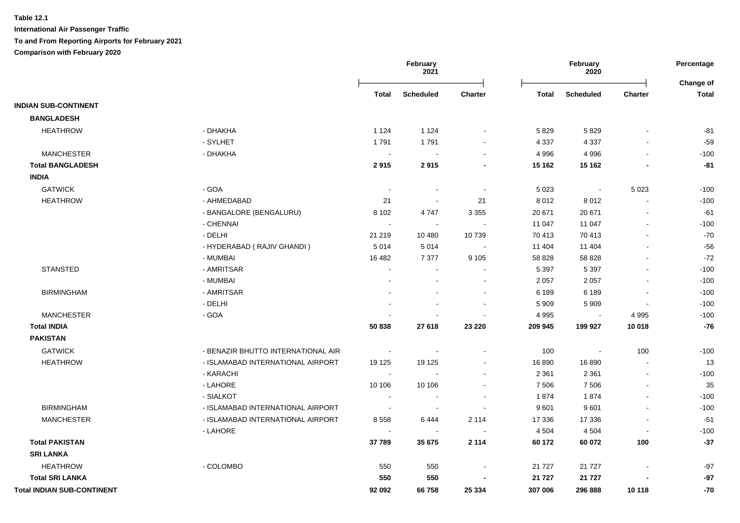**Table 12.1**

**International Air Passenger Traffic**

**To and From Reporting Airports for February 2021**

**Comparison with February 2020**

| | | February 2021 | | | February 2020 | | | Percentage |
|---|---|---|---|---|---|---|---|---|
| | | Total | Scheduled | Charter | Total | Scheduled | Charter | Change of Total |
| **INDIAN SUB-CONTINENT** | | | | | | | | |
| **BANGLADESH** | | | | | | | | |
| HEATHROW | - DHAKHA | 1 124 | 1 124 | - | 5 829 | 5 829 | - | -81 |
| | - SYLHET | 1 791 | 1 791 | - | 4 337 | 4 337 | - | -59 |
| MANCHESTER | - DHAKHA | - | - | - | 4 996 | 4 996 | - | -100 |
| **Total BANGLADESH** | | **2 915** | **2 915** | **-** | **15 162** | **15 162** | **-** | **-81** |
| **INDIA** | | | | | | | | |
| GATWICK | - GOA | - | - | - | 5 023 | - | 5 023 | -100 |
| HEATHROW | - AHMEDABAD | 21 | - | 21 | 8 012 | 8 012 | - | -100 |
| | - BANGALORE (BENGALURU) | 8 102 | 4 747 | 3 355 | 20 671 | 20 671 | - | -61 |
| | - CHENNAI | - | - | - | 11 047 | 11 047 | - | -100 |
| | - DELHI | 21 219 | 10 480 | 10 739 | 70 413 | 70 413 | - | -70 |
| | - HYDERABAD ( RAJIV GHANDI ) | 5 014 | 5 014 | - | 11 404 | 11 404 | - | -56 |
| | - MUMBAI | 16 482 | 7 377 | 9 105 | 58 828 | 58 828 | - | -72 |
| STANSTED | - AMRITSAR | - | - | - | 5 397 | 5 397 | - | -100 |
| | - MUMBAI | - | - | - | 2 057 | 2 057 | - | -100 |
| BIRMINGHAM | - AMRITSAR | - | - | - | 6 189 | 6 189 | - | -100 |
| | - DELHI | - | - | - | 5 909 | 5 909 | - | -100 |
| MANCHESTER | - GOA | - | - | - | 4 995 | - | 4 995 | -100 |
| **Total INDIA** | | **50 838** | **27 618** | **23 220** | **209 945** | **199 927** | **10 018** | **-76** |
| **PAKISTAN** | | | | | | | | |
| GATWICK | - BENAZIR BHUTTO INTERNATIONAL AIR | - | - | - | 100 | - | 100 | -100 |
| HEATHROW | - ISLAMABAD INTERNATIONAL AIRPORT | 19 125 | 19 125 | - | 16 890 | 16 890 | - | 13 |
| | - KARACHI | - | - | - | 2 361 | 2 361 | - | -100 |
| | - LAHORE | 10 106 | 10 106 | - | 7 506 | 7 506 | - | 35 |
| | - SIALKOT | - | - | - | 1 874 | 1 874 | - | -100 |
| BIRMINGHAM | - ISLAMABAD INTERNATIONAL AIRPORT | - | - | - | 9 601 | 9 601 | - | -100 |
| MANCHESTER | - ISLAMABAD INTERNATIONAL AIRPORT | 8 558 | 6 444 | 2 114 | 17 336 | 17 336 | - | -51 |
| | - LAHORE | - | - | - | 4 504 | 4 504 | - | -100 |
| **Total PAKISTAN** | | **37 789** | **35 675** | **2 114** | **60 172** | **60 072** | **100** | **-37** |
| **SRI LANKA** | | | | | | | | |
| HEATHROW | - COLOMBO | 550 | 550 | - | 21 727 | 21 727 | - | -97 |
| **Total SRI LANKA** | | **550** | **550** | **-** | **21 727** | **21 727** | **-** | **-97** |
| **Total INDIAN SUB-CONTINENT** | | **92 092** | **66 758** | **25 334** | **307 006** | **296 888** | **10 118** | **-70** |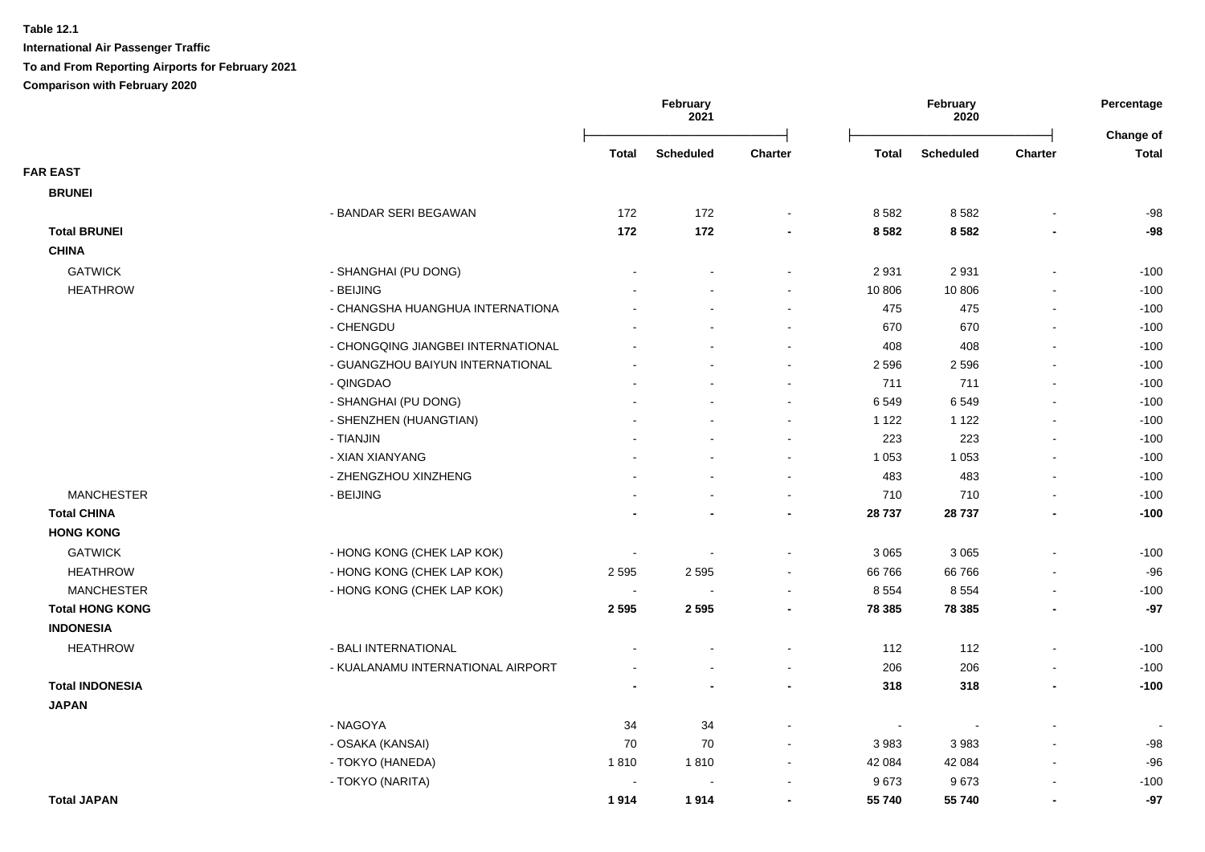**Table 12.1**

**International Air Passenger Traffic**

**To and From Reporting Airports for February 2021**

**Comparison with February 2020**

| | | February 2021 | | | February 2020 | | | Percentage |
|---|---|---|---|---|---|---|---|---|
| | | Total | Scheduled | Charter | Total | Scheduled | Charter | Change of Total |
| **FAR EAST** | | | | | | | | |
| **BRUNEI** | | | | | | | | |
| | - BANDAR SERI BEGAWAN | 172 | 172 | - | 8 582 | 8 582 | - | -98 |
| **Total BRUNEI** | | **172** | **172** | **-** | **8 582** | **8 582** | **-** | **-98** |
| **CHINA** | | | | | | | | |
| GATWICK | - SHANGHAI (PU DONG) | - | - | - | 2 931 | 2 931 | - | -100 |
| HEATHROW | - BEIJING | - | - | - | 10 806 | 10 806 | - | -100 |
| | - CHANGSHA HUANGHUA INTERNATIONA | - | - | - | 475 | 475 | - | -100 |
| | - CHENGDU | - | - | - | 670 | 670 | - | -100 |
| | - CHONGQING JIANGBEI INTERNATIONAL | - | - | - | 408 | 408 | - | -100 |
| | - GUANGZHOU BAIYUN INTERNATIONAL | - | - | - | 2 596 | 2 596 | - | -100 |
| | - QINGDAO | - | - | - | 711 | 711 | - | -100 |
| | - SHANGHAI (PU DONG) | - | - | - | 6 549 | 6 549 | - | -100 |
| | - SHENZHEN (HUANGTIAN) | - | - | - | 1 122 | 1 122 | - | -100 |
| | - TIANJIN | - | - | - | 223 | 223 | - | -100 |
| | - XIAN XIANYANG | - | - | - | 1 053 | 1 053 | - | -100 |
| | - ZHENGZHOU XINZHENG | - | - | - | 483 | 483 | - | -100 |
| MANCHESTER | - BEIJING | - | - | - | 710 | 710 | - | -100 |
| **Total CHINA** | | **-** | **-** | **-** | **28 737** | **28 737** | **-** | **-100** |
| **HONG KONG** | | | | | | | | |
| GATWICK | - HONG KONG (CHEK LAP KOK) | - | - | - | 3 065 | 3 065 | - | -100 |
| HEATHROW | - HONG KONG (CHEK LAP KOK) | 2 595 | 2 595 | - | 66 766 | 66 766 | - | -96 |
| MANCHESTER | - HONG KONG (CHEK LAP KOK) | - | - | - | 8 554 | 8 554 | - | -100 |
| **Total HONG KONG** | | **2 595** | **2 595** | **-** | **78 385** | **78 385** | **-** | **-97** |
| **INDONESIA** | | | | | | | | |
| HEATHROW | - BALI INTERNATIONAL | - | - | - | 112 | 112 | - | -100 |
| | - KUALANAMU INTERNATIONAL AIRPORT | - | - | - | 206 | 206 | - | -100 |
| **Total INDONESIA** | | **-** | **-** | **-** | **318** | **318** | **-** | **-100** |
| **JAPAN** | | | | | | | | |
| | - NAGOYA | 34 | 34 | - | - | - | - | - |
| | - OSAKA (KANSAI) | 70 | 70 | - | 3 983 | 3 983 | - | -98 |
| | - TOKYO (HANEDA) | 1 810 | 1 810 | - | 42 084 | 42 084 | - | -96 |
| | - TOKYO (NARITA) | - | - | - | 9 673 | 9 673 | - | -100 |
| **Total JAPAN** | | **1 914** | **1 914** | **-** | **55 740** | **55 740** | **-** | **-97** |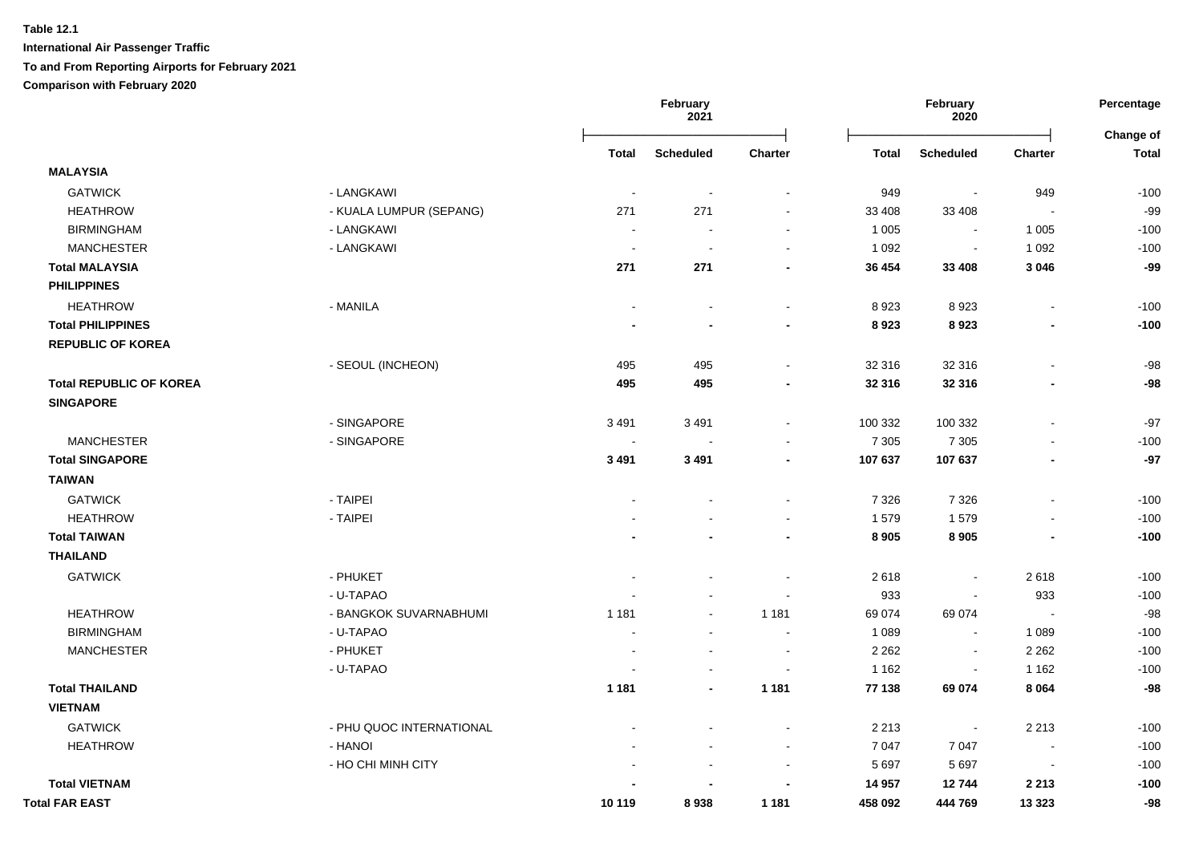**Table 12.1**

**International Air Passenger Traffic**

**To and From Reporting Airports for February 2021**

**Comparison with February 2020**

| | | February 2021 | | | February 2020 | | | Percentage |
|---|---|---|---|---|---|---|---|---|
| | | Total | Scheduled | Charter | Total | Scheduled | Charter | Change of Total |
| **MALAYSIA** | | | | | | | | |
| GATWICK | - LANGKAWI | - | - | - | 949 | - | 949 | -100 |
| HEATHROW | - KUALA LUMPUR (SEPANG) | 271 | 271 | - | 33 408 | 33 408 | - | -99 |
| BIRMINGHAM | - LANGKAWI | - | - | - | 1 005 | - | 1 005 | -100 |
| MANCHESTER | - LANGKAWI | - | - | - | 1 092 | - | 1 092 | -100 |
| **Total MALAYSIA** | | **271** | **271** | **-** | **36 454** | **33 408** | **3 046** | **-99** |
| **PHILIPPINES** | | | | | | | | |
| HEATHROW | - MANILA | - | - | - | 8 923 | 8 923 | - | -100 |
| **Total PHILIPPINES** | | **-** | **-** | **-** | **8 923** | **8 923** | **-** | **-100** |
| **REPUBLIC OF KOREA** | | | | | | | | |
| | - SEOUL (INCHEON) | 495 | 495 | - | 32 316 | 32 316 | - | -98 |
| **Total REPUBLIC OF KOREA** | | **495** | **495** | **-** | **32 316** | **32 316** | **-** | **-98** |
| **SINGAPORE** | | | | | | | | |
| | - SINGAPORE | 3 491 | 3 491 | - | 100 332 | 100 332 | - | -97 |
| MANCHESTER | - SINGAPORE | - | - | - | 7 305 | 7 305 | - | -100 |
| **Total SINGAPORE** | | **3 491** | **3 491** | **-** | **107 637** | **107 637** | **-** | **-97** |
| **TAIWAN** | | | | | | | | |
| GATWICK | - TAIPEI | - | - | - | 7 326 | 7 326 | - | -100 |
| HEATHROW | - TAIPEI | - | - | - | 1 579 | 1 579 | - | -100 |
| **Total TAIWAN** | | **-** | **-** | **-** | **8 905** | **8 905** | **-** | **-100** |
| **THAILAND** | | | | | | | | |
| GATWICK | - PHUKET | - | - | - | 2 618 | - | 2 618 | -100 |
| | - U-TAPAO | - | - | - | 933 | - | 933 | -100 |
| HEATHROW | - BANGKOK SUVARNABHUMI | 1 181 | - | 1 181 | 69 074 | 69 074 | - | -98 |
| BIRMINGHAM | - U-TAPAO | - | - | - | 1 089 | - | 1 089 | -100 |
| MANCHESTER | - PHUKET | - | - | - | 2 262 | - | 2 262 | -100 |
| | - U-TAPAO | - | - | - | 1 162 | - | 1 162 | -100 |
| **Total THAILAND** | | **1 181** | **-** | **1 181** | **77 138** | **69 074** | **8 064** | **-98** |
| **VIETNAM** | | | | | | | | |
| GATWICK | - PHU QUOC INTERNATIONAL | - | - | - | 2 213 | - | 2 213 | -100 |
| HEATHROW | - HANOI | - | - | - | 7 047 | 7 047 | - | -100 |
| | - HO CHI MINH CITY | - | - | - | 5 697 | 5 697 | - | -100 |
| **Total VIETNAM** | | **-** | **-** | **-** | **14 957** | **12 744** | **2 213** | **-100** |
| **Total FAR EAST** | | **10 119** | **8 938** | **1 181** | **458 092** | **444 769** | **13 323** | **-98** |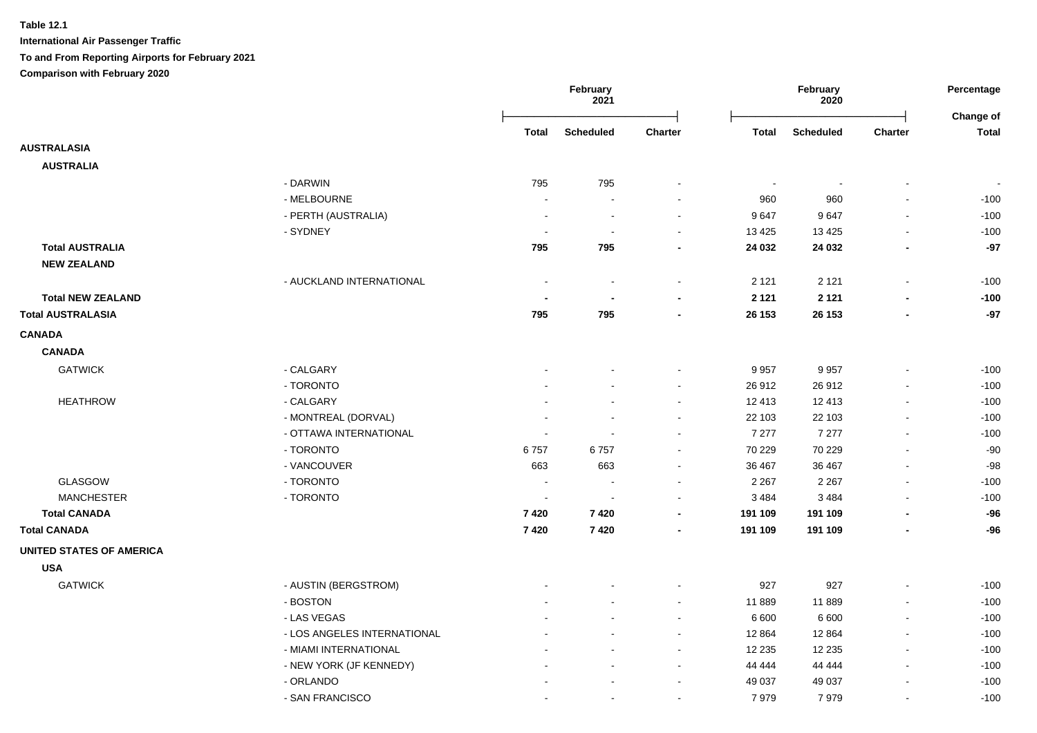**Table 12.1**

**International Air Passenger Traffic**

**To and From Reporting Airports for February 2021**

**Comparison with February 2020**

| | | February 2021 | | | February 2020 | | | Percentage |
|---|---|---|---|---|---|---|---|---|
| | | Total | Scheduled | Charter | Total | Scheduled | Charter | Change of Total |
| **AUSTRALASIA** | | | | | | | | |
| **AUSTRALIA** | | | | | | | | |
| | - DARWIN | 795 | 795 | - | - | - | - | - |
| | - MELBOURNE | - | - | - | 960 | 960 | - | -100 |
| | - PERTH (AUSTRALIA) | - | - | - | 9 647 | 9 647 | - | -100 |
| | - SYDNEY | - | - | - | 13 425 | 13 425 | - | -100 |
| **Total AUSTRALIA** | | **795** | **795** | **-** | **24 032** | **24 032** | **-** | **-97** |
| **NEW ZEALAND** | | | | | | | | |
| | - AUCKLAND INTERNATIONAL | - | - | - | 2 121 | 2 121 | - | -100 |
| **Total NEW ZEALAND** | | **-** | **-** | **-** | **2 121** | **2 121** | **-** | **-100** |
| **Total AUSTRALASIA** | | **795** | **795** | **-** | **26 153** | **26 153** | **-** | **-97** |
| **CANADA** | | | | | | | | |
| **CANADA** | | | | | | | | |
| GATWICK | - CALGARY | - | - | - | 9 957 | 9 957 | - | -100 |
| | - TORONTO | - | - | - | 26 912 | 26 912 | - | -100 |
| HEATHROW | - CALGARY | - | - | - | 12 413 | 12 413 | - | -100 |
| | - MONTREAL (DORVAL) | - | - | - | 22 103 | 22 103 | - | -100 |
| | - OTTAWA INTERNATIONAL | - | - | - | 7 277 | 7 277 | - | -100 |
| | - TORONTO | 6 757 | 6 757 | - | 70 229 | 70 229 | - | -90 |
| | - VANCOUVER | 663 | 663 | - | 36 467 | 36 467 | - | -98 |
| GLASGOW | - TORONTO | - | - | - | 2 267 | 2 267 | - | -100 |
| MANCHESTER | - TORONTO | - | - | - | 3 484 | 3 484 | - | -100 |
| **Total CANADA** | | **7 420** | **7 420** | **-** | **191 109** | **191 109** | **-** | **-96** |
| **Total CANADA** | | **7 420** | **7 420** | **-** | **191 109** | **191 109** | **-** | **-96** |
| **UNITED STATES OF AMERICA** | | | | | | | | |
| **USA** | | | | | | | | |
| GATWICK | - AUSTIN (BERGSTROM) | - | - | - | 927 | 927 | - | -100 |
| | - BOSTON | - | - | - | 11 889 | 11 889 | - | -100 |
| | - LAS VEGAS | - | - | - | 6 600 | 6 600 | - | -100 |
| | - LOS ANGELES INTERNATIONAL | - | - | - | 12 864 | 12 864 | - | -100 |
| | - MIAMI INTERNATIONAL | - | - | - | 12 235 | 12 235 | - | -100 |
| | - NEW YORK (JF KENNEDY) | - | - | - | 44 444 | 44 444 | - | -100 |
| | - ORLANDO | - | - | - | 49 037 | 49 037 | - | -100 |
| | - SAN FRANCISCO | - | - | - | 7 979 | 7 979 | - | -100 |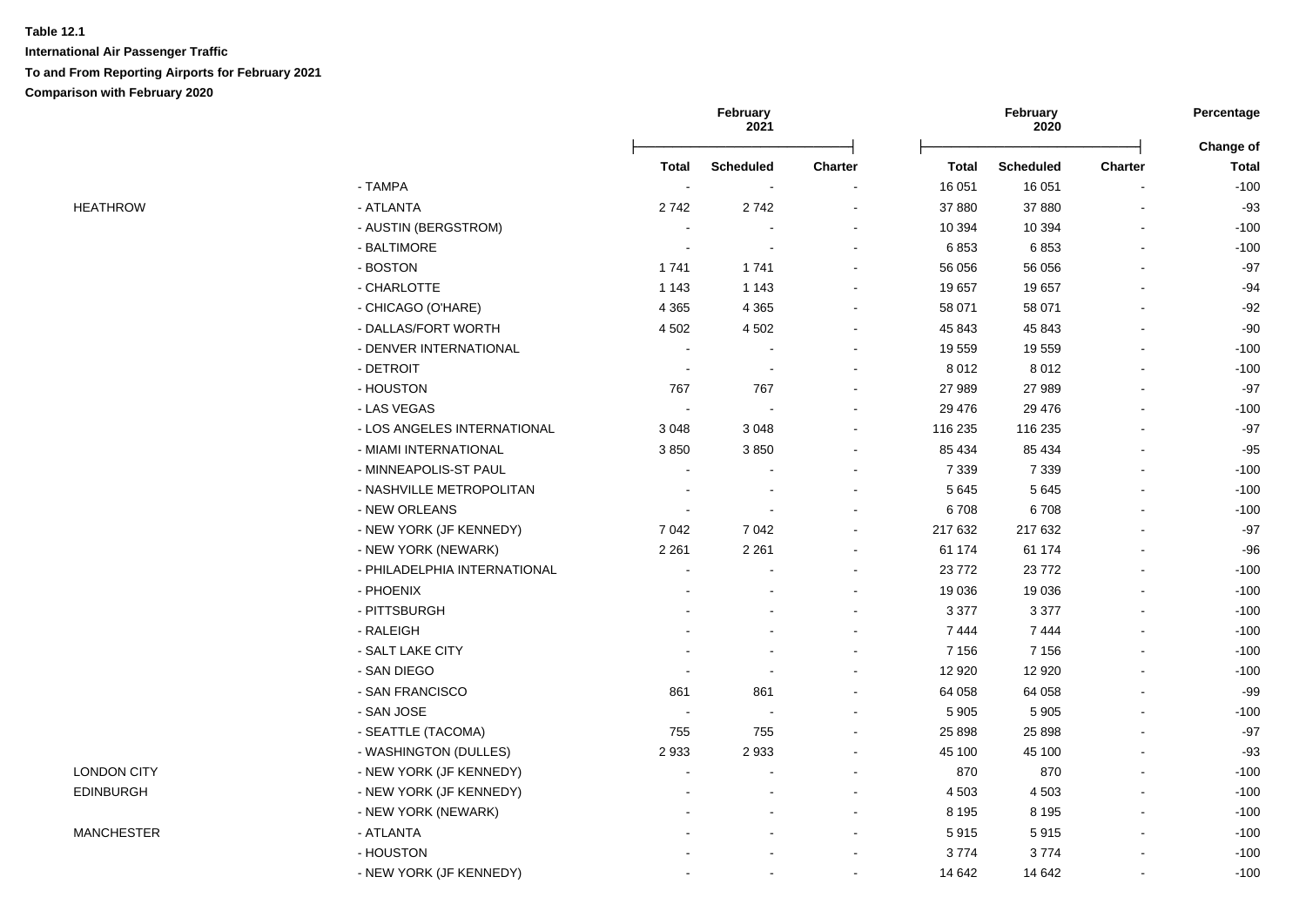**Table 12.1**

**International Air Passenger Traffic**

**To and From Reporting Airports for February 2021**

**Comparison with February 2020**

| | | February 2021 | | | February 2020 | | | Percentage |
|---|---|---|---|---|---|---|---|---|
| | | Total | Scheduled | Charter | Total | Scheduled | Charter | Change of Total |
| | - TAMPA | - | - | - | 16 051 | 16 051 | - | -100 |
| HEATHROW | - ATLANTA | 2 742 | 2 742 | - | 37 880 | 37 880 | - | -93 |
| | - AUSTIN (BERGSTROM) | - | - | - | 10 394 | 10 394 | - | -100 |
| | - BALTIMORE | - | - | - | 6 853 | 6 853 | - | -100 |
| | - BOSTON | 1 741 | 1 741 | - | 56 056 | 56 056 | - | -97 |
| | - CHARLOTTE | 1 143 | 1 143 | - | 19 657 | 19 657 | - | -94 |
| | - CHICAGO (O'HARE) | 4 365 | 4 365 | - | 58 071 | 58 071 | - | -92 |
| | - DALLAS/FORT WORTH | 4 502 | 4 502 | - | 45 843 | 45 843 | - | -90 |
| | - DENVER INTERNATIONAL | - | - | - | 19 559 | 19 559 | - | -100 |
| | - DETROIT | - | - | - | 8 012 | 8 012 | - | -100 |
| | - HOUSTON | 767 | 767 | - | 27 989 | 27 989 | - | -97 |
| | - LAS VEGAS | - | - | - | 29 476 | 29 476 | - | -100 |
| | - LOS ANGELES INTERNATIONAL | 3 048 | 3 048 | - | 116 235 | 116 235 | - | -97 |
| | - MIAMI INTERNATIONAL | 3 850 | 3 850 | - | 85 434 | 85 434 | - | -95 |
| | - MINNEAPOLIS-ST PAUL | - | - | - | 7 339 | 7 339 | - | -100 |
| | - NASHVILLE METROPOLITAN | - | - | - | 5 645 | 5 645 | - | -100 |
| | - NEW ORLEANS | - | - | - | 6 708 | 6 708 | - | -100 |
| | - NEW YORK (JF KENNEDY) | 7 042 | 7 042 | - | 217 632 | 217 632 | - | -97 |
| | - NEW YORK (NEWARK) | 2 261 | 2 261 | - | 61 174 | 61 174 | - | -96 |
| | - PHILADELPHIA INTERNATIONAL | - | - | - | 23 772 | 23 772 | - | -100 |
| | - PHOENIX | - | - | - | 19 036 | 19 036 | - | -100 |
| | - PITTSBURGH | - | - | - | 3 377 | 3 377 | - | -100 |
| | - RALEIGH | - | - | - | 7 444 | 7 444 | - | -100 |
| | - SALT LAKE CITY | - | - | - | 7 156 | 7 156 | - | -100 |
| | - SAN DIEGO | - | - | - | 12 920 | 12 920 | - | -100 |
| | - SAN FRANCISCO | 861 | 861 | - | 64 058 | 64 058 | - | -99 |
| | - SAN JOSE | - | - | - | 5 905 | 5 905 | - | -100 |
| | - SEATTLE (TACOMA) | 755 | 755 | - | 25 898 | 25 898 | - | -97 |
| | - WASHINGTON (DULLES) | 2 933 | 2 933 | - | 45 100 | 45 100 | - | -93 |
| LONDON CITY | - NEW YORK (JF KENNEDY) | - | - | - | 870 | 870 | - | -100 |
| EDINBURGH | - NEW YORK (JF KENNEDY) | - | - | - | 4 503 | 4 503 | - | -100 |
| | - NEW YORK (NEWARK) | - | - | - | 8 195 | 8 195 | - | -100 |
| MANCHESTER | - ATLANTA | - | - | - | 5 915 | 5 915 | - | -100 |
| | - HOUSTON | - | - | - | 3 774 | 3 774 | - | -100 |
| | - NEW YORK (JF KENNEDY) | - | - | - | 14 642 | 14 642 | - | -100 |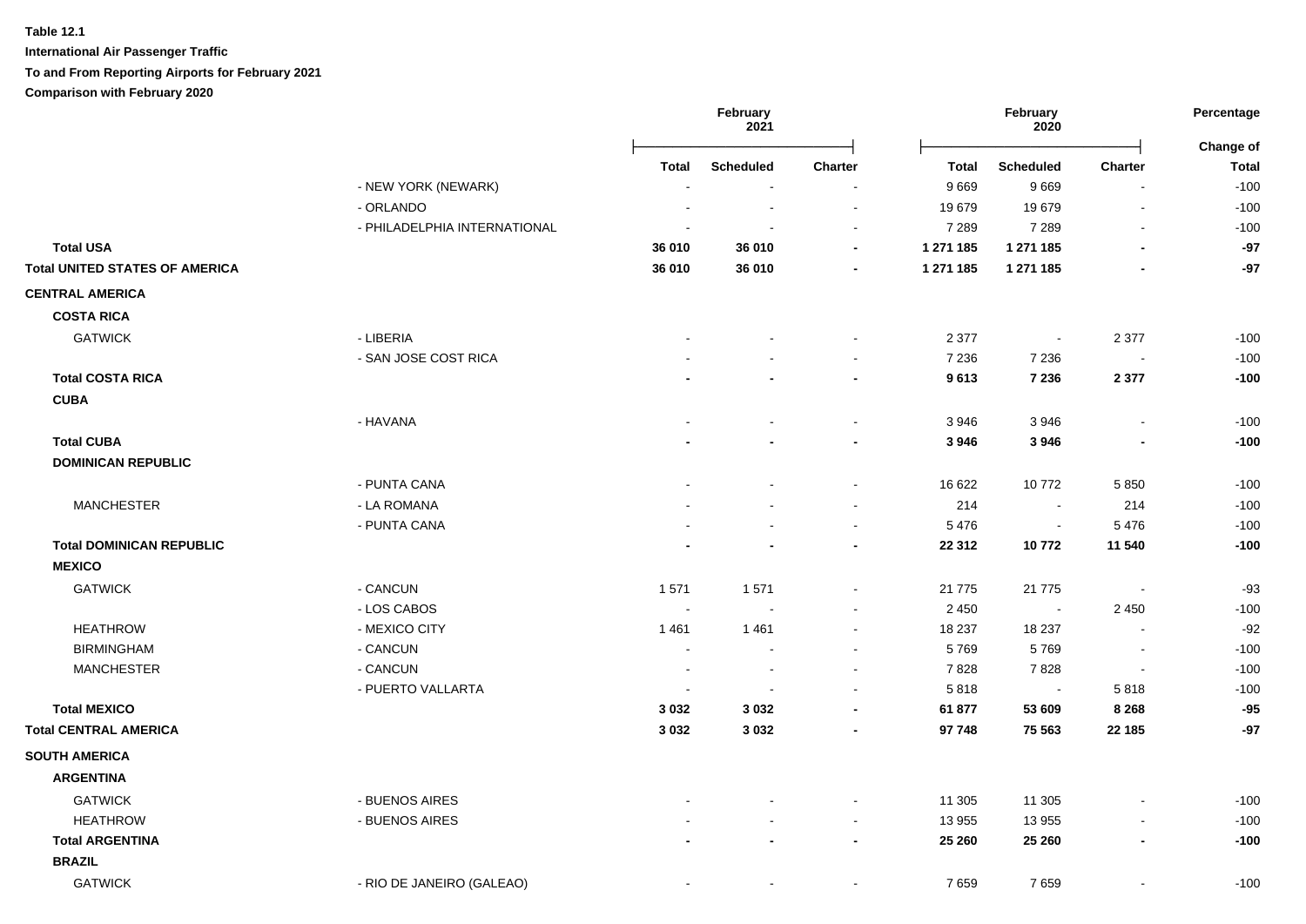**Table 12.1**

**International Air Passenger Traffic**

**To and From Reporting Airports for February 2021**

**Comparison with February 2020**

| | | February 2021 | | | February 2020 | | | Percentage |
|---|---|---|---|---|---|---|---|---|
| | | **Total** | **Scheduled** | **Charter** | **Total** | **Scheduled** | **Charter** | **Change of Total** |
| | - NEW YORK (NEWARK) | - | - | - | 9 669 | 9 669 | - | -100 |
| | - ORLANDO | - | - | - | 19 679 | 19 679 | - | -100 |
| | - PHILADELPHIA INTERNATIONAL | - | - | - | 7 289 | 7 289 | - | -100 |
| **Total USA** | | **36 010** | **36 010** | **-** | **1 271 185** | **1 271 185** | **-** | **-97** |
| **Total UNITED STATES OF AMERICA** | | **36 010** | **36 010** | **-** | **1 271 185** | **1 271 185** | **-** | **-97** |
| **CENTRAL AMERICA** | | | | | | | | |
| **COSTA RICA** | | | | | | | | |
| GATWICK | - LIBERIA | - | - | - | 2 377 | - | 2 377 | -100 |
| | - SAN JOSE COST RICA | - | - | - | 7 236 | 7 236 | - | -100 |
| **Total COSTA RICA** | | **-** | **-** | **-** | **9 613** | **7 236** | **2 377** | **-100** |
| **CUBA** | | | | | | | | |
| | - HAVANA | - | - | - | 3 946 | 3 946 | - | -100 |
| **Total CUBA** | | **-** | **-** | **-** | **3 946** | **3 946** | **-** | **-100** |
| **DOMINICAN REPUBLIC** | | | | | | | | |
| | - PUNTA CANA | - | - | - | 16 622 | 10 772 | 5 850 | -100 |
| MANCHESTER | - LA ROMANA | - | - | - | 214 | - | 214 | -100 |
| | - PUNTA CANA | - | - | - | 5 476 | - | 5 476 | -100 |
| **Total DOMINICAN REPUBLIC** | | **-** | **-** | **-** | **22 312** | **10 772** | **11 540** | **-100** |
| **MEXICO** | | | | | | | | |
| GATWICK | - CANCUN | 1 571 | 1 571 | - | 21 775 | 21 775 | - | -93 |
| | - LOS CABOS | - | - | - | 2 450 | - | 2 450 | -100 |
| HEATHROW | - MEXICO CITY | 1 461 | 1 461 | - | 18 237 | 18 237 | - | -92 |
| BIRMINGHAM | - CANCUN | - | - | - | 5 769 | 5 769 | - | -100 |
| MANCHESTER | - CANCUN | - | - | - | 7 828 | 7 828 | - | -100 |
| | - PUERTO VALLARTA | - | - | - | 5 818 | - | 5 818 | -100 |
| **Total MEXICO** | | **3 032** | **3 032** | **-** | **61 877** | **53 609** | **8 268** | **-95** |
| **Total CENTRAL AMERICA** | | **3 032** | **3 032** | **-** | **97 748** | **75 563** | **22 185** | **-97** |
| **SOUTH AMERICA** | | | | | | | | |
| **ARGENTINA** | | | | | | | | |
| GATWICK | - BUENOS AIRES | - | - | - | 11 305 | 11 305 | - | -100 |
| HEATHROW | - BUENOS AIRES | - | - | - | 13 955 | 13 955 | - | -100 |
| **Total ARGENTINA** | | **-** | **-** | **-** | **25 260** | **25 260** | **-** | **-100** |
| **BRAZIL** | | | | | | | | |
| GATWICK | - RIO DE JANEIRO (GALEAO) | - | - | - | 7 659 | 7 659 | - | -100 |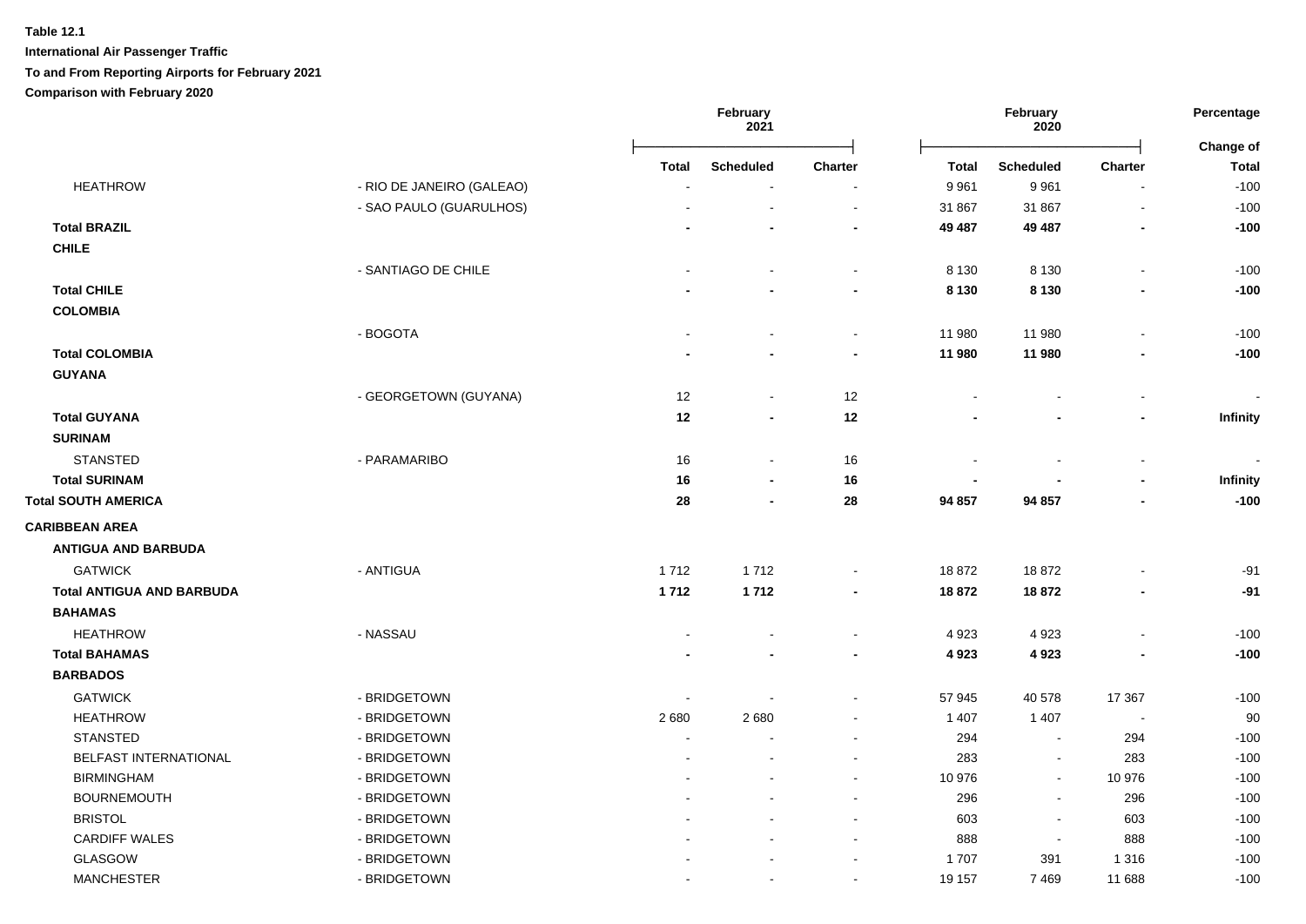**Table 12.1**

**International Air Passenger Traffic**

**To and From Reporting Airports for February 2021**

**Comparison with February 2020**

| | | February 2021 | | | February 2020 | | | Percentage |
|---|---|---|---|---|---|---|---|---|
| | | **Total** | **Scheduled** | **Charter** | **Total** | **Scheduled** | **Charter** | **Change of Total** |
| HEATHROW | - RIO DE JANEIRO (GALEAO) | - | - | - | 9 961 | 9 961 | - | -100 |
| | - SAO PAULO (GUARULHOS) | - | - | - | 31 867 | 31 867 | - | -100 |
| **Total BRAZIL** | | **-** | **-** | **-** | **49 487** | **49 487** | **-** | **-100** |
| **CHILE** | | | | | | | | |
| | - SANTIAGO DE CHILE | - | - | - | 8 130 | 8 130 | - | -100 |
| **Total CHILE** | | **-** | **-** | **-** | **8 130** | **8 130** | **-** | **-100** |
| **COLOMBIA** | | | | | | | | |
| | - BOGOTA | - | - | - | 11 980 | 11 980 | - | -100 |
| **Total COLOMBIA** | | **-** | **-** | **-** | **11 980** | **11 980** | **-** | **-100** |
| **GUYANA** | | | | | | | | |
| | - GEORGETOWN (GUYANA) | 12 | - | 12 | - | - | - | - |
| **Total GUYANA** | | **12** | **-** | **12** | **-** | **-** | **-** | **Infinity** |
| **SURINAM** | | | | | | | | |
| STANSTED | - PARAMARIBO | 16 | - | 16 | - | - | - | - |
| **Total SURINAM** | | **16** | **-** | **16** | **-** | **-** | **-** | **Infinity** |
| **Total SOUTH AMERICA** | | **28** | **-** | **28** | **94 857** | **94 857** | **-** | **-100** |
| **CARIBBEAN AREA** | | | | | | | | |
| **ANTIGUA AND BARBUDA** | | | | | | | | |
| GATWICK | - ANTIGUA | 1 712 | 1 712 | - | 18 872 | 18 872 | - | -91 |
| **Total ANTIGUA AND BARBUDA** | | **1 712** | **1 712** | **-** | **18 872** | **18 872** | **-** | **-91** |
| **BAHAMAS** | | | | | | | | |
| HEATHROW | - NASSAU | - | - | - | 4 923 | 4 923 | - | -100 |
| **Total BAHAMAS** | | **-** | **-** | **-** | **4 923** | **4 923** | **-** | **-100** |
| **BARBADOS** | | | | | | | | |
| GATWICK | - BRIDGETOWN | - | - | - | 57 945 | 40 578 | 17 367 | -100 |
| HEATHROW | - BRIDGETOWN | 2 680 | 2 680 | - | 1 407 | 1 407 | - | 90 |
| STANSTED | - BRIDGETOWN | - | - | - | 294 | - | 294 | -100 |
| BELFAST INTERNATIONAL | - BRIDGETOWN | - | - | - | 283 | - | 283 | -100 |
| BIRMINGHAM | - BRIDGETOWN | - | - | - | 10 976 | - | 10 976 | -100 |
| BOURNEMOUTH | - BRIDGETOWN | - | - | - | 296 | - | 296 | -100 |
| BRISTOL | - BRIDGETOWN | - | - | - | 603 | - | 603 | -100 |
| CARDIFF WALES | - BRIDGETOWN | - | - | - | 888 | - | 888 | -100 |
| GLASGOW | - BRIDGETOWN | - | - | - | 1 707 | 391 | 1 316 | -100 |
| MANCHESTER | - BRIDGETOWN | - | - | - | 19 157 | 7 469 | 11 688 | -100 |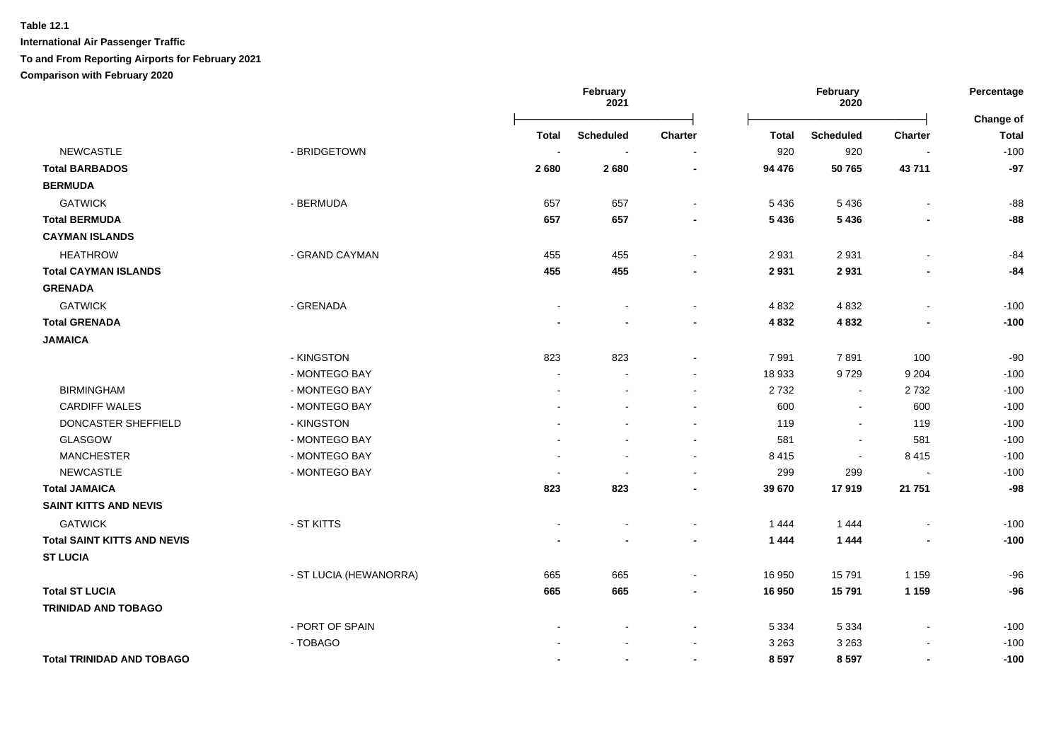**Table 12.1**

**International Air Passenger Traffic**

**To and From Reporting Airports for February 2021**

**Comparison with February 2020**

| | | February 2021 | | | February 2020 | | | Percentage |
|---|---|---|---|---|---|---|---|---|
| | | **Total** | **Scheduled** | **Charter** | **Total** | **Scheduled** | **Charter** | **Change of Total** |
| NEWCASTLE | - BRIDGETOWN | - | - | - | 920 | 920 | - | -100 |
| **Total BARBADOS** | | **2 680** | **2 680** | **-** | **94 476** | **50 765** | **43 711** | **-97** |
| **BERMUDA** | | | | | | | | |
| GATWICK | - BERMUDA | 657 | 657 | - | 5 436 | 5 436 | - | -88 |
| **Total BERMUDA** | | **657** | **657** | **-** | **5 436** | **5 436** | **-** | **-88** |
| **CAYMAN ISLANDS** | | | | | | | | |
| HEATHROW | - GRAND CAYMAN | 455 | 455 | - | 2 931 | 2 931 | - | -84 |
| **Total CAYMAN ISLANDS** | | **455** | **455** | **-** | **2 931** | **2 931** | **-** | **-84** |
| **GRENADA** | | | | | | | | |
| GATWICK | - GRENADA | - | - | - | 4 832 | 4 832 | - | -100 |
| **Total GRENADA** | | **-** | **-** | **-** | **4 832** | **4 832** | **-** | **-100** |
| **JAMAICA** | | | | | | | | |
| | - KINGSTON | 823 | 823 | - | 7 991 | 7 891 | 100 | -90 |
| | - MONTEGO BAY | - | - | - | 18 933 | 9 729 | 9 204 | -100 |
| BIRMINGHAM | - MONTEGO BAY | - | - | - | 2 732 | - | 2 732 | -100 |
| CARDIFF WALES | - MONTEGO BAY | - | - | - | 600 | - | 600 | -100 |
| DONCASTER SHEFFIELD | - KINGSTON | - | - | - | 119 | - | 119 | -100 |
| GLASGOW | - MONTEGO BAY | - | - | - | 581 | - | 581 | -100 |
| MANCHESTER | - MONTEGO BAY | - | - | - | 8 415 | - | 8 415 | -100 |
| NEWCASTLE | - MONTEGO BAY | - | - | - | 299 | 299 | - | -100 |
| **Total JAMAICA** | | **823** | **823** | **-** | **39 670** | **17 919** | **21 751** | **-98** |
| **SAINT KITTS AND NEVIS** | | | | | | | | |
| GATWICK | - ST KITTS | - | - | - | 1 444 | 1 444 | - | -100 |
| **Total SAINT KITTS AND NEVIS** | | **-** | **-** | **-** | **1 444** | **1 444** | **-** | **-100** |
| **ST LUCIA** | | | | | | | | |
| | - ST LUCIA (HEWANORRA) | 665 | 665 | - | 16 950 | 15 791 | 1 159 | -96 |
| **Total ST LUCIA** | | **665** | **665** | **-** | **16 950** | **15 791** | **1 159** | **-96** |
| **TRINIDAD AND TOBAGO** | | | | | | | | |
| | - PORT OF SPAIN | - | - | - | 5 334 | 5 334 | - | -100 |
| | - TOBAGO | - | - | - | 3 263 | 3 263 | - | -100 |
| **Total TRINIDAD AND TOBAGO** | | **-** | **-** | **-** | **8 597** | **8 597** | **-** | **-100** |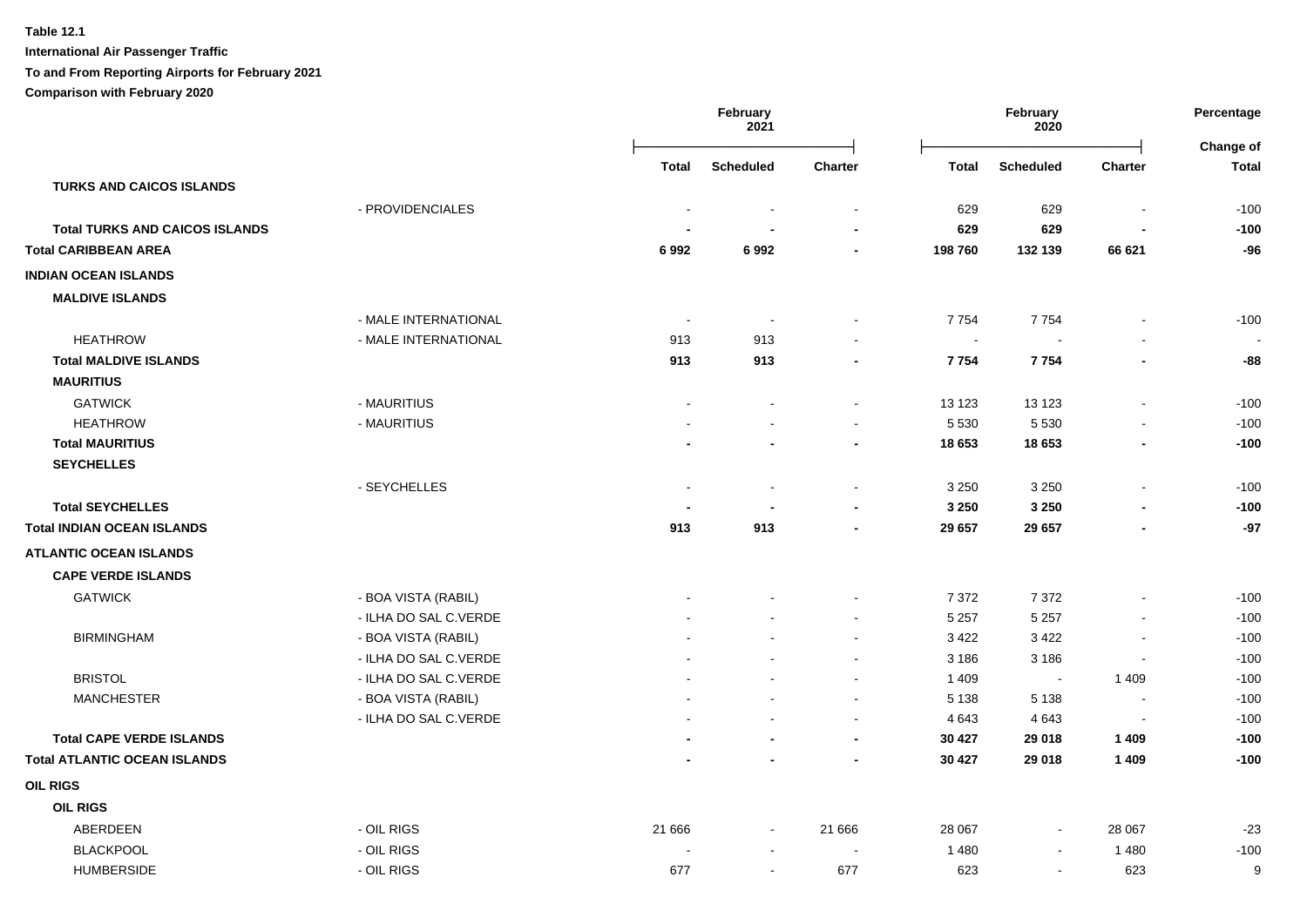**Table 12.1**

**International Air Passenger Traffic**

**To and From Reporting Airports for February 2021**

**Comparison with February 2020**

| | | February 2021 | | | February 2020 | | | Percentage |
|---|---|---|---|---|---|---|---|---|
| | | Total | Scheduled | Charter | Total | Scheduled | Charter | Change of Total |
| **TURKS AND CAICOS ISLANDS** | | | | | | | | |
| | - PROVIDENCIALES | - | - | - | 629 | 629 | - | -100 |
| **Total TURKS AND CAICOS ISLANDS** | | **-** | **-** | **-** | **629** | **629** | **-** | **-100** |
| **Total CARIBBEAN AREA** | | **6 992** | **6 992** | **-** | **198 760** | **132 139** | **66 621** | **-96** |
| **INDIAN OCEAN ISLANDS** | | | | | | | | |
| **MALDIVE ISLANDS** | | | | | | | | |
| | - MALE INTERNATIONAL | - | - | - | 7 754 | 7 754 | - | -100 |
| HEATHROW | - MALE INTERNATIONAL | 913 | 913 | - | - | - | - | - |
| **Total MALDIVE ISLANDS** | | **913** | **913** | **-** | **7 754** | **7 754** | **-** | **-88** |
| **MAURITIUS** | | | | | | | | |
| GATWICK | - MAURITIUS | - | - | - | 13 123 | 13 123 | - | -100 |
| HEATHROW | - MAURITIUS | - | - | - | 5 530 | 5 530 | - | -100 |
| **Total MAURITIUS** | | **-** | **-** | **-** | **18 653** | **18 653** | **-** | **-100** |
| **SEYCHELLES** | | | | | | | | |
| | - SEYCHELLES | - | - | - | 3 250 | 3 250 | - | -100 |
| **Total SEYCHELLES** | | **-** | **-** | **-** | **3 250** | **3 250** | **-** | **-100** |
| **Total INDIAN OCEAN ISLANDS** | | **913** | **913** | **-** | **29 657** | **29 657** | **-** | **-97** |
| **ATLANTIC OCEAN ISLANDS** | | | | | | | | |
| **CAPE VERDE ISLANDS** | | | | | | | | |
| GATWICK | - BOA VISTA (RABIL) | - | - | - | 7 372 | 7 372 | - | -100 |
| | - ILHA DO SAL C.VERDE | - | - | - | 5 257 | 5 257 | - | -100 |
| BIRMINGHAM | - BOA VISTA (RABIL) | - | - | - | 3 422 | 3 422 | - | -100 |
| | - ILHA DO SAL C.VERDE | - | - | - | 3 186 | 3 186 | - | -100 |
| BRISTOL | - ILHA DO SAL C.VERDE | - | - | - | 1 409 | - | 1 409 | -100 |
| MANCHESTER | - BOA VISTA (RABIL) | - | - | - | 5 138 | 5 138 | - | -100 |
| | - ILHA DO SAL C.VERDE | - | - | - | 4 643 | 4 643 | - | -100 |
| **Total CAPE VERDE ISLANDS** | | **-** | **-** | **-** | **30 427** | **29 018** | **1 409** | **-100** |
| **Total ATLANTIC OCEAN ISLANDS** | | **-** | **-** | **-** | **30 427** | **29 018** | **1 409** | **-100** |
| **OIL RIGS** | | | | | | | | |
| **OIL RIGS** | | | | | | | | |
| ABERDEEN | - OIL RIGS | 21 666 | - | 21 666 | 28 067 | - | 28 067 | -23 |
| BLACKPOOL | - OIL RIGS | - | - | - | 1 480 | - | 1 480 | -100 |
| HUMBERSIDE | - OIL RIGS | 677 | - | 677 | 623 | - | 623 | 9 |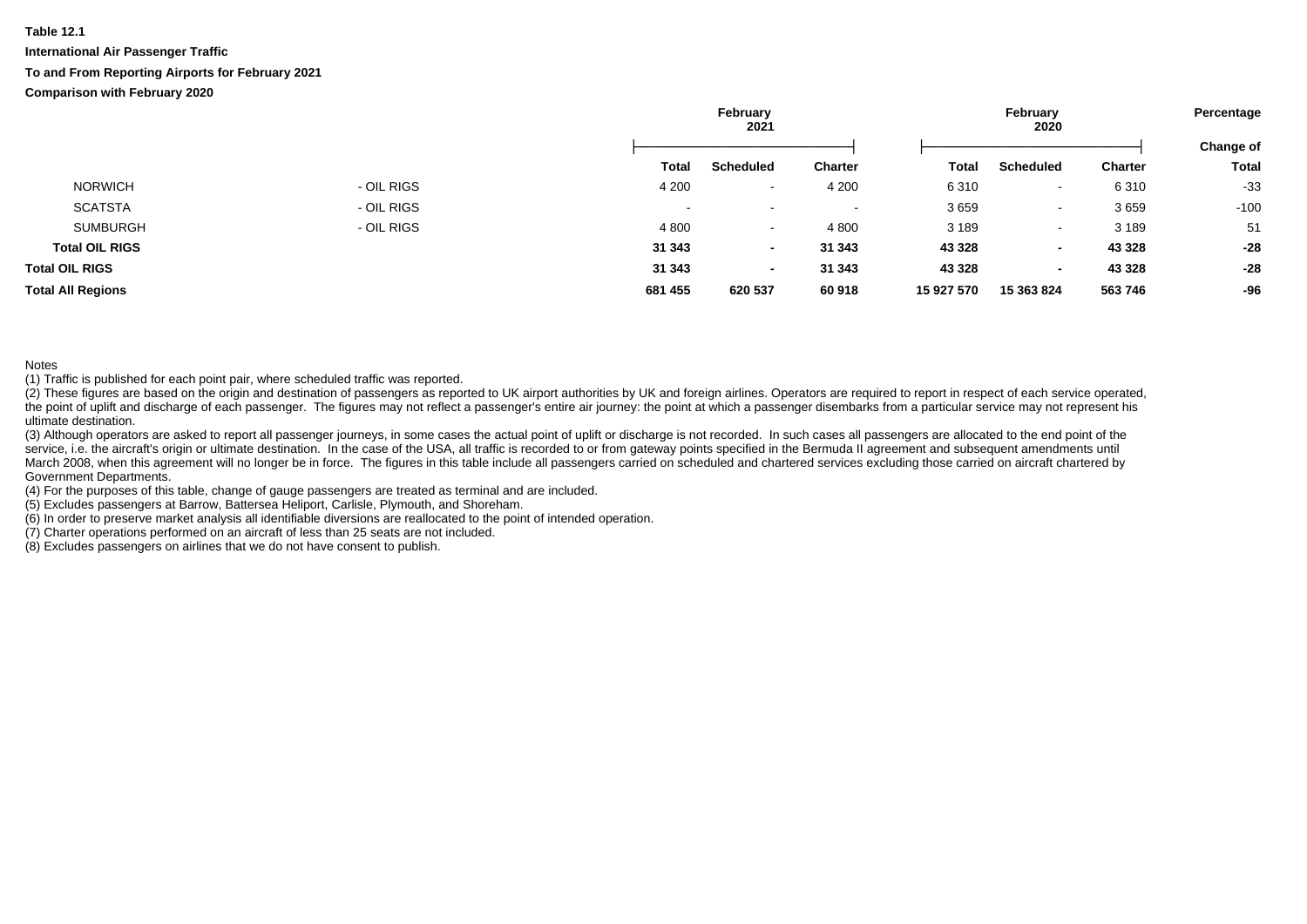**Table 12.1**

**International Air Passenger Traffic**

**To and From Reporting Airports for February 2021**

**Comparison with February 2020**

| | | February 2021 | | | February 2020 | | | Percentage |
|---|---|---|---|---|---|---|---|---|
| | | Total | Scheduled | Charter | Total | Scheduled | Charter | Change of Total |
| NORWICH | - OIL RIGS | 4 200 | - | 4 200 | 6 310 | - | 6 310 | -33 |
| SCATSTA | - OIL RIGS | - | - | - | 3 659 | - | 3 659 | -100 |
| SUMBURGH | - OIL RIGS | 4 800 | - | 4 800 | 3 189 | - | 3 189 | 51 |
| **Total OIL RIGS** | | **31 343** | **-** | **31 343** | **43 328** | **-** | **43 328** | **-28** |
| **Total OIL RIGS** | | **31 343** | **-** | **31 343** | **43 328** | **-** | **43 328** | **-28** |
| **Total All Regions** | | **681 455** | **620 537** | **60 918** | **15 927 570** | **15 363 824** | **563 746** | **-96** |

Notes

(1) Traffic is published for each point pair, where scheduled traffic was reported.

(2) These figures are based on the origin and destination of passengers as reported to UK airport authorities by UK and foreign airlines. Operators are required to report in respect of each service operated, the point of uplift and discharge of each passenger. The figures may not reflect a passenger's entire air journey: the point at which a passenger disembarks from a particular service may not represent his ultimate destination.

(3) Although operators are asked to report all passenger journeys, in some cases the actual point of uplift or discharge is not recorded. In such cases all passengers are allocated to the end point of the service, i.e. the aircraft's origin or ultimate destination. In the case of the USA, all traffic is recorded to or from gateway points specified in the Bermuda II agreement and subsequent amendments until March 2008, when this agreement will no longer be in force. The figures in this table include all passengers carried on scheduled and chartered services excluding those carried on aircraft chartered by Government Departments.

(4) For the purposes of this table, change of gauge passengers are treated as terminal and are included.

(5) Excludes passengers at Barrow, Battersea Heliport, Carlisle, Plymouth, and Shoreham.

(6) In order to preserve market analysis all identifiable diversions are reallocated to the point of intended operation.

(7) Charter operations performed on an aircraft of less than 25 seats are not included.

(8) Excludes passengers on airlines that we do not have consent to publish.